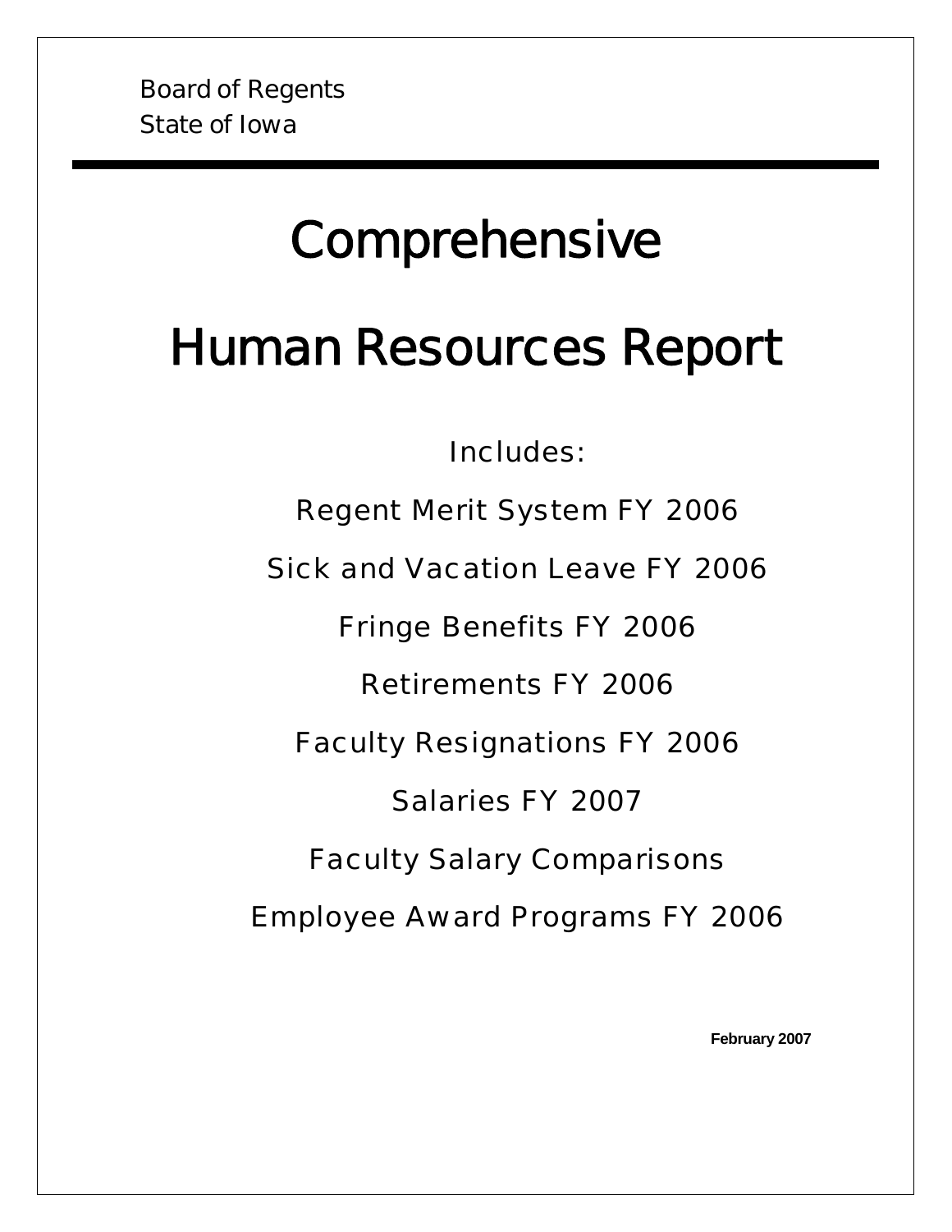Board of Regents
State of Iowa

# Comprehensive

# Human Resources Report

Includes:

Regent Merit System FY 2006

Sick and Vacation Leave FY 2006

Fringe Benefits FY 2006

Retirements FY 2006

Faculty Resignations FY 2006

Salaries FY 2007

Faculty Salary Comparisons

Employee Award Programs FY 2006

**February 2007**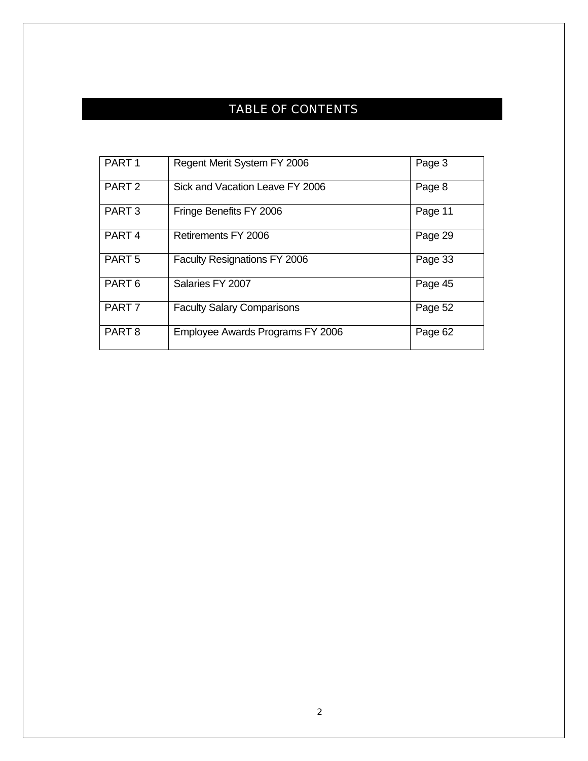# TABLE OF CONTENTS

| | | |
|---|---|---|
| PART 1 | Regent Merit System FY 2006 | Page 3 |
| PART 2 | Sick and Vacation Leave FY 2006 | Page 8 |
| PART 3 | Fringe Benefits FY 2006 | Page 11 |
| PART 4 | Retirements FY 2006 | Page 29 |
| PART 5 | Faculty Resignations FY 2006 | Page 33 |
| PART 6 | Salaries FY 2007 | Page 45 |
| PART 7 | Faculty Salary Comparisons | Page 52 |
| PART 8 | Employee Awards Programs FY 2006 | Page 62 |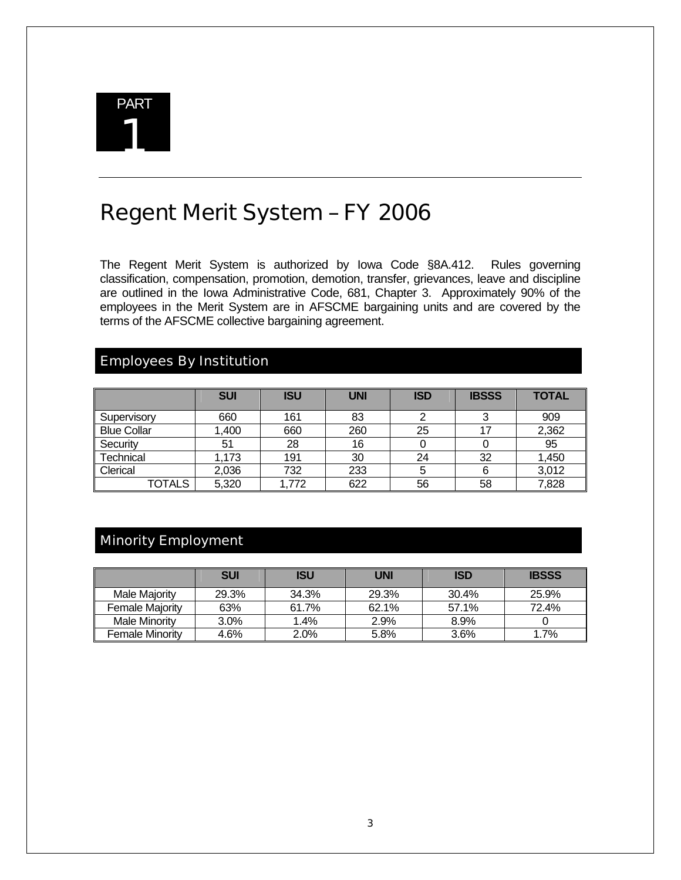PART 1

# Regent Merit System – FY 2006

The Regent Merit System is authorized by Iowa Code §8A.412. Rules governing classification, compensation, promotion, demotion, transfer, grievances, leave and discipline are outlined in the Iowa Administrative Code, 681, Chapter 3. Approximately 90% of the employees in the Merit System are in AFSCME bargaining units and are covered by the terms of the AFSCME collective bargaining agreement.

## Employees By Institution

| | SUI | ISU | UNI | ISD | IBSSS | TOTAL |
|---|---|---|---|---|---|---|
| Supervisory | 660 | 161 | 83 | 2 | 3 | 909 |
| Blue Collar | 1,400 | 660 | 260 | 25 | 17 | 2,362 |
| Security | 51 | 28 | 16 | 0 | 0 | 95 |
| Technical | 1,173 | 191 | 30 | 24 | 32 | 1,450 |
| Clerical | 2,036 | 732 | 233 | 5 | 6 | 3,012 |
| TOTALS | 5,320 | 1,772 | 622 | 56 | 58 | 7,828 |

## Minority Employment

| | SUI | ISU | UNI | ISD | IBSSS |
|---|---|---|---|---|---|
| Male Majority | 29.3% | 34.3% | 29.3% | 30.4% | 25.9% |
| Female Majority | 63% | 61.7% | 62.1% | 57.1% | 72.4% |
| Male Minority | 3.0% | 1.4% | 2.9% | 8.9% | 0 |
| Female Minority | 4.6% | 2.0% | 5.8% | 3.6% | 1.7% |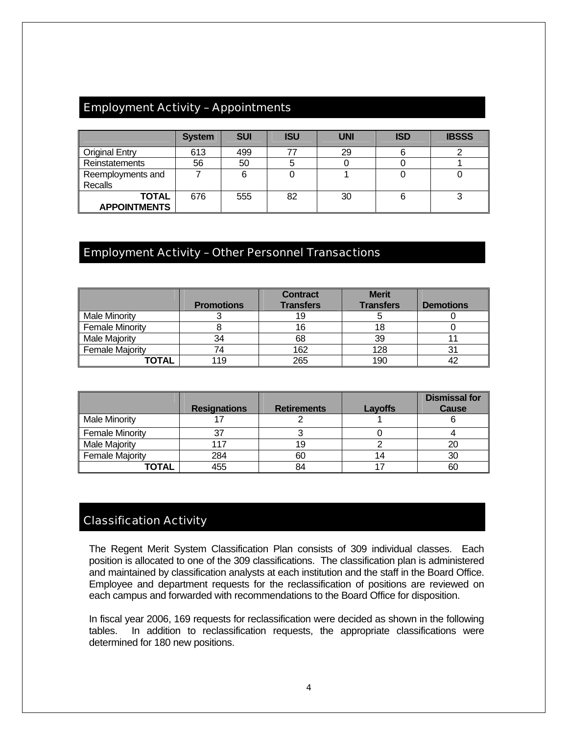## Employment Activity – Appointments

| | System | SUI | ISU | UNI | ISD | IBSSS |
|---|---|---|---|---|---|---|
| Original Entry | 613 | 499 | 77 | 29 | 6 | 2 |
| Reinstatements | 56 | 50 | 5 | 0 | 0 | 1 |
| Reemployments and Recalls | 7 | 6 | 0 | 1 | 0 | 0 |
| **TOTAL APPOINTMENTS** | 676 | 555 | 82 | 30 | 6 | 3 |

## Employment Activity – Other Personnel Transactions

| | Promotions | Contract Transfers | Merit Transfers | Demotions |
|---|---|---|---|---|
| Male Minority | 3 | 19 | 5 | 0 |
| Female Minority | 8 | 16 | 18 | 0 |
| Male Majority | 34 | 68 | 39 | 11 |
| Female Majority | 74 | 162 | 128 | 31 |
| **TOTAL** | 119 | 265 | 190 | 42 |

| | Resignations | Retirements | Layoffs | Dismissal for Cause |
|---|---|---|---|---|
| Male Minority | 17 | 2 | 1 | 6 |
| Female Minority | 37 | 3 | 0 | 4 |
| Male Majority | 117 | 19 | 2 | 20 |
| Female Majority | 284 | 60 | 14 | 30 |
| **TOTAL** | 455 | 84 | 17 | 60 |

## Classification Activity

The Regent Merit System Classification Plan consists of 309 individual classes. Each position is allocated to one of the 309 classifications. The classification plan is administered and maintained by classification analysts at each institution and the staff in the Board Office. Employee and department requests for the reclassification of positions are reviewed on each campus and forwarded with recommendations to the Board Office for disposition.

In fiscal year 2006, 169 requests for reclassification were decided as shown in the following tables. In addition to reclassification requests, the appropriate classifications were determined for 180 new positions.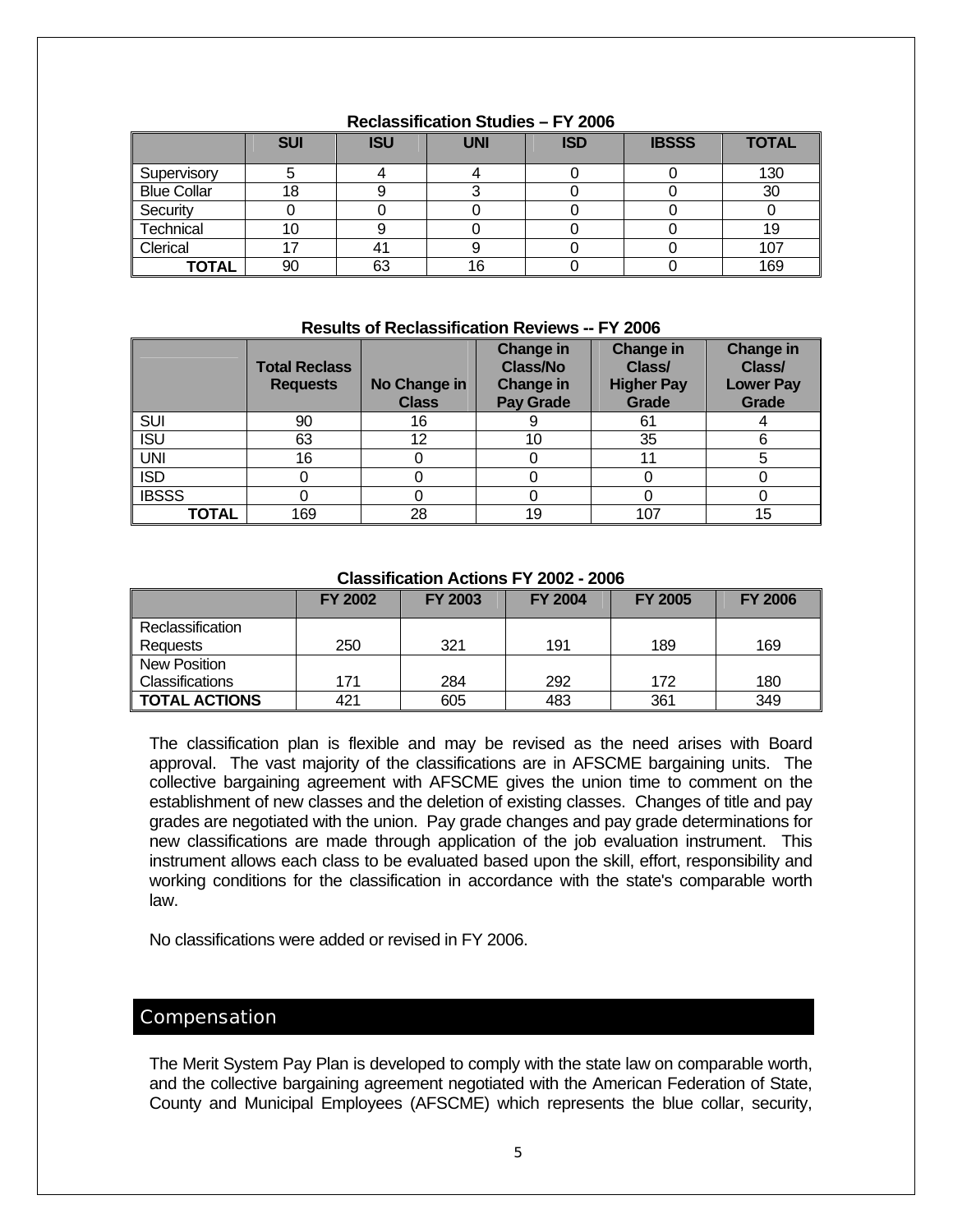**Reclassification Studies – FY 2006**

| | SUI | ISU | UNI | ISD | IBSSS | TOTAL |
|---|---|---|---|---|---|---|
| Supervisory | 5 | 4 | 4 | 0 | 0 | 130 |
| Blue Collar | 18 | 9 | 3 | 0 | 0 | 30 |
| Security | 0 | 0 | 0 | 0 | 0 | 0 |
| Technical | 10 | 9 | 0 | 0 | 0 | 19 |
| Clerical | 17 | 41 | 9 | 0 | 0 | 107 |
| **TOTAL** | 90 | 63 | 16 | 0 | 0 | 169 |

**Results of Reclassification Reviews -- FY 2006**

| | Total Reclass Requests | No Change in Class | Change in Class/No Change in Pay Grade | Change in Class/ Higher Pay Grade | Change in Class/ Lower Pay Grade |
|---|---|---|---|---|---|
| SUI | 90 | 16 | 9 | 61 | 4 |
| ISU | 63 | 12 | 10 | 35 | 6 |
| UNI | 16 | 0 | 0 | 11 | 5 |
| ISD | 0 | 0 | 0 | 0 | 0 |
| IBSSS | 0 | 0 | 0 | 0 | 0 |
| **TOTAL** | 169 | 28 | 19 | 107 | 15 |

**Classification Actions FY 2002 - 2006**

| | FY 2002 | FY 2003 | FY 2004 | FY 2005 | FY 2006 |
|---|---|---|---|---|---|
| Reclassification Requests | 250 | 321 | 191 | 189 | 169 |
| New Position Classifications | 171 | 284 | 292 | 172 | 180 |
| **TOTAL ACTIONS** | 421 | 605 | 483 | 361 | 349 |

The classification plan is flexible and may be revised as the need arises with Board approval. The vast majority of the classifications are in AFSCME bargaining units. The collective bargaining agreement with AFSCME gives the union time to comment on the establishment of new classes and the deletion of existing classes. Changes of title and pay grades are negotiated with the union. Pay grade changes and pay grade determinations for new classifications are made through application of the job evaluation instrument. This instrument allows each class to be evaluated based upon the skill, effort, responsibility and working conditions for the classification in accordance with the state's comparable worth law.

No classifications were added or revised in FY 2006.

## Compensation

The Merit System Pay Plan is developed to comply with the state law on comparable worth, and the collective bargaining agreement negotiated with the American Federation of State, County and Municipal Employees (AFSCME) which represents the blue collar, security,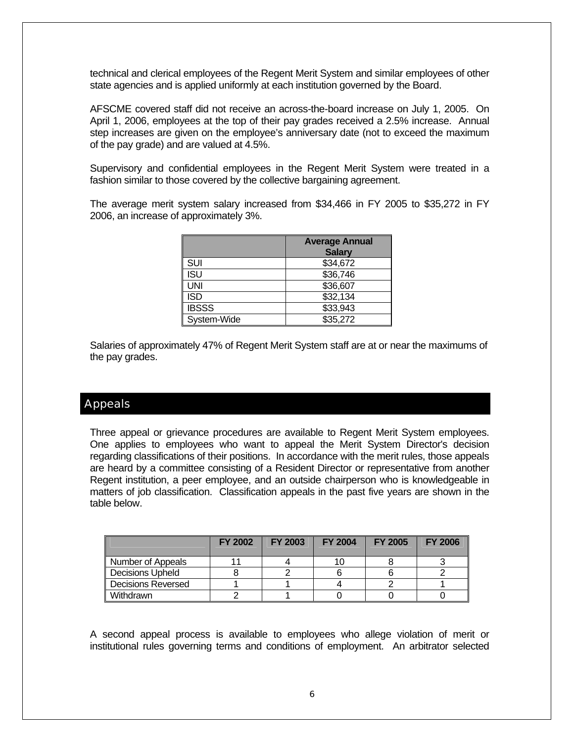technical and clerical employees of the Regent Merit System and similar employees of other state agencies and is applied uniformly at each institution governed by the Board.

AFSCME covered staff did not receive an across-the-board increase on July 1, 2005. On April 1, 2006, employees at the top of their pay grades received a 2.5% increase. Annual step increases are given on the employee's anniversary date (not to exceed the maximum of the pay grade) and are valued at 4.5%.

Supervisory and confidential employees in the Regent Merit System were treated in a fashion similar to those covered by the collective bargaining agreement.

The average merit system salary increased from $34,466 in FY 2005 to $35,272 in FY 2006, an increase of approximately 3%.

| | Average Annual Salary |
|---|---|
| SUI | $34,672 |
| ISU | $36,746 |
| UNI | $36,607 |
| ISD | $32,134 |
| IBSSS | $33,943 |
| System-Wide | $35,272 |

Salaries of approximately 47% of Regent Merit System staff are at or near the maximums of the pay grades.

## Appeals

Three appeal or grievance procedures are available to Regent Merit System employees. One applies to employees who want to appeal the Merit System Director's decision regarding classifications of their positions. In accordance with the merit rules, those appeals are heard by a committee consisting of a Resident Director or representative from another Regent institution, a peer employee, and an outside chairperson who is knowledgeable in matters of job classification. Classification appeals in the past five years are shown in the table below.

| | FY 2002 | FY 2003 | FY 2004 | FY 2005 | FY 2006 |
|---|---|---|---|---|---|
| Number of Appeals | 11 | 4 | 10 | 8 | 3 |
| Decisions Upheld | 8 | 2 | 6 | 6 | 2 |
| Decisions Reversed | 1 | 1 | 4 | 2 | 1 |
| Withdrawn | 2 | 1 | 0 | 0 | 0 |

A second appeal process is available to employees who allege violation of merit or institutional rules governing terms and conditions of employment. An arbitrator selected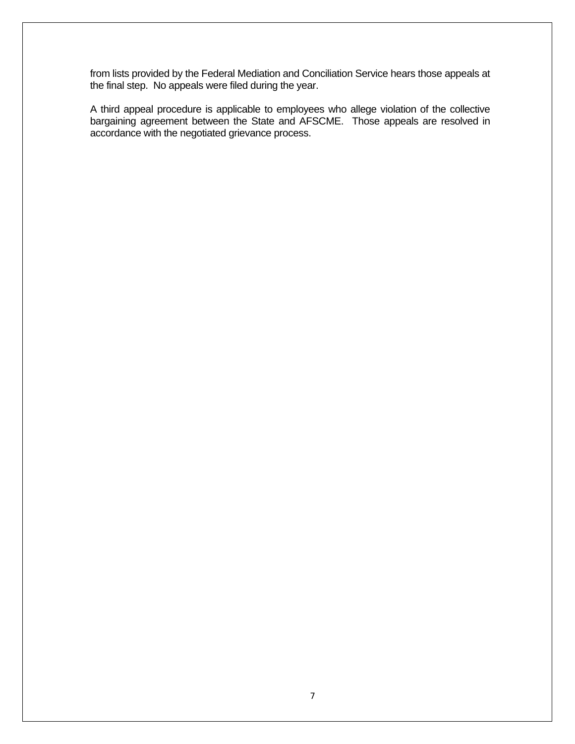from lists provided by the Federal Mediation and Conciliation Service hears those appeals at the final step. No appeals were filed during the year.

A third appeal procedure is applicable to employees who allege violation of the collective bargaining agreement between the State and AFSCME. Those appeals are resolved in accordance with the negotiated grievance process.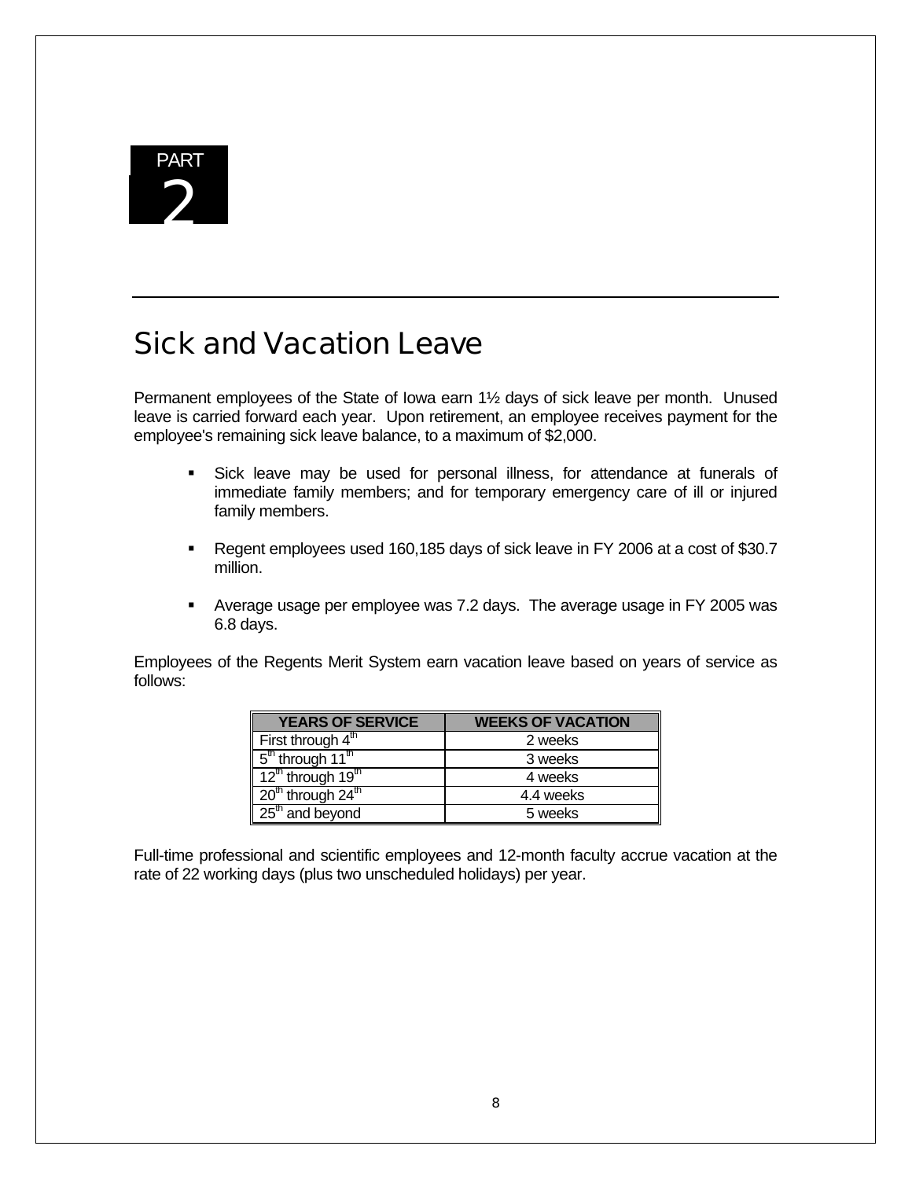PART 2

## Sick and Vacation Leave

Permanent employees of the State of Iowa earn 1½ days of sick leave per month. Unused leave is carried forward each year. Upon retirement, an employee receives payment for the employee's remaining sick leave balance, to a maximum of $2,000.

- Sick leave may be used for personal illness, for attendance at funerals of immediate family members; and for temporary emergency care of ill or injured family members.
- Regent employees used 160,185 days of sick leave in FY 2006 at a cost of $30.7 million.
- Average usage per employee was 7.2 days. The average usage in FY 2005 was 6.8 days.

Employees of the Regents Merit System earn vacation leave based on years of service as follows:

| YEARS OF SERVICE | WEEKS OF VACATION |
|---|---|
| First through 4th | 2 weeks |
| 5th through 11th | 3 weeks |
| 12th through 19th | 4 weeks |
| 20th through 24th | 4.4 weeks |
| 25th and beyond | 5 weeks |

Full-time professional and scientific employees and 12-month faculty accrue vacation at the rate of 22 working days (plus two unscheduled holidays) per year.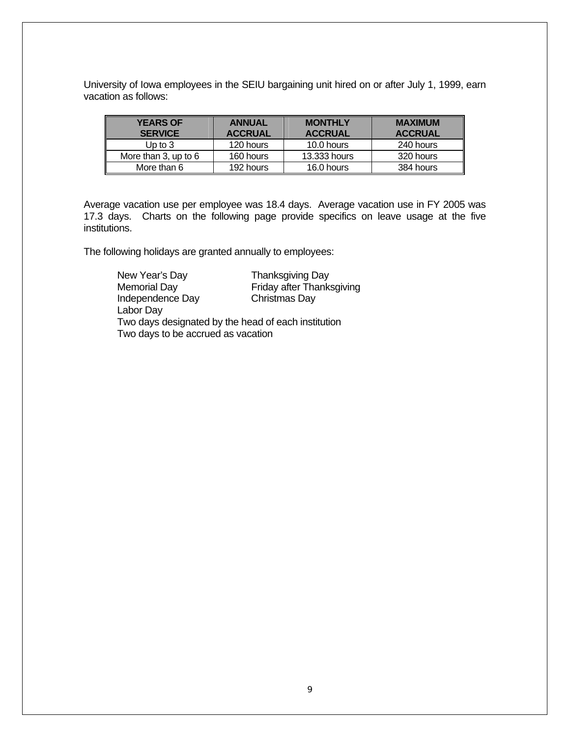University of Iowa employees in the SEIU bargaining unit hired on or after July 1, 1999, earn vacation as follows:

| YEARS OF SERVICE | ANNUAL ACCRUAL | MONTHLY ACCRUAL | MAXIMUM ACCRUAL |
|---|---|---|---|
| Up to 3 | 120 hours | 10.0 hours | 240 hours |
| More than 3, up to 6 | 160 hours | 13.333 hours | 320 hours |
| More than 6 | 192 hours | 16.0 hours | 384 hours |

Average vacation use per employee was 18.4 days. Average vacation use in FY 2005 was 17.3 days. Charts on the following page provide specifics on leave usage at the five institutions.

The following holidays are granted annually to employees:

- New Year's Day
- Memorial Day
- Independence Day
- Labor Day
- Thanksgiving Day
- Friday after Thanksgiving
- Christmas Day
- Two days designated by the head of each institution
- Two days to be accrued as vacation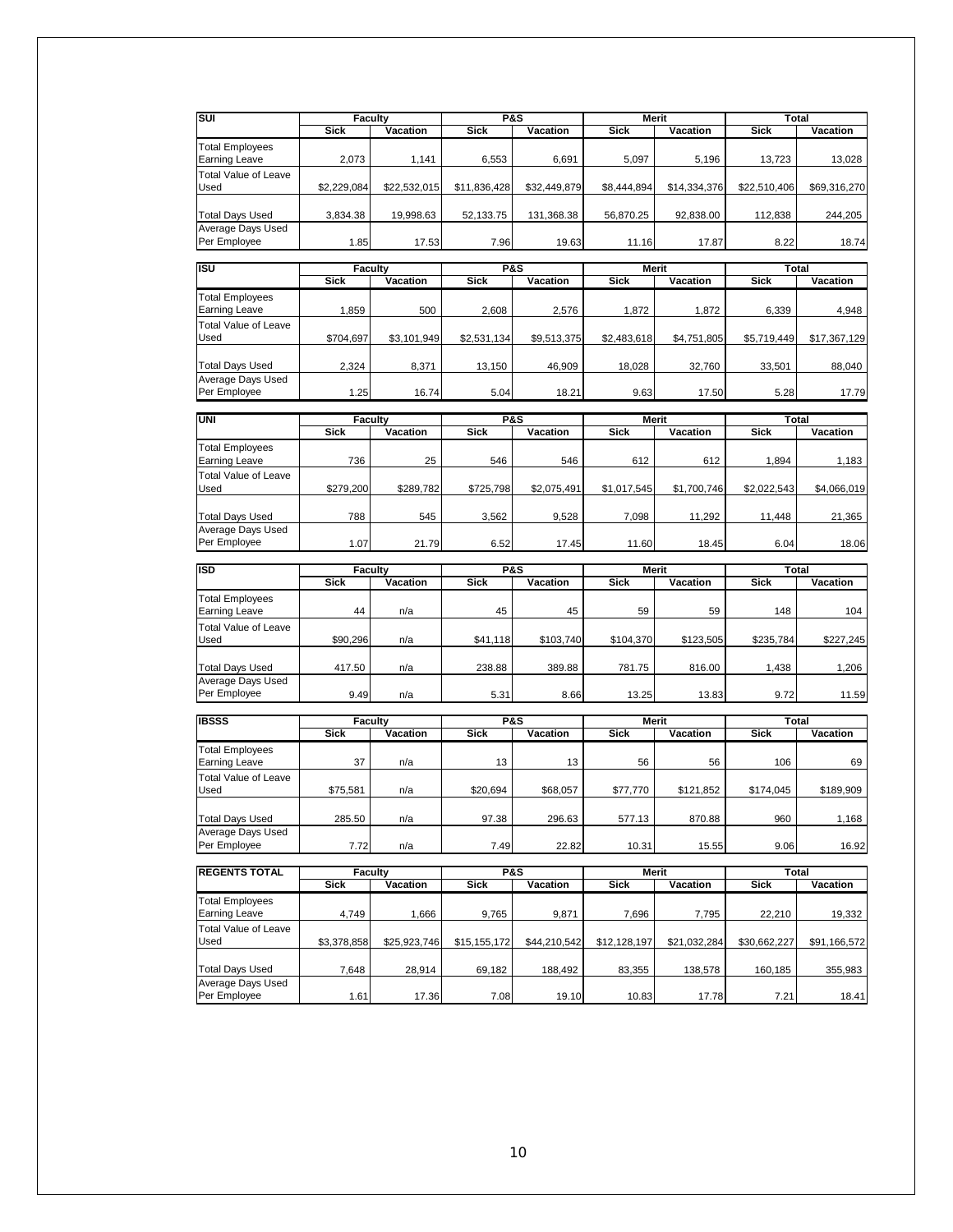| SUI | Faculty | | P&S | | Merit | | Total | |
|---|---|---|---|---|---|---|---|---|
| | Sick | Vacation | Sick | Vacation | Sick | Vacation | Sick | Vacation |
| Total Employees Earning Leave | 2,073 | 1,141 | 6,553 | 6,691 | 5,097 | 5,196 | 13,723 | 13,028 |
| Total Value of Leave Used | $2,229,084 | $22,532,015 | $11,836,428 | $32,449,879 | $8,444,894 | $14,334,376 | $22,510,406 | $69,316,270 |
| Total Days Used | 3,834.38 | 19,998.63 | 52,133.75 | 131,368.38 | 56,870.25 | 92,838.00 | 112,838 | 244,205 |
| Average Days Used Per Employee | 1.85 | 17.53 | 7.96 | 19.63 | 11.16 | 17.87 | 8.22 | 18.74 |

| ISU | Faculty | | P&S | | Merit | | Total | |
|---|---|---|---|---|---|---|---|---|
| | Sick | Vacation | Sick | Vacation | Sick | Vacation | Sick | Vacation |
| Total Employees Earning Leave | 1,859 | 500 | 2,608 | 2,576 | 1,872 | 1,872 | 6,339 | 4,948 |
| Total Value of Leave Used | $704,697 | $3,101,949 | $2,531,134 | $9,513,375 | $2,483,618 | $4,751,805 | $5,719,449 | $17,367,129 |
| Total Days Used | 2,324 | 8,371 | 13,150 | 46,909 | 18,028 | 32,760 | 33,501 | 88,040 |
| Average Days Used Per Employee | 1.25 | 16.74 | 5.04 | 18.21 | 9.63 | 17.50 | 5.28 | 17.79 |

| UNI | Faculty | | P&S | | Merit | | Total | |
|---|---|---|---|---|---|---|---|---|
| | Sick | Vacation | Sick | Vacation | Sick | Vacation | Sick | Vacation |
| Total Employees Earning Leave | 736 | 25 | 546 | 546 | 612 | 612 | 1,894 | 1,183 |
| Total Value of Leave Used | $279,200 | $289,782 | $725,798 | $2,075,491 | $1,017,545 | $1,700,746 | $2,022,543 | $4,066,019 |
| Total Days Used | 788 | 545 | 3,562 | 9,528 | 7,098 | 11,292 | 11,448 | 21,365 |
| Average Days Used Per Employee | 1.07 | 21.79 | 6.52 | 17.45 | 11.60 | 18.45 | 6.04 | 18.06 |

| ISD | Faculty | | P&S | | Merit | | Total | |
|---|---|---|---|---|---|---|---|---|
| | Sick | Vacation | Sick | Vacation | Sick | Vacation | Sick | Vacation |
| Total Employees Earning Leave | 44 | n/a | 45 | 45 | 59 | 59 | 148 | 104 |
| Total Value of Leave Used | $90,296 | n/a | $41,118 | $103,740 | $104,370 | $123,505 | $235,784 | $227,245 |
| Total Days Used | 417.50 | n/a | 238.88 | 389.88 | 781.75 | 816.00 | 1,438 | 1,206 |
| Average Days Used Per Employee | 9.49 | n/a | 5.31 | 8.66 | 13.25 | 13.83 | 9.72 | 11.59 |

| IBSSS | Faculty | | P&S | | Merit | | Total | |
|---|---|---|---|---|---|---|---|---|
| | Sick | Vacation | Sick | Vacation | Sick | Vacation | Sick | Vacation |
| Total Employees Earning Leave | 37 | n/a | 13 | 13 | 56 | 56 | 106 | 69 |
| Total Value of Leave Used | $75,581 | n/a | $20,694 | $68,057 | $77,770 | $121,852 | $174,045 | $189,909 |
| Total Days Used | 285.50 | n/a | 97.38 | 296.63 | 577.13 | 870.88 | 960 | 1,168 |
| Average Days Used Per Employee | 7.72 | n/a | 7.49 | 22.82 | 10.31 | 15.55 | 9.06 | 16.92 |

| REGENTS TOTAL | Faculty | | P&S | | Merit | | Total | |
|---|---|---|---|---|---|---|---|---|
| | Sick | Vacation | Sick | Vacation | Sick | Vacation | Sick | Vacation |
| Total Employees Earning Leave | 4,749 | 1,666 | 9,765 | 9,871 | 7,696 | 7,795 | 22,210 | 19,332 |
| Total Value of Leave Used | $3,378,858 | $25,923,746 | $15,155,172 | $44,210,542 | $12,128,197 | $21,032,284 | $30,662,227 | $91,166,572 |
| Total Days Used | 7,648 | 28,914 | 69,182 | 188,492 | 83,355 | 138,578 | 160,185 | 355,983 |
| Average Days Used Per Employee | 1.61 | 17.36 | 7.08 | 19.10 | 10.83 | 17.78 | 7.21 | 18.41 |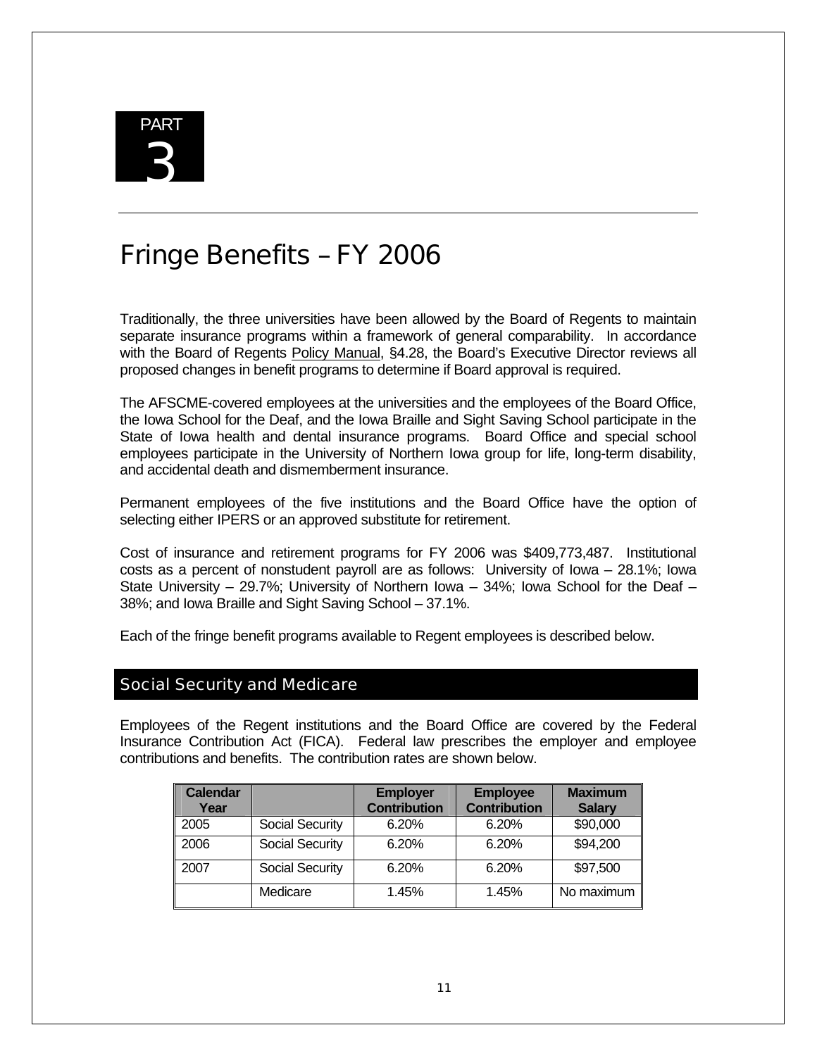# PART 3

## Fringe Benefits – FY 2006

Traditionally, the three universities have been allowed by the Board of Regents to maintain separate insurance programs within a framework of general comparability. In accordance with the Board of Regents Policy Manual, §4.28, the Board's Executive Director reviews all proposed changes in benefit programs to determine if Board approval is required.

The AFSCME-covered employees at the universities and the employees of the Board Office, the Iowa School for the Deaf, and the Iowa Braille and Sight Saving School participate in the State of Iowa health and dental insurance programs. Board Office and special school employees participate in the University of Northern Iowa group for life, long-term disability, and accidental death and dismemberment insurance.

Permanent employees of the five institutions and the Board Office have the option of selecting either IPERS or an approved substitute for retirement.

Cost of insurance and retirement programs for FY 2006 was $409,773,487. Institutional costs as a percent of nonstudent payroll are as follows: University of Iowa – 28.1%; Iowa State University – 29.7%; University of Northern Iowa – 34%; Iowa School for the Deaf – 38%; and Iowa Braille and Sight Saving School – 37.1%.

Each of the fringe benefit programs available to Regent employees is described below.

### Social Security and Medicare

Employees of the Regent institutions and the Board Office are covered by the Federal Insurance Contribution Act (FICA). Federal law prescribes the employer and employee contributions and benefits. The contribution rates are shown below.

| Calendar Year | | Employer Contribution | Employee Contribution | Maximum Salary |
|---|---|---|---|---|
| 2005 | Social Security | 6.20% | 6.20% | $90,000 |
| 2006 | Social Security | 6.20% | 6.20% | $94,200 |
| 2007 | Social Security | 6.20% | 6.20% | $97,500 |
| | Medicare | 1.45% | 1.45% | No maximum |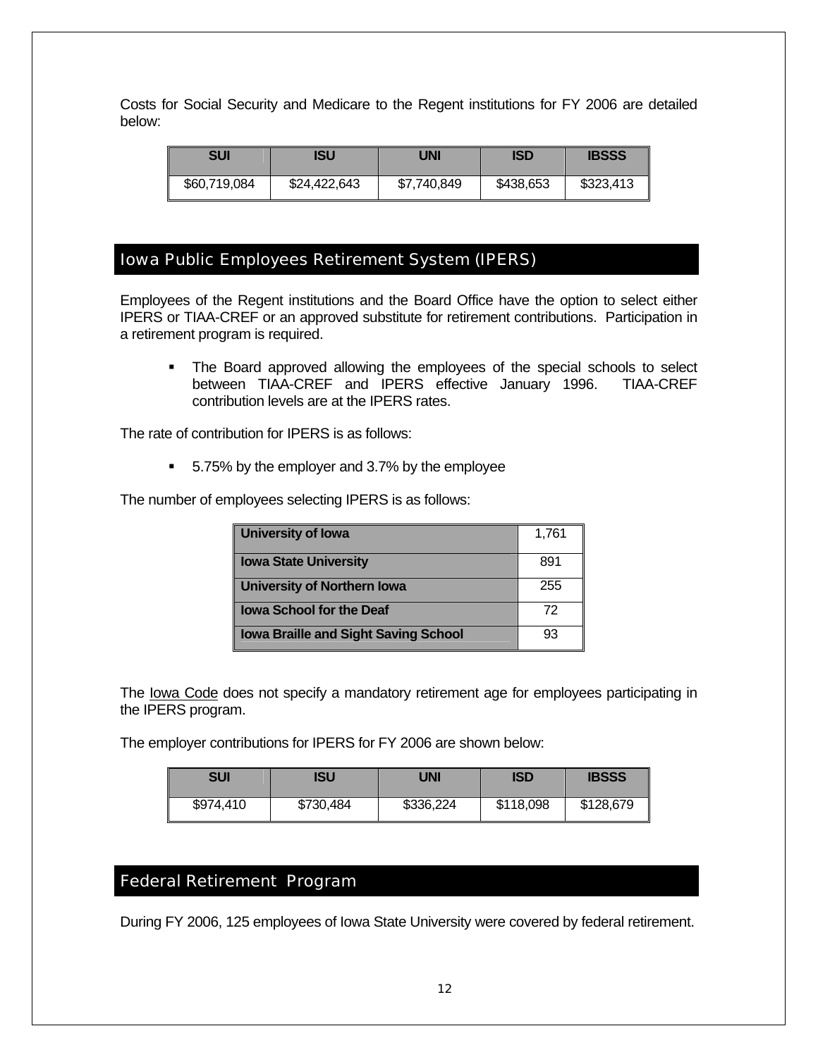Costs for Social Security and Medicare to the Regent institutions for FY 2006 are detailed below:

| SUI | ISU | UNI | ISD | IBSSS |
|---|---|---|---|---|
| $60,719,084 | $24,422,643 | $7,740,849 | $438,653 | $323,413 |

## Iowa Public Employees Retirement System (IPERS)

Employees of the Regent institutions and the Board Office have the option to select either IPERS or TIAA-CREF or an approved substitute for retirement contributions. Participation in a retirement program is required.

- The Board approved allowing the employees of the special schools to select between TIAA-CREF and IPERS effective January 1996. TIAA-CREF contribution levels are at the IPERS rates.

The rate of contribution for IPERS is as follows:

- 5.75% by the employer and 3.7% by the employee

The number of employees selecting IPERS is as follows:

| Institution | Employees |
|---|---|
| **University of Iowa** | 1,761 |
| **Iowa State University** | 891 |
| **University of Northern Iowa** | 255 |
| **Iowa School for the Deaf** | 72 |
| **Iowa Braille and Sight Saving School** | 93 |

The Iowa Code does not specify a mandatory retirement age for employees participating in the IPERS program.

The employer contributions for IPERS for FY 2006 are shown below:

| SUI | ISU | UNI | ISD | IBSSS |
|---|---|---|---|---|
| $974,410 | $730,484 | $336,224 | $118,098 | $128,679 |

## Federal Retirement Program

During FY 2006, 125 employees of Iowa State University were covered by federal retirement.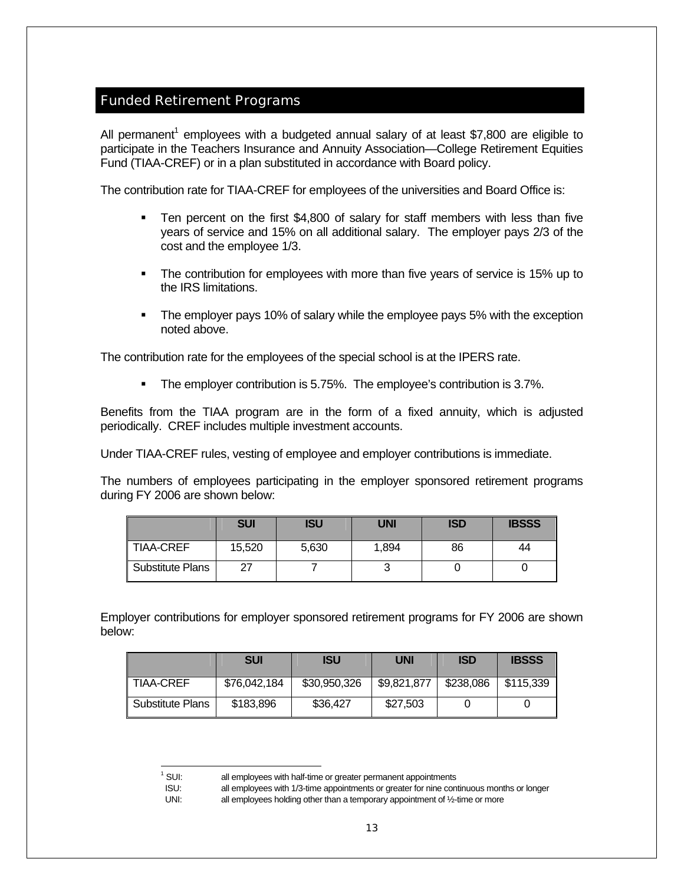## Funded Retirement Programs

All permanent[1] employees with a budgeted annual salary of at least $7,800 are eligible to participate in the Teachers Insurance and Annuity Association—College Retirement Equities Fund (TIAA-CREF) or in a plan substituted in accordance with Board policy.

The contribution rate for TIAA-CREF for employees of the universities and Board Office is:

- Ten percent on the first $4,800 of salary for staff members with less than five years of service and 15% on all additional salary. The employer pays 2/3 of the cost and the employee 1/3.
- The contribution for employees with more than five years of service is 15% up to the IRS limitations.
- The employer pays 10% of salary while the employee pays 5% with the exception noted above.

The contribution rate for the employees of the special school is at the IPERS rate.

- The employer contribution is 5.75%. The employee's contribution is 3.7%.

Benefits from the TIAA program are in the form of a fixed annuity, which is adjusted periodically. CREF includes multiple investment accounts.

Under TIAA-CREF rules, vesting of employee and employer contributions is immediate.

The numbers of employees participating in the employer sponsored retirement programs during FY 2006 are shown below:

| | SUI | ISU | UNI | ISD | IBSSS |
|---|---|---|---|---|---|
| TIAA-CREF | 15,520 | 5,630 | 1,894 | 86 | 44 |
| Substitute Plans | 27 | 7 | 3 | 0 | 0 |

Employer contributions for employer sponsored retirement programs for FY 2006 are shown below:

| | SUI | ISU | UNI | ISD | IBSSS |
|---|---|---|---|---|---|
| TIAA-CREF | $76,042,184 | $30,950,326 | $9,821,877 | $238,086 | $115,339 |
| Substitute Plans | $183,896 | $36,427 | $27,503 | 0 | 0 |

[1] SUI: all employees with half-time or greater permanent appointments
ISU: all employees with 1/3-time appointments or greater for nine continuous months or longer
UNI: all employees holding other than a temporary appointment of ½-time or more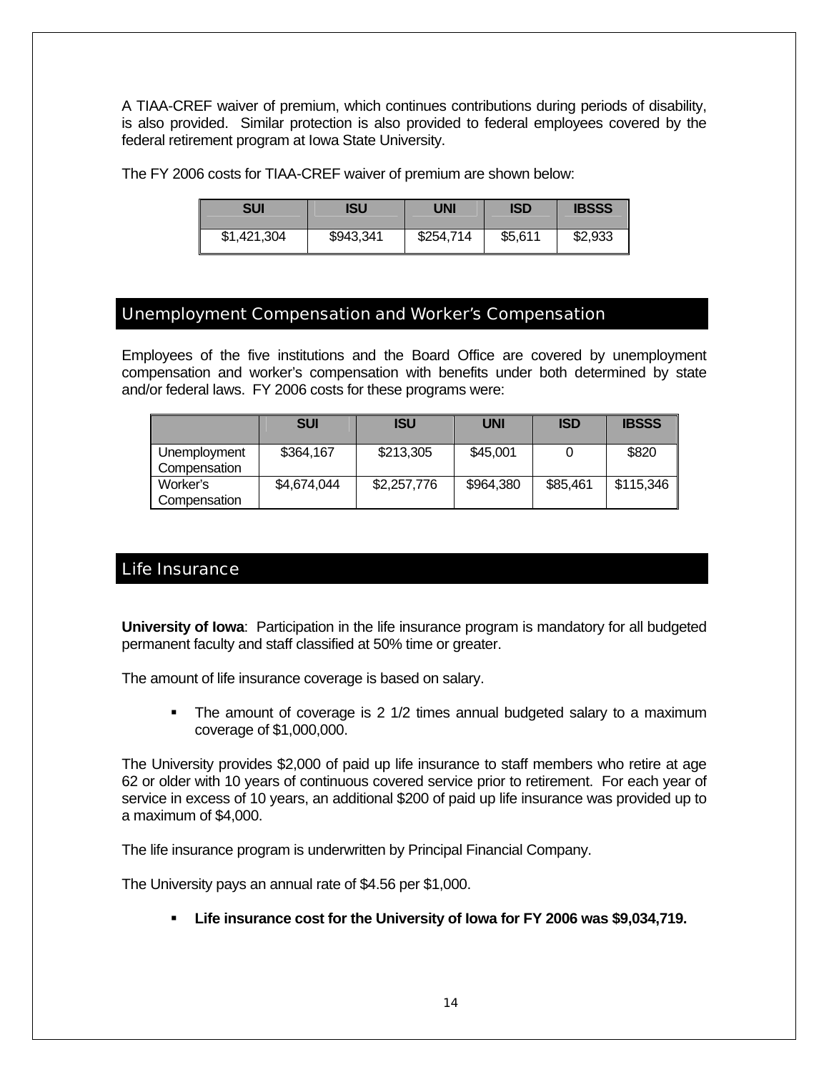A TIAA-CREF waiver of premium, which continues contributions during periods of disability, is also provided. Similar protection is also provided to federal employees covered by the federal retirement program at Iowa State University.

The FY 2006 costs for TIAA-CREF waiver of premium are shown below:

| SUI | ISU | UNI | ISD | IBSSS |
|---|---|---|---|---|
| $1,421,304 | $943,341 | $254,714 | $5,611 | $2,933 |

## Unemployment Compensation and Worker's Compensation

Employees of the five institutions and the Board Office are covered by unemployment compensation and worker's compensation with benefits under both determined by state and/or federal laws. FY 2006 costs for these programs were:

| | SUI | ISU | UNI | ISD | IBSSS |
|---|---|---|---|---|---|
| Unemployment Compensation | $364,167 | $213,305 | $45,001 | 0 | $820 |
| Worker's Compensation | $4,674,044 | $2,257,776 | $964,380 | $85,461 | $115,346 |

## Life Insurance

**University of Iowa**: Participation in the life insurance program is mandatory for all budgeted permanent faculty and staff classified at 50% time or greater.

The amount of life insurance coverage is based on salary.

- The amount of coverage is 2 1/2 times annual budgeted salary to a maximum coverage of $1,000,000.

The University provides $2,000 of paid up life insurance to staff members who retire at age 62 or older with 10 years of continuous covered service prior to retirement. For each year of service in excess of 10 years, an additional $200 of paid up life insurance was provided up to a maximum of $4,000.

The life insurance program is underwritten by Principal Financial Company.

The University pays an annual rate of $4.56 per $1,000.

- **Life insurance cost for the University of Iowa for FY 2006 was $9,034,719.**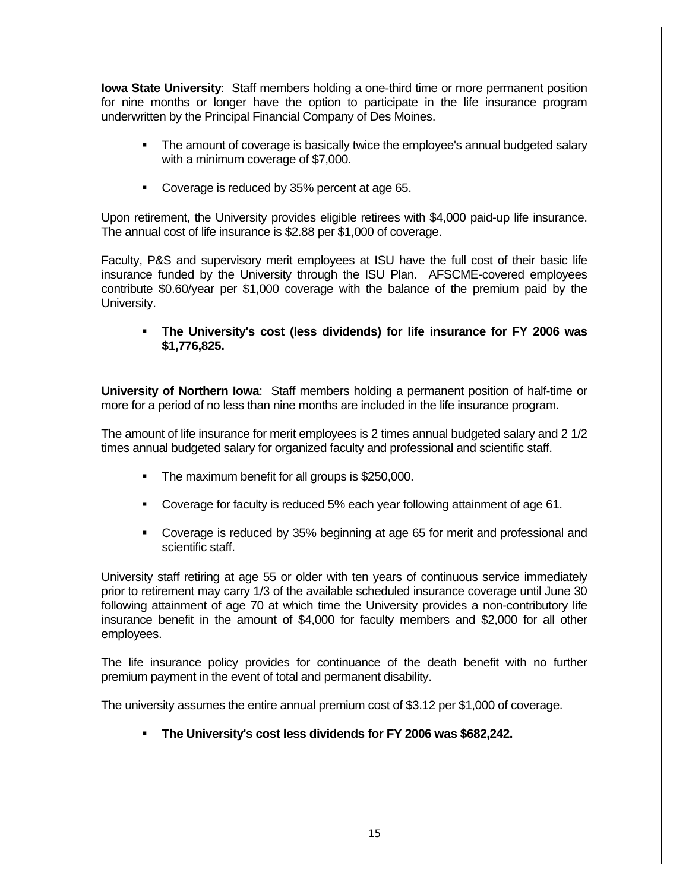**Iowa State University**: Staff members holding a one-third time or more permanent position for nine months or longer have the option to participate in the life insurance program underwritten by the Principal Financial Company of Des Moines.

- The amount of coverage is basically twice the employee's annual budgeted salary with a minimum coverage of $7,000.
- Coverage is reduced by 35% percent at age 65.

Upon retirement, the University provides eligible retirees with $4,000 paid-up life insurance. The annual cost of life insurance is $2.88 per $1,000 of coverage.

Faculty, P&S and supervisory merit employees at ISU have the full cost of their basic life insurance funded by the University through the ISU Plan. AFSCME-covered employees contribute $0.60/year per $1,000 coverage with the balance of the premium paid by the University.

- **The University's cost (less dividends) for life insurance for FY 2006 was $1,776,825.**

**University of Northern Iowa**: Staff members holding a permanent position of half-time or more for a period of no less than nine months are included in the life insurance program.

The amount of life insurance for merit employees is 2 times annual budgeted salary and 2 1/2 times annual budgeted salary for organized faculty and professional and scientific staff.

- The maximum benefit for all groups is $250,000.
- Coverage for faculty is reduced 5% each year following attainment of age 61.
- Coverage is reduced by 35% beginning at age 65 for merit and professional and scientific staff.

University staff retiring at age 55 or older with ten years of continuous service immediately prior to retirement may carry 1/3 of the available scheduled insurance coverage until June 30 following attainment of age 70 at which time the University provides a non-contributory life insurance benefit in the amount of $4,000 for faculty members and $2,000 for all other employees.

The life insurance policy provides for continuance of the death benefit with no further premium payment in the event of total and permanent disability.

The university assumes the entire annual premium cost of $3.12 per $1,000 of coverage.

- **The University's cost less dividends for FY 2006 was $682,242.**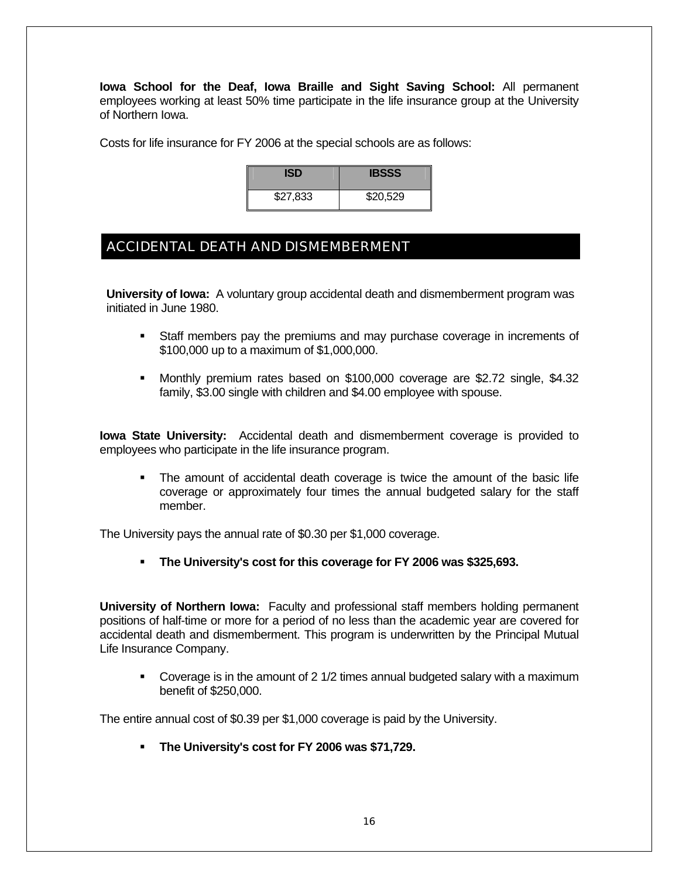**Iowa School for the Deaf, Iowa Braille and Sight Saving School:** All permanent employees working at least 50% time participate in the life insurance group at the University of Northern Iowa.

Costs for life insurance for FY 2006 at the special schools are as follows:

| ISD | IBSSS |
|---|---|
| $27,833 | $20,529 |

## ACCIDENTAL DEATH AND DISMEMBERMENT

**University of Iowa:** A voluntary group accidental death and dismemberment program was initiated in June 1980.

- Staff members pay the premiums and may purchase coverage in increments of $100,000 up to a maximum of $1,000,000.
- Monthly premium rates based on $100,000 coverage are $2.72 single, $4.32 family, $3.00 single with children and $4.00 employee with spouse.

**Iowa State University:** Accidental death and dismemberment coverage is provided to employees who participate in the life insurance program.

- The amount of accidental death coverage is twice the amount of the basic life coverage or approximately four times the annual budgeted salary for the staff member.

The University pays the annual rate of $0.30 per $1,000 coverage.

- **The University's cost for this coverage for FY 2006 was $325,693.**

**University of Northern Iowa:** Faculty and professional staff members holding permanent positions of half-time or more for a period of no less than the academic year are covered for accidental death and dismemberment. This program is underwritten by the Principal Mutual Life Insurance Company.

- Coverage is in the amount of 2 1/2 times annual budgeted salary with a maximum benefit of $250,000.

The entire annual cost of $0.39 per $1,000 coverage is paid by the University.

- **The University's cost for FY 2006 was $71,729.**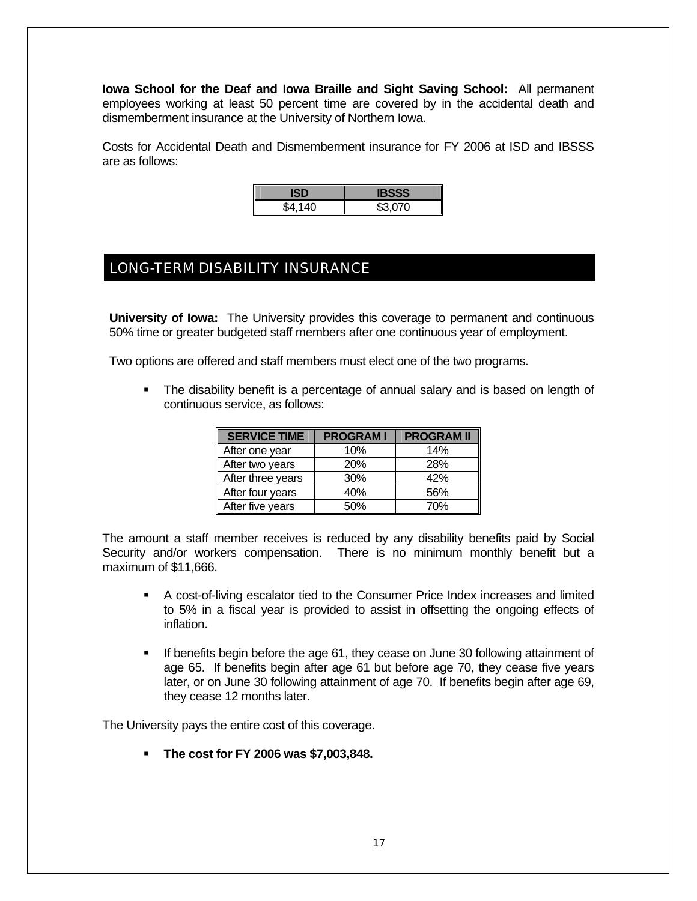**Iowa School for the Deaf and Iowa Braille and Sight Saving School:** All permanent employees working at least 50 percent time are covered by in the accidental death and dismemberment insurance at the University of Northern Iowa.

Costs for Accidental Death and Dismemberment insurance for FY 2006 at ISD and IBSSS are as follows:

| ISD | IBSSS |
|---|---|
| $4,140 | $3,070 |

## LONG-TERM DISABILITY INSURANCE

**University of Iowa:** The University provides this coverage to permanent and continuous 50% time or greater budgeted staff members after one continuous year of employment.

Two options are offered and staff members must elect one of the two programs.

- The disability benefit is a percentage of annual salary and is based on length of continuous service, as follows:

| SERVICE TIME | PROGRAM I | PROGRAM II |
|---|---|---|
| After one year | 10% | 14% |
| After two years | 20% | 28% |
| After three years | 30% | 42% |
| After four years | 40% | 56% |
| After five years | 50% | 70% |

The amount a staff member receives is reduced by any disability benefits paid by Social Security and/or workers compensation. There is no minimum monthly benefit but a maximum of $11,666.

- A cost-of-living escalator tied to the Consumer Price Index increases and limited to 5% in a fiscal year is provided to assist in offsetting the ongoing effects of inflation.
- If benefits begin before the age 61, they cease on June 30 following attainment of age 65. If benefits begin after age 61 but before age 70, they cease five years later, or on June 30 following attainment of age 70. If benefits begin after age 69, they cease 12 months later.

The University pays the entire cost of this coverage.

- **The cost for FY 2006 was $7,003,848.**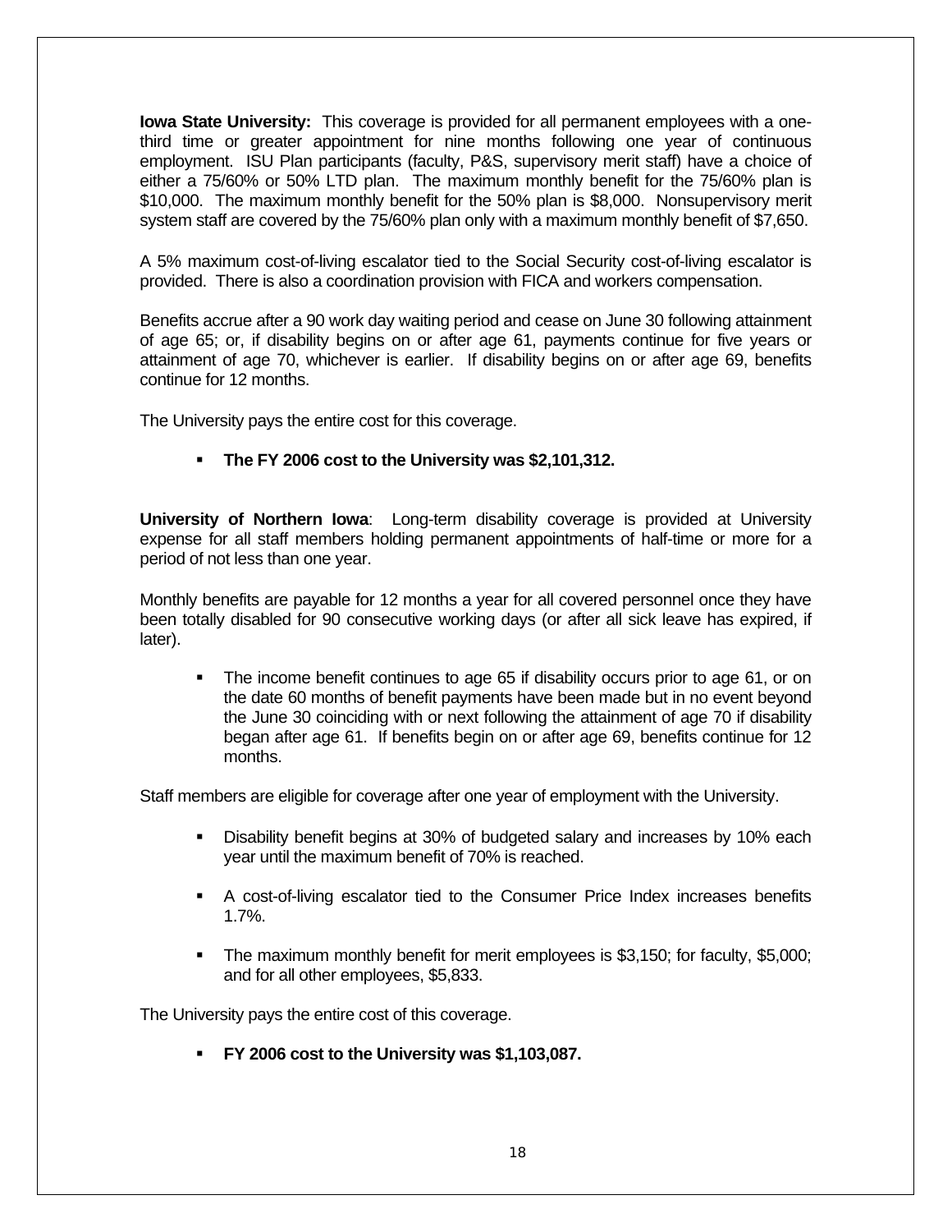**Iowa State University:** This coverage is provided for all permanent employees with a one-third time or greater appointment for nine months following one year of continuous employment. ISU Plan participants (faculty, P&S, supervisory merit staff) have a choice of either a 75/60% or 50% LTD plan. The maximum monthly benefit for the 75/60% plan is $10,000. The maximum monthly benefit for the 50% plan is $8,000. Nonsupervisory merit system staff are covered by the 75/60% plan only with a maximum monthly benefit of $7,650.

A 5% maximum cost-of-living escalator tied to the Social Security cost-of-living escalator is provided. There is also a coordination provision with FICA and workers compensation.

Benefits accrue after a 90 work day waiting period and cease on June 30 following attainment of age 65; or, if disability begins on or after age 61, payments continue for five years or attainment of age 70, whichever is earlier. If disability begins on or after age 69, benefits continue for 12 months.

The University pays the entire cost for this coverage.

- **The FY 2006 cost to the University was $2,101,312.**

**University of Northern Iowa**: Long-term disability coverage is provided at University expense for all staff members holding permanent appointments of half-time or more for a period of not less than one year.

Monthly benefits are payable for 12 months a year for all covered personnel once they have been totally disabled for 90 consecutive working days (or after all sick leave has expired, if later).

- The income benefit continues to age 65 if disability occurs prior to age 61, or on the date 60 months of benefit payments have been made but in no event beyond the June 30 coinciding with or next following the attainment of age 70 if disability began after age 61. If benefits begin on or after age 69, benefits continue for 12 months.

Staff members are eligible for coverage after one year of employment with the University.

- Disability benefit begins at 30% of budgeted salary and increases by 10% each year until the maximum benefit of 70% is reached.
- A cost-of-living escalator tied to the Consumer Price Index increases benefits 1.7%.
- The maximum monthly benefit for merit employees is $3,150; for faculty, $5,000; and for all other employees, $5,833.

The University pays the entire cost of this coverage.

- **FY 2006 cost to the University was $1,103,087.**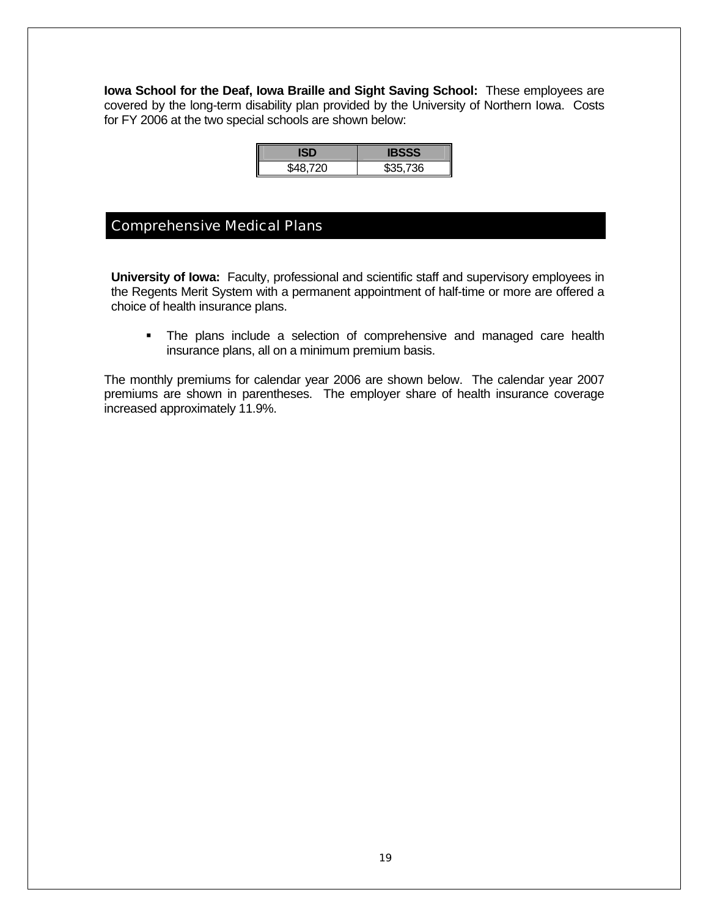**Iowa School for the Deaf, Iowa Braille and Sight Saving School:** These employees are covered by the long-term disability plan provided by the University of Northern Iowa. Costs for FY 2006 at the two special schools are shown below:

| ISD | IBSSS |
|---|---|
| $48,720 | $35,736 |

## Comprehensive Medical Plans

**University of Iowa:** Faculty, professional and scientific staff and supervisory employees in the Regents Merit System with a permanent appointment of half-time or more are offered a choice of health insurance plans.

- The plans include a selection of comprehensive and managed care health insurance plans, all on a minimum premium basis.

The monthly premiums for calendar year 2006 are shown below. The calendar year 2007 premiums are shown in parentheses. The employer share of health insurance coverage increased approximately 11.9%.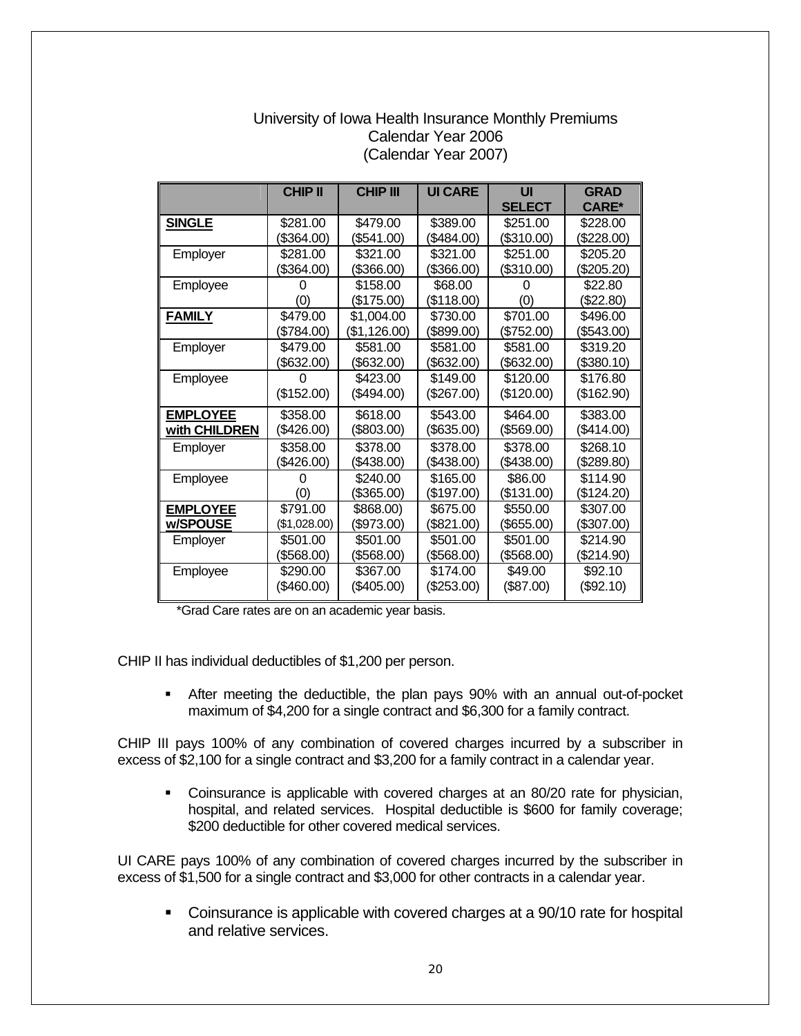University of Iowa Health Insurance Monthly Premiums
Calendar Year 2006
(Calendar Year 2007)

| | CHIP II | CHIP III | UI CARE | UI SELECT | GRAD CARE* |
|---|---|---|---|---|---|
| **SINGLE** | $281.00 ($364.00) | $479.00 ($541.00) | $389.00 ($484.00) | $251.00 ($310.00) | $228.00 ($228.00) |
| Employer | $281.00 ($364.00) | $321.00 ($366.00) | $321.00 ($366.00) | $251.00 ($310.00) | $205.20 ($205.20) |
| Employee | 0 (0) | $158.00 ($175.00) | $68.00 ($118.00) | 0 (0) | $22.80 ($22.80) |
| **FAMILY** | $479.00 ($784.00) | $1,004.00 ($1,126.00) | $730.00 ($899.00) | $701.00 ($752.00) | $496.00 ($543.00) |
| Employer | $479.00 ($632.00) | $581.00 ($632.00) | $581.00 ($632.00) | $581.00 ($632.00) | $319.20 ($380.10) |
| Employee | 0 ($152.00) | $423.00 ($494.00) | $149.00 ($267.00) | $120.00 ($120.00) | $176.80 ($162.90) |
| **EMPLOYEE with CHILDREN** | $358.00 ($426.00) | $618.00 ($803.00) | $543.00 ($635.00) | $464.00 ($569.00) | $383.00 ($414.00) |
| Employer | $358.00 ($426.00) | $378.00 ($438.00) | $378.00 ($438.00) | $378.00 ($438.00) | $268.10 ($289.80) |
| Employee | 0 (0) | $240.00 ($365.00) | $165.00 ($197.00) | $86.00 ($131.00) | $114.90 ($124.20) |
| **EMPLOYEE w/SPOUSE** | $791.00 ($1,028.00) | $868.00) ($973.00) | $675.00 ($821.00) | $550.00 ($655.00) | $307.00 ($307.00) |
| Employer | $501.00 ($568.00) | $501.00 ($568.00) | $501.00 ($568.00) | $501.00 ($568.00) | $214.90 ($214.90) |
| Employee | $290.00 ($460.00) | $367.00 ($405.00) | $174.00 ($253.00) | $49.00 ($87.00) | $92.10 ($92.10) |

*Grad Care rates are on an academic year basis.

CHIP II has individual deductibles of $1,200 per person.

- After meeting the deductible, the plan pays 90% with an annual out-of-pocket maximum of $4,200 for a single contract and $6,300 for a family contract.

CHIP III pays 100% of any combination of covered charges incurred by a subscriber in excess of $2,100 for a single contract and $3,200 for a family contract in a calendar year.

- Coinsurance is applicable with covered charges at an 80/20 rate for physician, hospital, and related services. Hospital deductible is $600 for family coverage; $200 deductible for other covered medical services.

UI CARE pays 100% of any combination of covered charges incurred by the subscriber in excess of $1,500 for a single contract and $3,000 for other contracts in a calendar year.

- Coinsurance is applicable with covered charges at a 90/10 rate for hospital and relative services.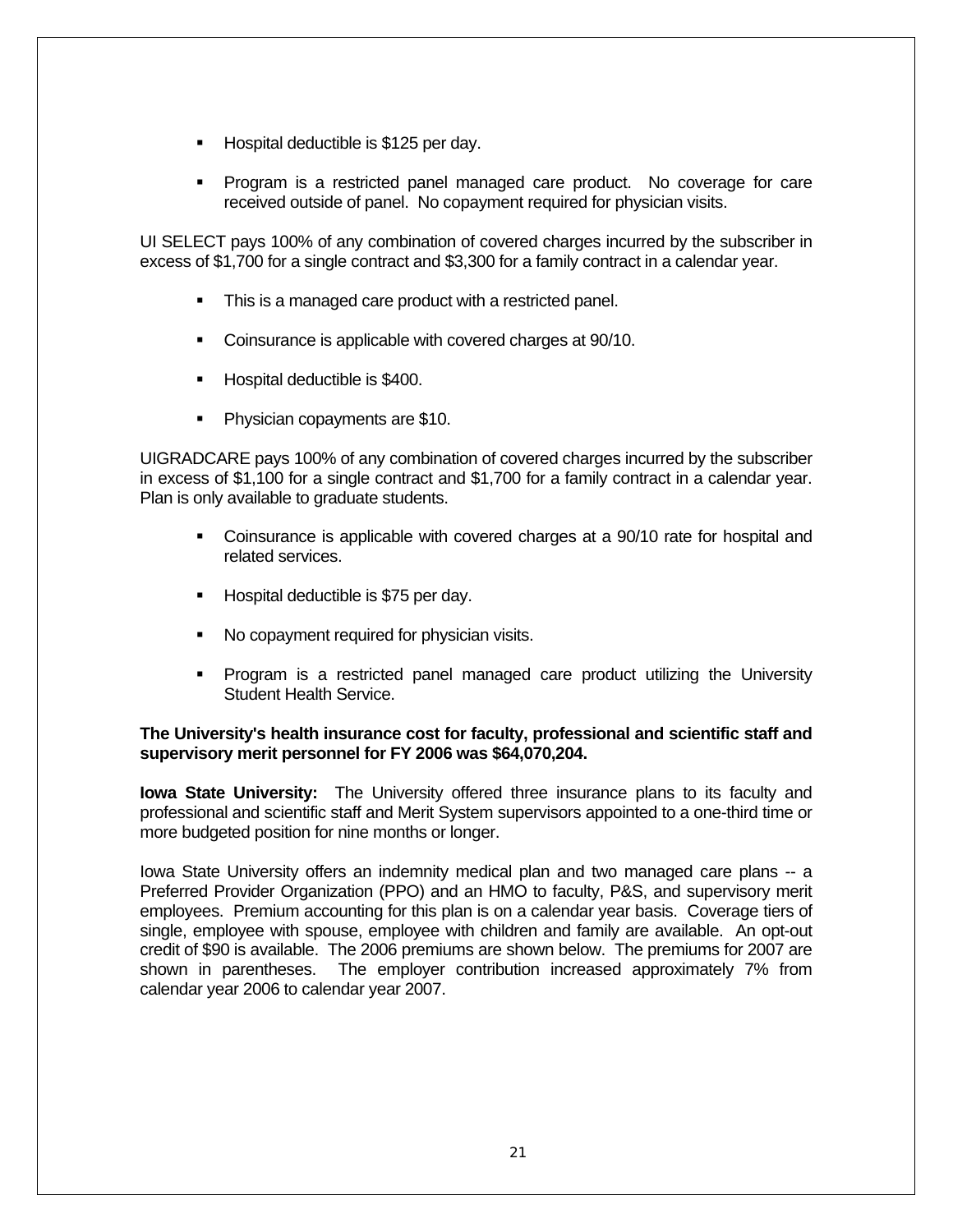- Hospital deductible is $125 per day.
- Program is a restricted panel managed care product. No coverage for care received outside of panel. No copayment required for physician visits.

UI SELECT pays 100% of any combination of covered charges incurred by the subscriber in excess of $1,700 for a single contract and $3,300 for a family contract in a calendar year.

- This is a managed care product with a restricted panel.
- Coinsurance is applicable with covered charges at 90/10.
- Hospital deductible is $400.
- Physician copayments are $10.

UIGRADCARE pays 100% of any combination of covered charges incurred by the subscriber in excess of $1,100 for a single contract and $1,700 for a family contract in a calendar year. Plan is only available to graduate students.

- Coinsurance is applicable with covered charges at a 90/10 rate for hospital and related services.
- Hospital deductible is $75 per day.
- No copayment required for physician visits.
- Program is a restricted panel managed care product utilizing the University Student Health Service.

**The University's health insurance cost for faculty, professional and scientific staff and supervisory merit personnel for FY 2006 was $64,070,204.**

**Iowa State University:** The University offered three insurance plans to its faculty and professional and scientific staff and Merit System supervisors appointed to a one-third time or more budgeted position for nine months or longer.

Iowa State University offers an indemnity medical plan and two managed care plans -- a Preferred Provider Organization (PPO) and an HMO to faculty, P&S, and supervisory merit employees. Premium accounting for this plan is on a calendar year basis. Coverage tiers of single, employee with spouse, employee with children and family are available. An opt-out credit of $90 is available. The 2006 premiums are shown below. The premiums for 2007 are shown in parentheses. The employer contribution increased approximately 7% from calendar year 2006 to calendar year 2007.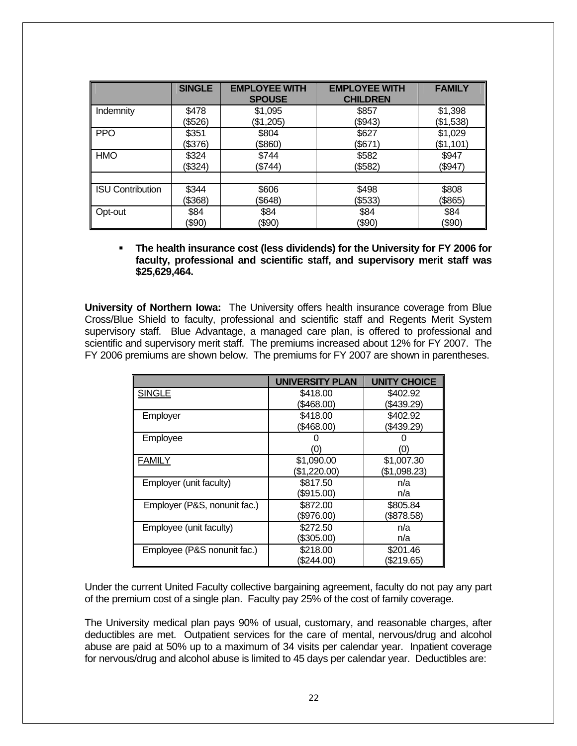| | SINGLE | EMPLOYEE WITH SPOUSE | EMPLOYEE WITH CHILDREN | FAMILY |
|---|---|---|---|---|
| Indemnity | $478<br>($526) | $1,095<br>($1,205) | $857<br>($943) | $1,398<br>($1,538) |
| PPO | $351<br>($376) | $804<br>($860) | $627<br>($671) | $1,029<br>($1,101) |
| HMO | $324<br>($324) | $744<br>($744) | $582<br>($582) | $947<br>($947) |
| | | | | |
| ISU Contribution | $344<br>($368) | $606<br>($648) | $498<br>($533) | $808<br>($865) |
| Opt-out | $84<br>($90) | $84<br>($90) | $84<br>($90) | $84<br>($90) |

- **The health insurance cost (less dividends) for the University for FY 2006 for faculty, professional and scientific staff, and supervisory merit staff was $25,629,464.**

**University of Northern Iowa:** The University offers health insurance coverage from Blue Cross/Blue Shield to faculty, professional and scientific staff and Regents Merit System supervisory staff. Blue Advantage, a managed care plan, is offered to professional and scientific and supervisory merit staff. The premiums increased about 12% for FY 2007. The FY 2006 premiums are shown below. The premiums for FY 2007 are shown in parentheses.

| | UNIVERSITY PLAN | UNITY CHOICE |
|---|---|---|
| SINGLE | $418.00<br>($468.00) | $402.92<br>($439.29) |
| Employer | $418.00<br>($468.00) | $402.92<br>($439.29) |
| Employee | 0<br>(0) | 0<br>(0) |
| FAMILY | $1,090.00<br>($1,220.00) | $1,007.30<br>($1,098.23) |
| Employer (unit faculty) | $817.50<br>($915.00) | n/a<br>n/a |
| Employer (P&S, nonunit fac.) | $872.00<br>($976.00) | $805.84<br>($878.58) |
| Employee (unit faculty) | $272.50<br>($305.00) | n/a<br>n/a |
| Employee (P&S nonunit fac.) | $218.00<br>($244.00) | $201.46<br>($219.65) |

Under the current United Faculty collective bargaining agreement, faculty do not pay any part of the premium cost of a single plan. Faculty pay 25% of the cost of family coverage.

The University medical plan pays 90% of usual, customary, and reasonable charges, after deductibles are met. Outpatient services for the care of mental, nervous/drug and alcohol abuse are paid at 50% up to a maximum of 34 visits per calendar year. Inpatient coverage for nervous/drug and alcohol abuse is limited to 45 days per calendar year. Deductibles are: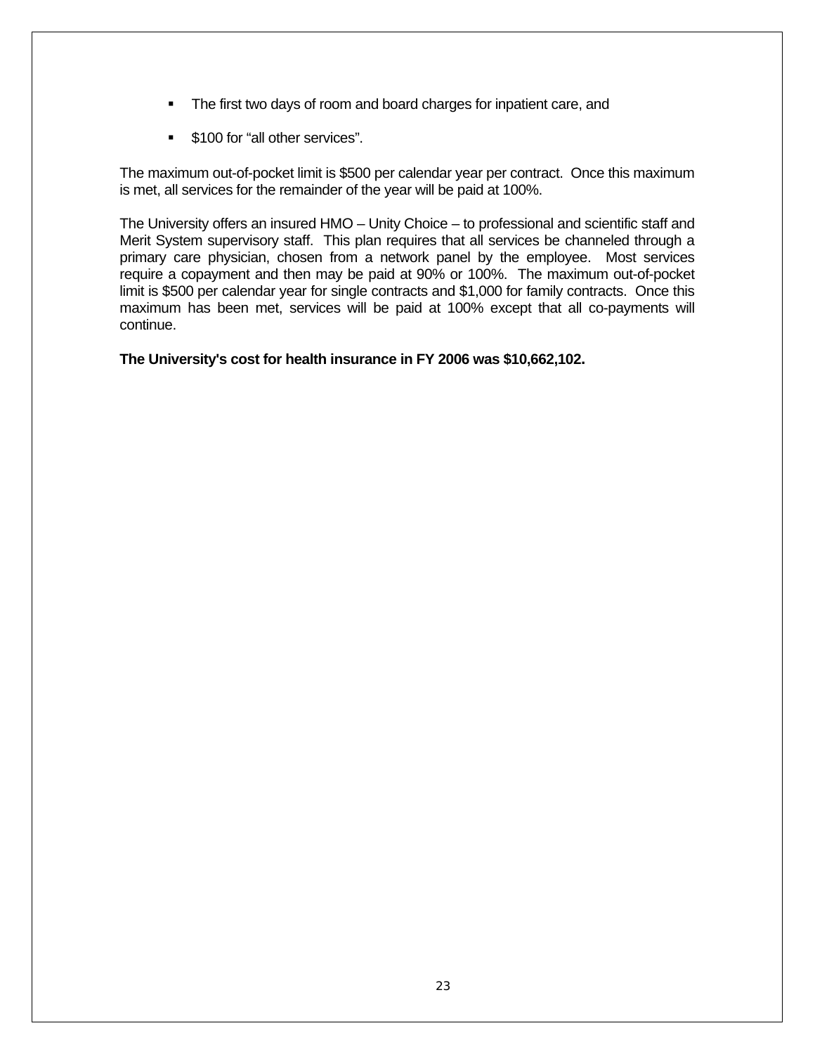- The first two days of room and board charges for inpatient care, and
- $100 for “all other services”.

The maximum out-of-pocket limit is $500 per calendar year per contract. Once this maximum is met, all services for the remainder of the year will be paid at 100%.

The University offers an insured HMO – Unity Choice – to professional and scientific staff and Merit System supervisory staff. This plan requires that all services be channeled through a primary care physician, chosen from a network panel by the employee. Most services require a copayment and then may be paid at 90% or 100%. The maximum out-of-pocket limit is $500 per calendar year for single contracts and $1,000 for family contracts. Once this maximum has been met, services will be paid at 100% except that all co-payments will continue.

**The University's cost for health insurance in FY 2006 was $10,662,102.**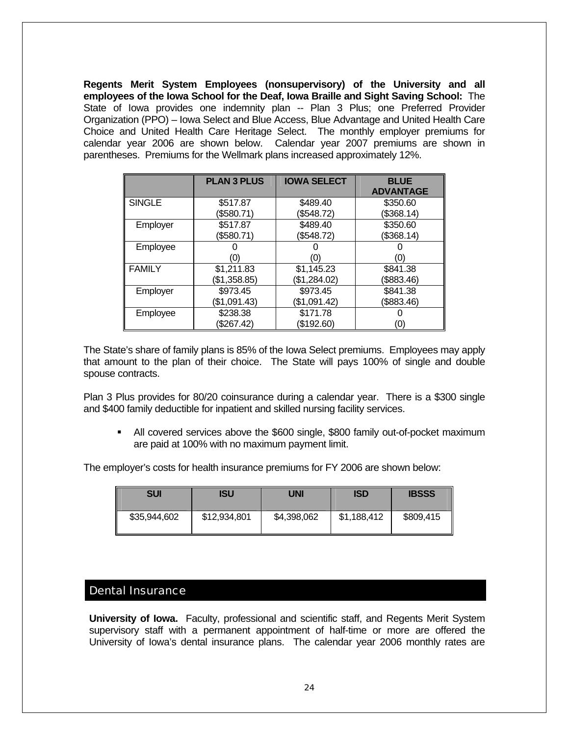**Regents Merit System Employees (nonsupervisory) of the University and all employees of the Iowa School for the Deaf, Iowa Braille and Sight Saving School:** The State of Iowa provides one indemnity plan -- Plan 3 Plus; one Preferred Provider Organization (PPO) – Iowa Select and Blue Access, Blue Advantage and United Health Care Choice and United Health Care Heritage Select. The monthly employer premiums for calendar year 2006 are shown below. Calendar year 2007 premiums are shown in parentheses. Premiums for the Wellmark plans increased approximately 12%.

| | PLAN 3 PLUS | IOWA SELECT | BLUE ADVANTAGE |
|---|---|---|---|
| SINGLE | $517.87 ($580.71) | $489.40 ($548.72) | $350.60 ($368.14) |
| Employer | $517.87 ($580.71) | $489.40 ($548.72) | $350.60 ($368.14) |
| Employee | 0 (0) | 0 (0) | 0 (0) |
| FAMILY | $1,211.83 ($1,358.85) | $1,145.23 ($1,284.02) | $841.38 ($883.46) |
| Employer | $973.45 ($1,091.43) | $973.45 ($1,091.42) | $841.38 ($883.46) |
| Employee | $238.38 ($267.42) | $171.78 ($192.60) | 0 (0) |

The State's share of family plans is 85% of the Iowa Select premiums. Employees may apply that amount to the plan of their choice. The State will pays 100% of single and double spouse contracts.

Plan 3 Plus provides for 80/20 coinsurance during a calendar year. There is a $300 single and $400 family deductible for inpatient and skilled nursing facility services.

- All covered services above the $600 single, $800 family out-of-pocket maximum are paid at 100% with no maximum payment limit.

The employer's costs for health insurance premiums for FY 2006 are shown below:

| SUI | ISU | UNI | ISD | IBSSS |
|---|---|---|---|---|
| $35,944,602 | $12,934,801 | $4,398,062 | $1,188,412 | $809,415 |

## Dental Insurance

**University of Iowa.** Faculty, professional and scientific staff, and Regents Merit System supervisory staff with a permanent appointment of half-time or more are offered the University of Iowa's dental insurance plans. The calendar year 2006 monthly rates are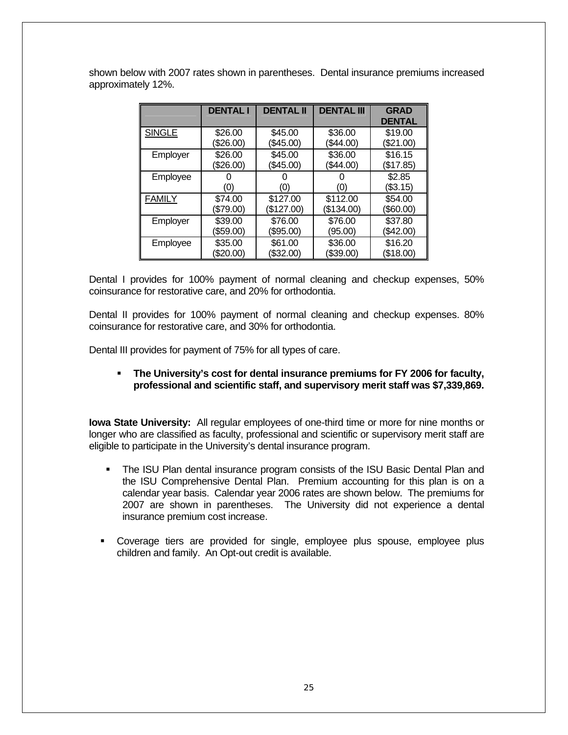shown below with 2007 rates shown in parentheses. Dental insurance premiums increased approximately 12%.

| | DENTAL I | DENTAL II | DENTAL III | GRAD DENTAL |
|---|---|---|---|---|
| SINGLE | $26.00 ($26.00) | $45.00 ($45.00) | $36.00 ($44.00) | $19.00 ($21.00) |
| Employer | $26.00 ($26.00) | $45.00 ($45.00) | $36.00 ($44.00) | $16.15 ($17.85) |
| Employee | 0 (0) | 0 (0) | 0 (0) | $2.85 ($3.15) |
| FAMILY | $74.00 ($79.00) | $127.00 ($127.00) | $112.00 ($134.00) | $54.00 ($60.00) |
| Employer | $39.00 ($59.00) | $76.00 ($95.00) | $76.00 (95.00) | $37.80 ($42.00) |
| Employee | $35.00 ($20.00) | $61.00 ($32.00) | $36.00 ($39.00) | $16.20 ($18.00) |

Dental I provides for 100% payment of normal cleaning and checkup expenses, 50% coinsurance for restorative care, and 20% for orthodontia.

Dental II provides for 100% payment of normal cleaning and checkup expenses. 80% coinsurance for restorative care, and 30% for orthodontia.

Dental III provides for payment of 75% for all types of care.

- **The University's cost for dental insurance premiums for FY 2006 for faculty, professional and scientific staff, and supervisory merit staff was $7,339,869.**

**Iowa State University:** All regular employees of one-third time or more for nine months or longer who are classified as faculty, professional and scientific or supervisory merit staff are eligible to participate in the University's dental insurance program.

- The ISU Plan dental insurance program consists of the ISU Basic Dental Plan and the ISU Comprehensive Dental Plan. Premium accounting for this plan is on a calendar year basis. Calendar year 2006 rates are shown below. The premiums for 2007 are shown in parentheses. The University did not experience a dental insurance premium cost increase.

- Coverage tiers are provided for single, employee plus spouse, employee plus children and family. An Opt-out credit is available.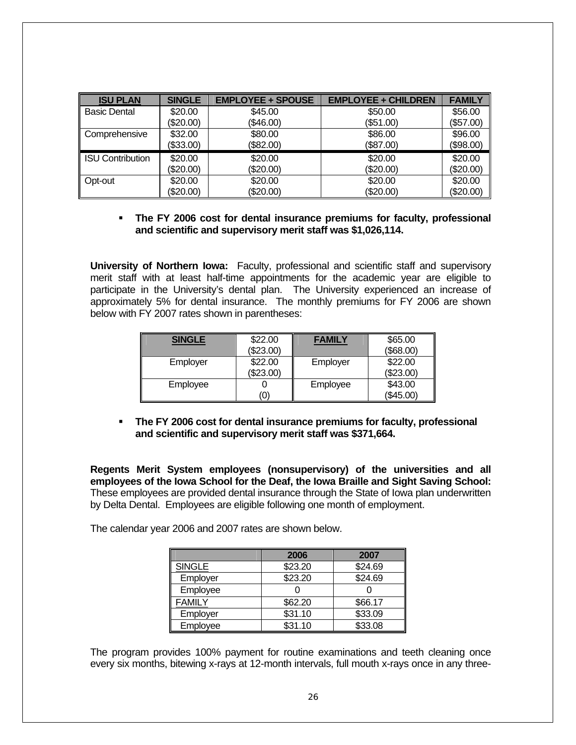| ISU PLAN | SINGLE | EMPLOYEE + SPOUSE | EMPLOYEE + CHILDREN | FAMILY |
|---|---|---|---|---|
| Basic Dental | \$20.00 (\$20.00) | \$45.00 (\$46.00) | \$50.00 (\$51.00) | \$56.00 (\$57.00) |
| Comprehensive | \$32.00 (\$33.00) | \$80.00 (\$82.00) | \$86.00 (\$87.00) | \$96.00 (\$98.00) |
| ISU Contribution | \$20.00 (\$20.00) | \$20.00 (\$20.00) | \$20.00 (\$20.00) | \$20.00 (\$20.00) |
| Opt-out | \$20.00 (\$20.00) | \$20.00 (\$20.00) | \$20.00 (\$20.00) | \$20.00 (\$20.00) |

- **The FY 2006 cost for dental insurance premiums for faculty, professional and scientific and supervisory merit staff was \$1,026,114.**

**University of Northern Iowa:** Faculty, professional and scientific staff and supervisory merit staff with at least half-time appointments for the academic year are eligible to participate in the University's dental plan. The University experienced an increase of approximately 5% for dental insurance. The monthly premiums for FY 2006 are shown below with FY 2007 rates shown in parentheses:

| SINGLE | \$22.00 (\$23.00) | FAMILY | \$65.00 (\$68.00) |
|---|---|---|---|
| Employer | \$22.00 (\$23.00) | Employer | \$22.00 (\$23.00) |
| Employee | 0 (0) | Employee | \$43.00 (\$45.00) |

- **The FY 2006 cost for dental insurance premiums for faculty, professional and scientific and supervisory merit staff was \$371,664.**

**Regents Merit System employees (nonsupervisory) of the universities and all employees of the Iowa School for the Deaf, the Iowa Braille and Sight Saving School:** These employees are provided dental insurance through the State of Iowa plan underwritten by Delta Dental. Employees are eligible following one month of employment.

The calendar year 2006 and 2007 rates are shown below.

| | 2006 | 2007 |
|---|---|---|
| SINGLE | \$23.20 | \$24.69 |
| Employer | \$23.20 | \$24.69 |
| Employee | 0 | 0 |
| FAMILY | \$62.20 | \$66.17 |
| Employer | \$31.10 | \$33.09 |
| Employee | \$31.10 | \$33.08 |

The program provides 100% payment for routine examinations and teeth cleaning once every six months, bitewing x-rays at 12-month intervals, full mouth x-rays once in any three-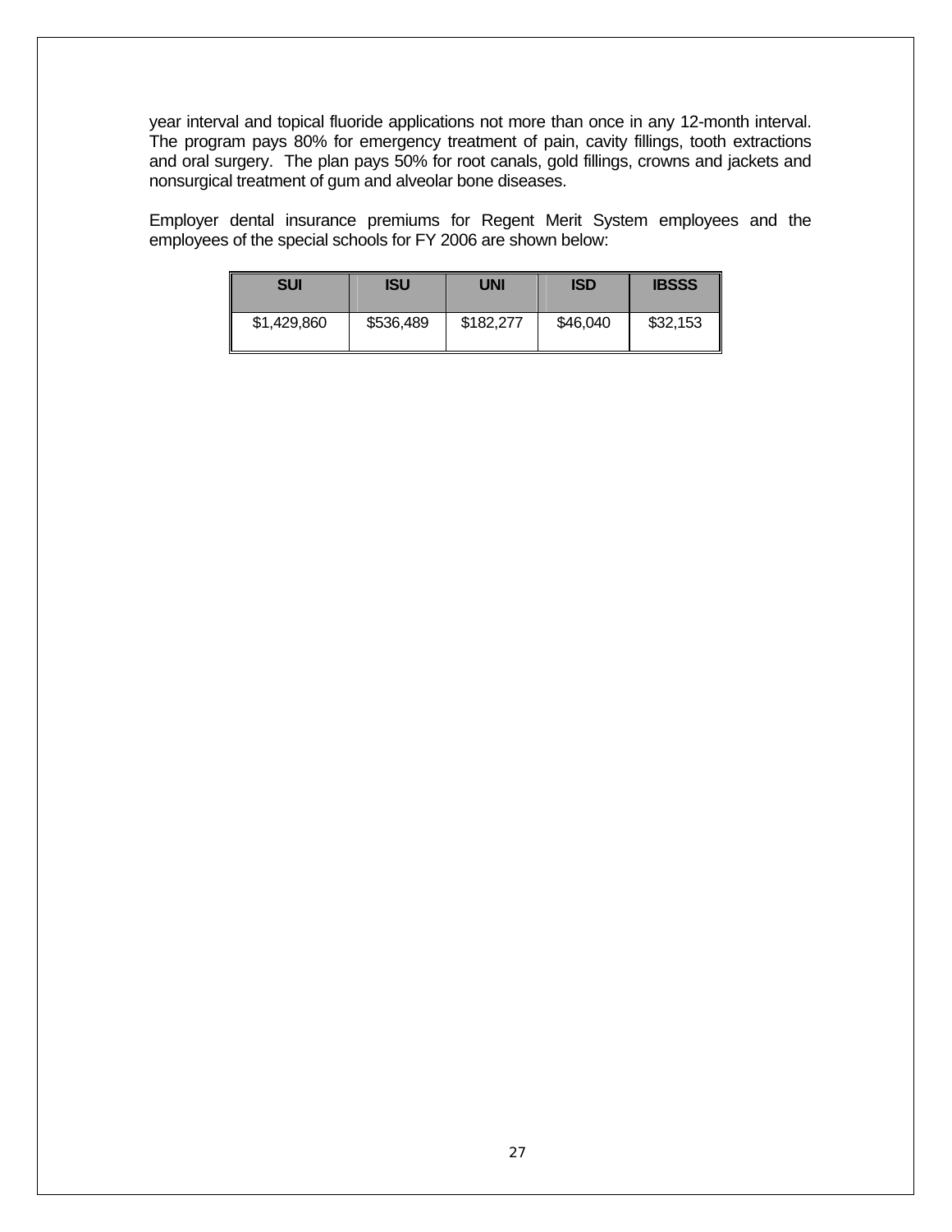year interval and topical fluoride applications not more than once in any 12-month interval. The program pays 80% for emergency treatment of pain, cavity fillings, tooth extractions and oral surgery. The plan pays 50% for root canals, gold fillings, crowns and jackets and nonsurgical treatment of gum and alveolar bone diseases.

Employer dental insurance premiums for Regent Merit System employees and the employees of the special schools for FY 2006 are shown below:

| SUI | ISU | UNI | ISD | IBSSS |
|---|---|---|---|---|
| $1,429,860 | $536,489 | $182,277 | $46,040 | $32,153 |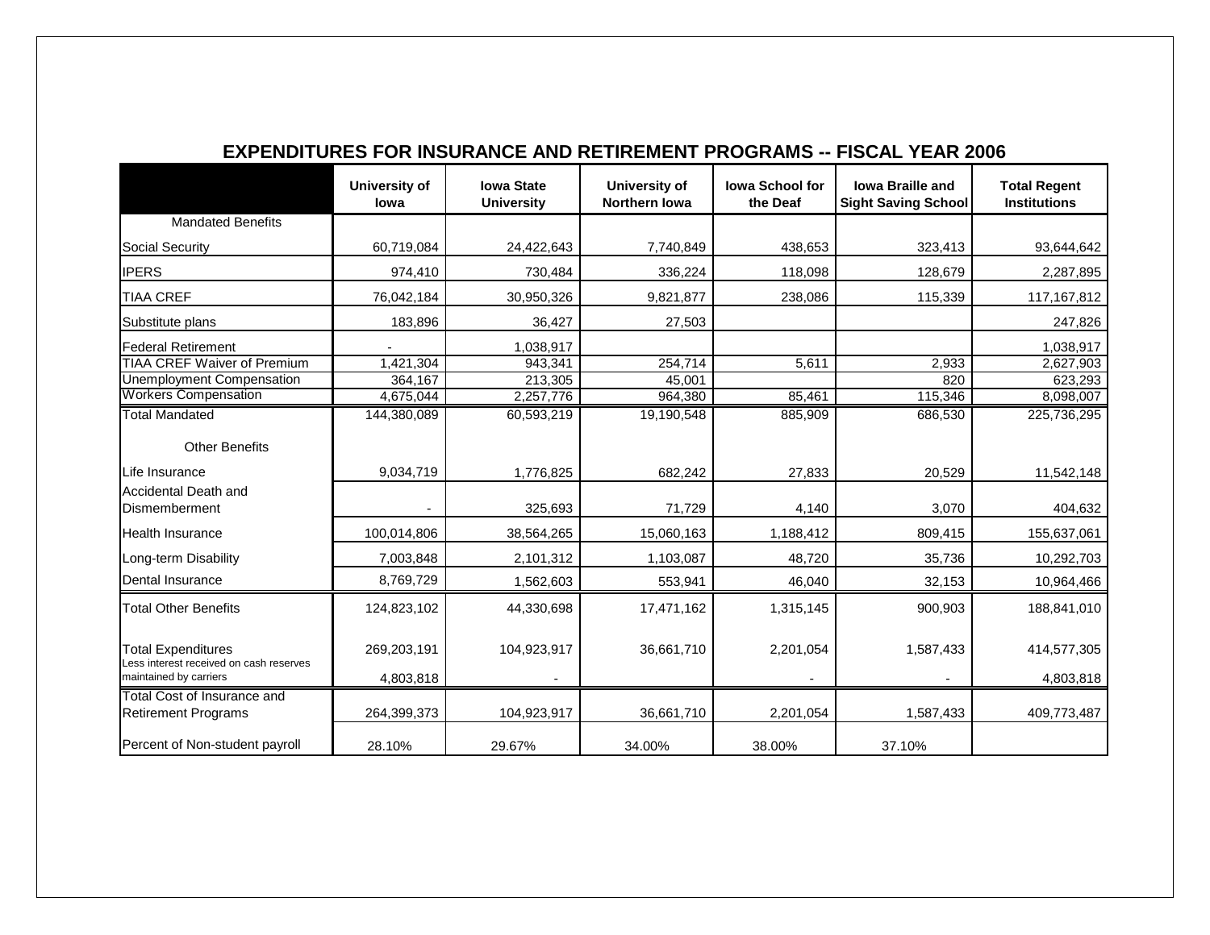## EXPENDITURES FOR INSURANCE AND RETIREMENT PROGRAMS -- FISCAL YEAR 2006

| | University of Iowa | Iowa State University | University of Northern Iowa | Iowa School for the Deaf | Iowa Braille and Sight Saving School | Total Regent Institutions |
|---|---|---|---|---|---|---|
| Mandated Benefits | | | | | | |
| Social Security | 60,719,084 | 24,422,643 | 7,740,849 | 438,653 | 323,413 | 93,644,642 |
| IPERS | 974,410 | 730,484 | 336,224 | 118,098 | 128,679 | 2,287,895 |
| TIAA CREF | 76,042,184 | 30,950,326 | 9,821,877 | 238,086 | 115,339 | 117,167,812 |
| Substitute plans | 183,896 | 36,427 | 27,503 | | | 247,826 |
| Federal Retirement | - | 1,038,917 | | | | 1,038,917 |
| TIAA CREF Waiver of Premium | 1,421,304 | 943,341 | 254,714 | 5,611 | 2,933 | 2,627,903 |
| Unemployment Compensation | 364,167 | 213,305 | 45,001 | | 820 | 623,293 |
| Workers Compensation | 4,675,044 | 2,257,776 | 964,380 | 85,461 | 115,346 | 8,098,007 |
| Total Mandated | 144,380,089 | 60,593,219 | 19,190,548 | 885,909 | 686,530 | 225,736,295 |
| Other Benefits | | | | | | |
| Life Insurance | 9,034,719 | 1,776,825 | 682,242 | 27,833 | 20,529 | 11,542,148 |
| Accidental Death and Dismemberment | - | 325,693 | 71,729 | 4,140 | 3,070 | 404,632 |
| Health Insurance | 100,014,806 | 38,564,265 | 15,060,163 | 1,188,412 | 809,415 | 155,637,061 |
| Long-term Disability | 7,003,848 | 2,101,312 | 1,103,087 | 48,720 | 35,736 | 10,292,703 |
| Dental Insurance | 8,769,729 | 1,562,603 | 553,941 | 46,040 | 32,153 | 10,964,466 |
| Total Other Benefits | 124,823,102 | 44,330,698 | 17,471,162 | 1,315,145 | 900,903 | 188,841,010 |
| Total Expenditures | 269,203,191 | 104,923,917 | 36,661,710 | 2,201,054 | 1,587,433 | 414,577,305 |
| Less interest received on cash reserves maintained by carriers | 4,803,818 | - | | - | - | 4,803,818 |
| Total Cost of Insurance and Retirement Programs | 264,399,373 | 104,923,917 | 36,661,710 | 2,201,054 | 1,587,433 | 409,773,487 |
| Percent of Non-student payroll | 28.10% | 29.67% | 34.00% | 38.00% | 37.10% | |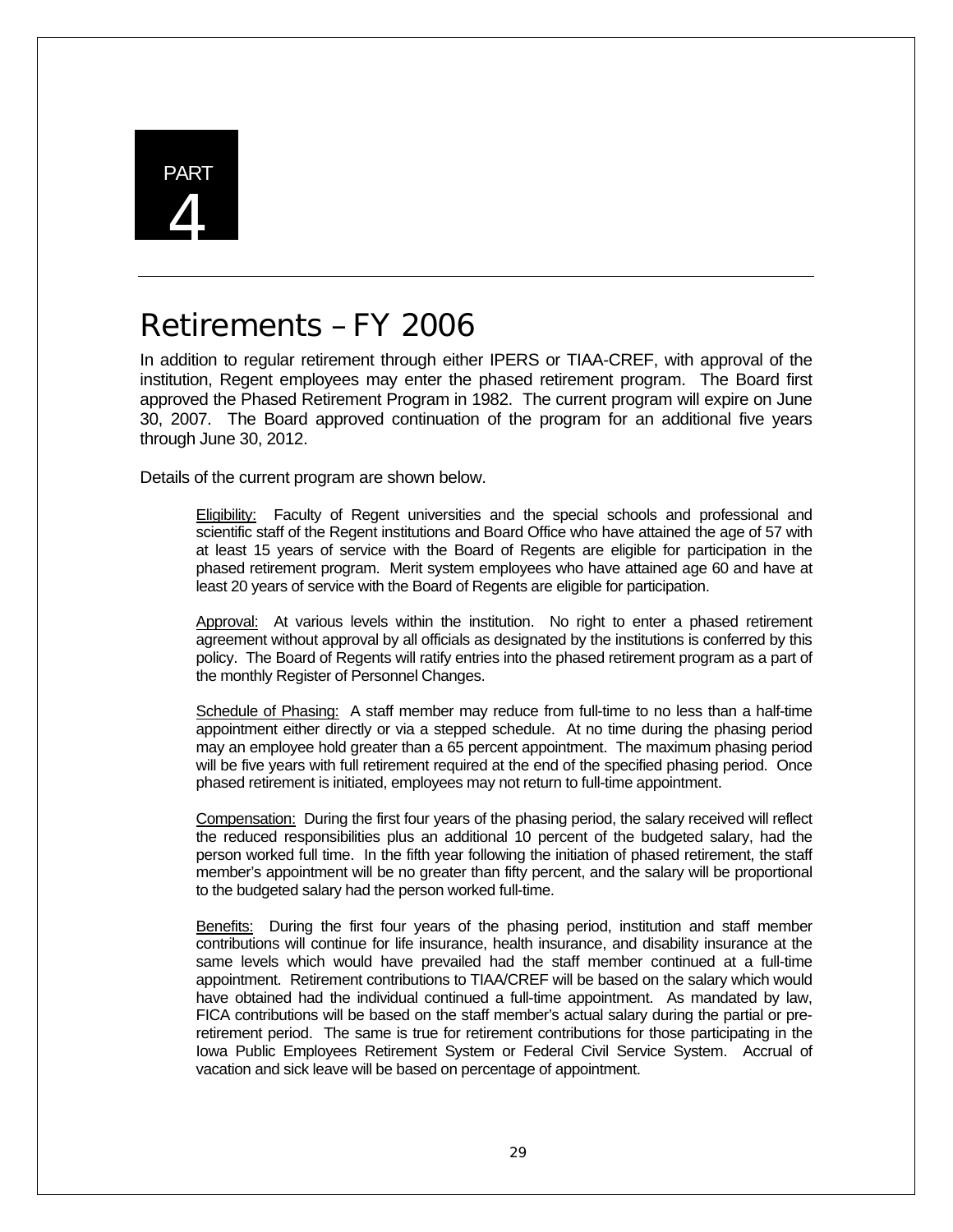PART 4

# Retirements – FY 2006

In addition to regular retirement through either IPERS or TIAA-CREF, with approval of the institution, Regent employees may enter the phased retirement program. The Board first approved the Phased Retirement Program in 1982. The current program will expire on June 30, 2007. The Board approved continuation of the program for an additional five years through June 30, 2012.

Details of the current program are shown below.

Eligibility: Faculty of Regent universities and the special schools and professional and scientific staff of the Regent institutions and Board Office who have attained the age of 57 with at least 15 years of service with the Board of Regents are eligible for participation in the phased retirement program. Merit system employees who have attained age 60 and have at least 20 years of service with the Board of Regents are eligible for participation.

Approval: At various levels within the institution. No right to enter a phased retirement agreement without approval by all officials as designated by the institutions is conferred by this policy. The Board of Regents will ratify entries into the phased retirement program as a part of the monthly Register of Personnel Changes.

Schedule of Phasing: A staff member may reduce from full-time to no less than a half-time appointment either directly or via a stepped schedule. At no time during the phasing period may an employee hold greater than a 65 percent appointment. The maximum phasing period will be five years with full retirement required at the end of the specified phasing period. Once phased retirement is initiated, employees may not return to full-time appointment.

Compensation: During the first four years of the phasing period, the salary received will reflect the reduced responsibilities plus an additional 10 percent of the budgeted salary, had the person worked full time. In the fifth year following the initiation of phased retirement, the staff member's appointment will be no greater than fifty percent, and the salary will be proportional to the budgeted salary had the person worked full-time.

Benefits: During the first four years of the phasing period, institution and staff member contributions will continue for life insurance, health insurance, and disability insurance at the same levels which would have prevailed had the staff member continued at a full-time appointment. Retirement contributions to TIAA/CREF will be based on the salary which would have obtained had the individual continued a full-time appointment. As mandated by law, FICA contributions will be based on the staff member's actual salary during the partial or pre-retirement period. The same is true for retirement contributions for those participating in the Iowa Public Employees Retirement System or Federal Civil Service System. Accrual of vacation and sick leave will be based on percentage of appointment.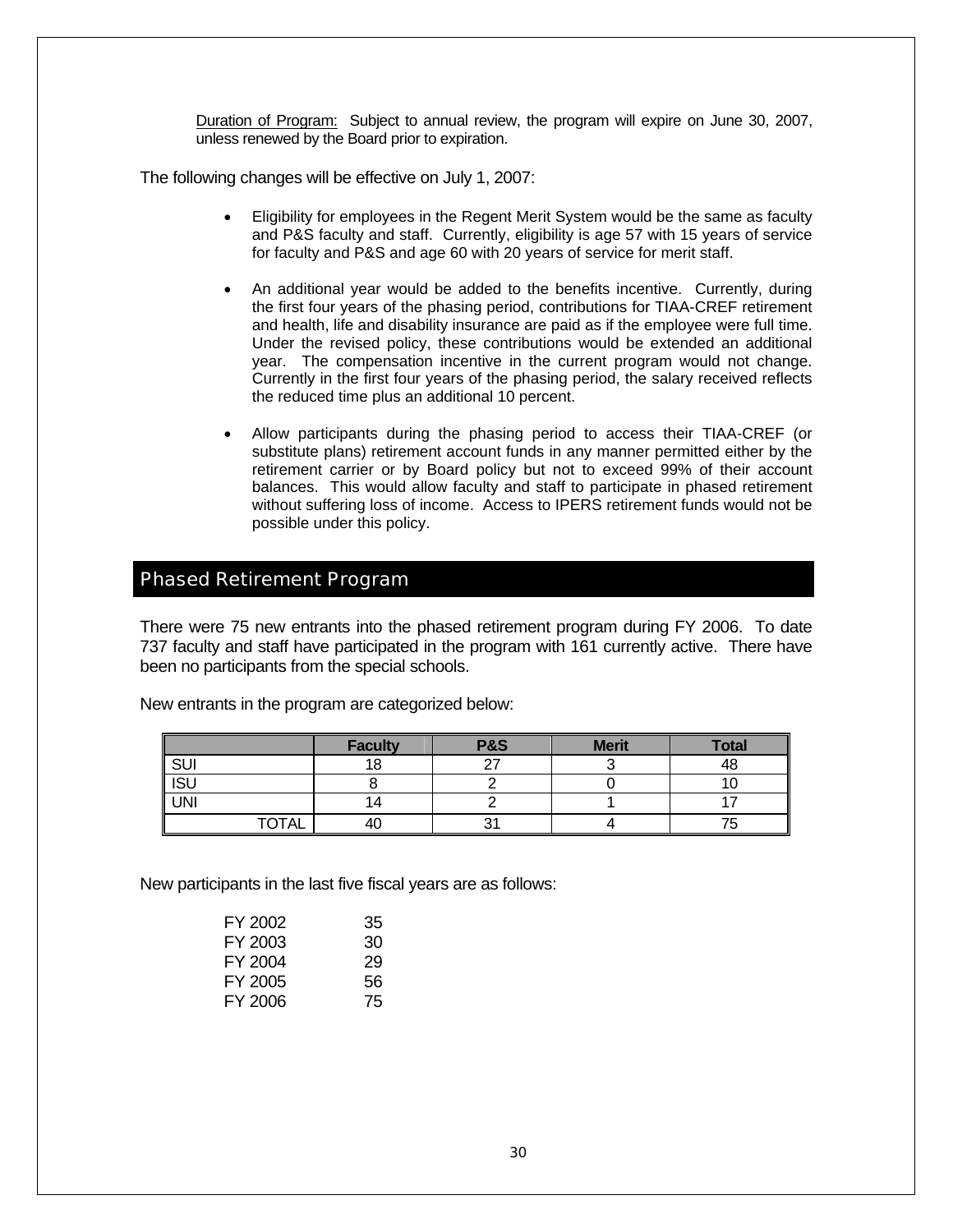Duration of Program: Subject to annual review, the program will expire on June 30, 2007, unless renewed by the Board prior to expiration.

The following changes will be effective on July 1, 2007:

- Eligibility for employees in the Regent Merit System would be the same as faculty and P&S faculty and staff. Currently, eligibility is age 57 with 15 years of service for faculty and P&S and age 60 with 20 years of service for merit staff.
- An additional year would be added to the benefits incentive. Currently, during the first four years of the phasing period, contributions for TIAA-CREF retirement and health, life and disability insurance are paid as if the employee were full time. Under the revised policy, these contributions would be extended an additional year. The compensation incentive in the current program would not change. Currently in the first four years of the phasing period, the salary received reflects the reduced time plus an additional 10 percent.
- Allow participants during the phasing period to access their TIAA-CREF (or substitute plans) retirement account funds in any manner permitted either by the retirement carrier or by Board policy but not to exceed 99% of their account balances. This would allow faculty and staff to participate in phased retirement without suffering loss of income. Access to IPERS retirement funds would not be possible under this policy.

## Phased Retirement Program

There were 75 new entrants into the phased retirement program during FY 2006. To date 737 faculty and staff have participated in the program with 161 currently active. There have been no participants from the special schools.

New entrants in the program are categorized below:

| | Faculty | P&S | Merit | Total |
|---|---|---|---|---|
| SUI | 18 | 27 | 3 | 48 |
| ISU | 8 | 2 | 0 | 10 |
| UNI | 14 | 2 | 1 | 17 |
| TOTAL | 40 | 31 | 4 | 75 |

New participants in the last five fiscal years are as follows:

| | |
|---|---|
| FY 2002 | 35 |
| FY 2003 | 30 |
| FY 2004 | 29 |
| FY 2005 | 56 |
| FY 2006 | 75 |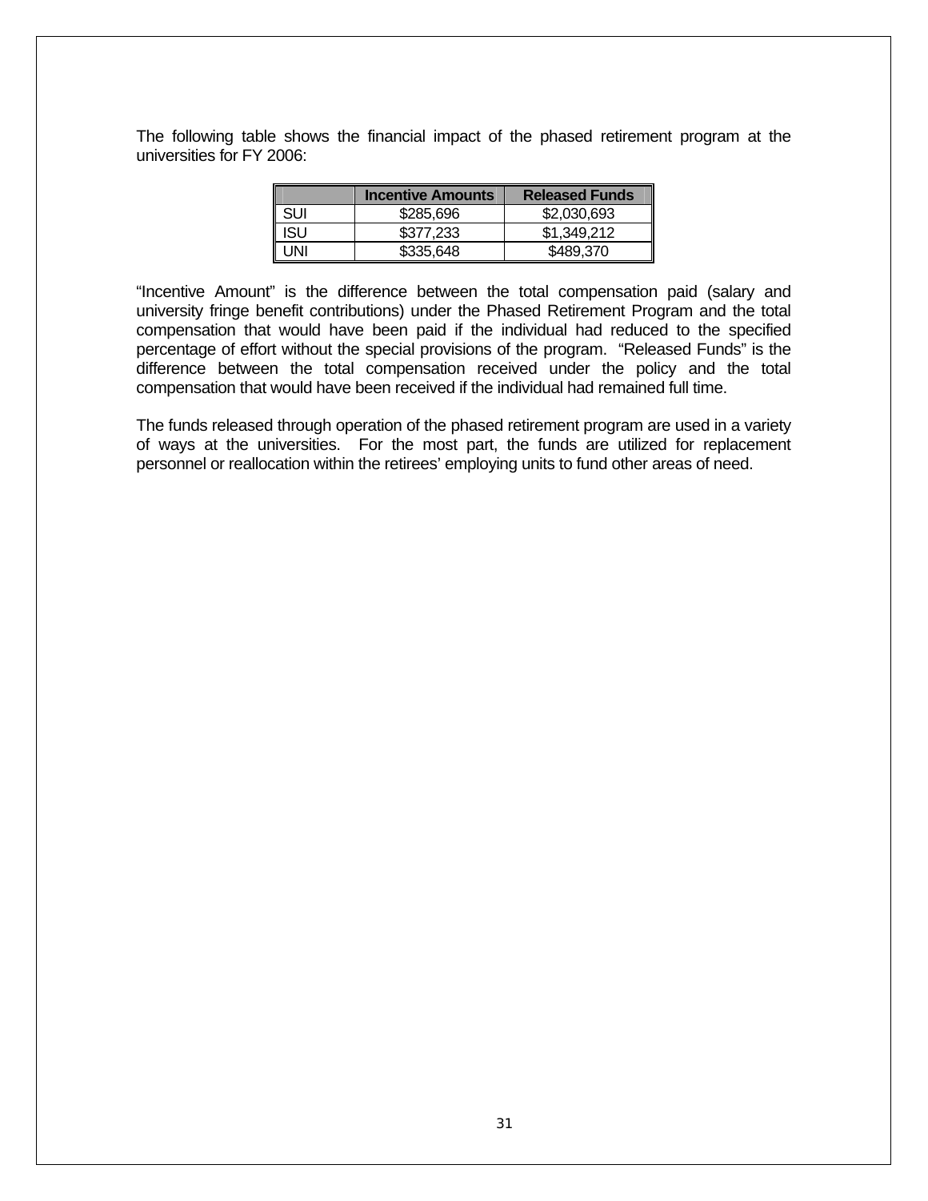The following table shows the financial impact of the phased retirement program at the universities for FY 2006:

| | Incentive Amounts | Released Funds |
|---|---|---|
| SUI | $285,696 | $2,030,693 |
| ISU | $377,233 | $1,349,212 |
| UNI | $335,648 | $489,370 |

"Incentive Amount" is the difference between the total compensation paid (salary and university fringe benefit contributions) under the Phased Retirement Program and the total compensation that would have been paid if the individual had reduced to the specified percentage of effort without the special provisions of the program. "Released Funds" is the difference between the total compensation received under the policy and the total compensation that would have been received if the individual had remained full time.

The funds released through operation of the phased retirement program are used in a variety of ways at the universities. For the most part, the funds are utilized for replacement personnel or reallocation within the retirees' employing units to fund other areas of need.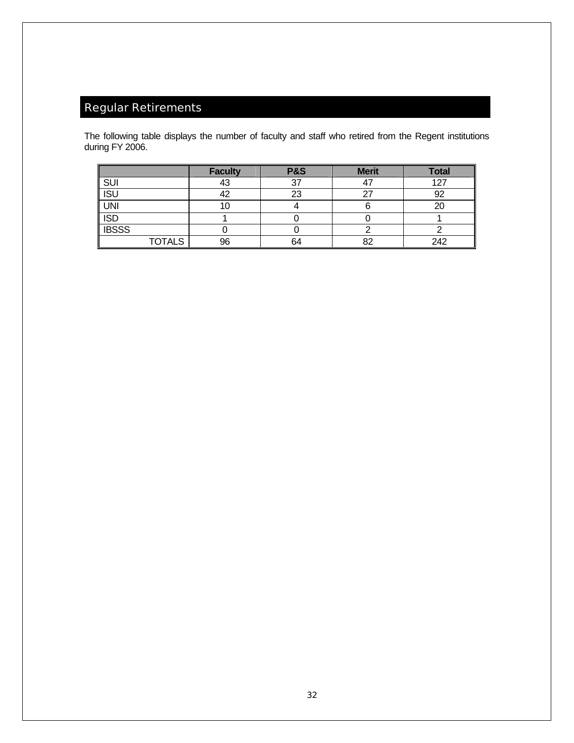## Regular Retirements

The following table displays the number of faculty and staff who retired from the Regent institutions during FY 2006.

| | Faculty | P&S | Merit | Total |
|---|---|---|---|---|
| SUI | 43 | 37 | 47 | 127 |
| ISU | 42 | 23 | 27 | 92 |
| UNI | 10 | 4 | 6 | 20 |
| ISD | 1 | 0 | 0 | 1 |
| IBSSS | 0 | 0 | 2 | 2 |
| TOTALS | 96 | 64 | 82 | 242 |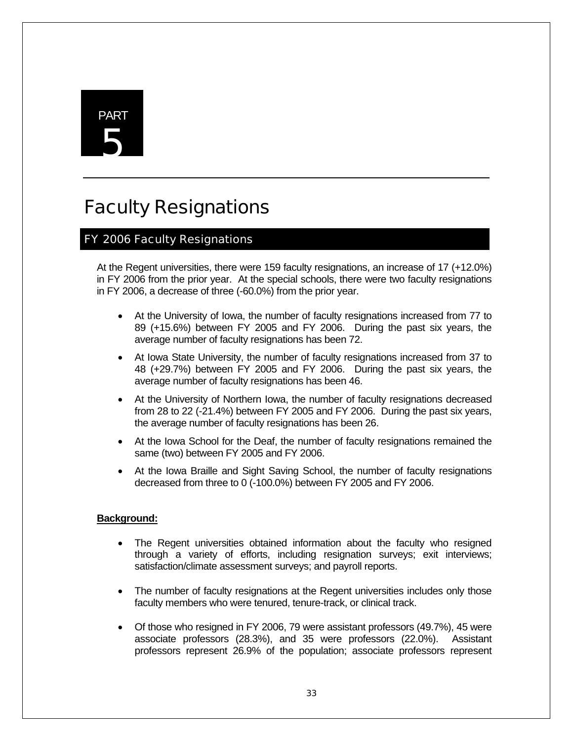PART 5

# Faculty Resignations

## FY 2006 Faculty Resignations

At the Regent universities, there were 159 faculty resignations, an increase of 17 (+12.0%) in FY 2006 from the prior year. At the special schools, there were two faculty resignations in FY 2006, a decrease of three (-60.0%) from the prior year.

- At the University of Iowa, the number of faculty resignations increased from 77 to 89 (+15.6%) between FY 2005 and FY 2006. During the past six years, the average number of faculty resignations has been 72.
- At Iowa State University, the number of faculty resignations increased from 37 to 48 (+29.7%) between FY 2005 and FY 2006. During the past six years, the average number of faculty resignations has been 46.
- At the University of Northern Iowa, the number of faculty resignations decreased from 28 to 22 (-21.4%) between FY 2005 and FY 2006. During the past six years, the average number of faculty resignations has been 26.
- At the Iowa School for the Deaf, the number of faculty resignations remained the same (two) between FY 2005 and FY 2006.
- At the Iowa Braille and Sight Saving School, the number of faculty resignations decreased from three to 0 (-100.0%) between FY 2005 and FY 2006.

**Background:**

- The Regent universities obtained information about the faculty who resigned through a variety of efforts, including resignation surveys; exit interviews; satisfaction/climate assessment surveys; and payroll reports.
- The number of faculty resignations at the Regent universities includes only those faculty members who were tenured, tenure-track, or clinical track.
- Of those who resigned in FY 2006, 79 were assistant professors (49.7%), 45 were associate professors (28.3%), and 35 were professors (22.0%). Assistant professors represent 26.9% of the population; associate professors represent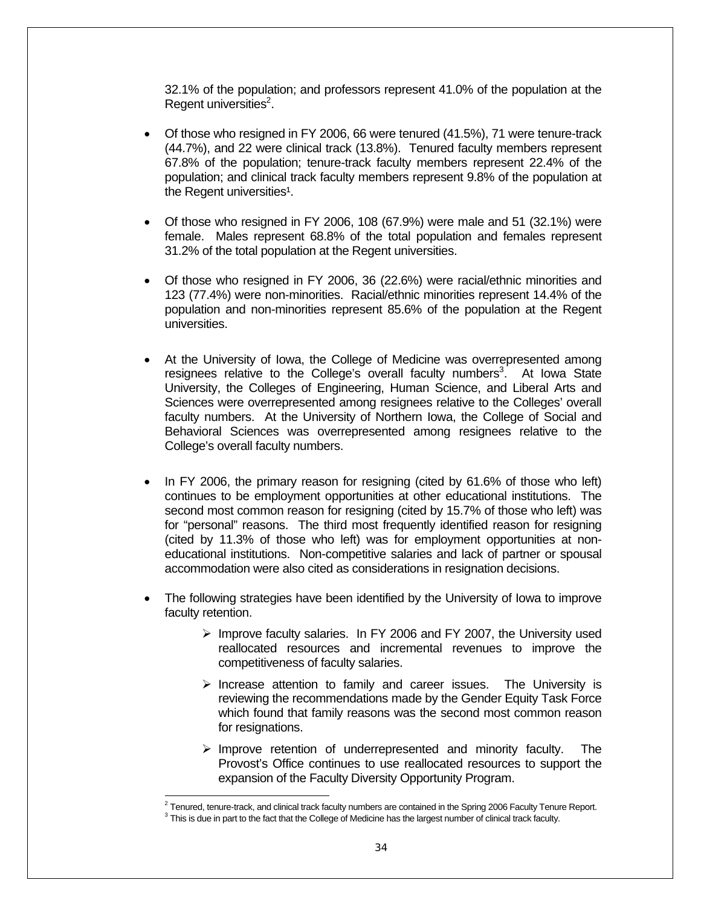32.1% of the population; and professors represent 41.0% of the population at the Regent universities[2].

- Of those who resigned in FY 2006, 66 were tenured (41.5%), 71 were tenure-track (44.7%), and 22 were clinical track (13.8%). Tenured faculty members represent 67.8% of the population; tenure-track faculty members represent 22.4% of the population; and clinical track faculty members represent 9.8% of the population at the Regent universities[1].

- Of those who resigned in FY 2006, 108 (67.9%) were male and 51 (32.1%) were female. Males represent 68.8% of the total population and females represent 31.2% of the total population at the Regent universities.

- Of those who resigned in FY 2006, 36 (22.6%) were racial/ethnic minorities and 123 (77.4%) were non-minorities. Racial/ethnic minorities represent 14.4% of the population and non-minorities represent 85.6% of the population at the Regent universities.

- At the University of Iowa, the College of Medicine was overrepresented among resignees relative to the College's overall faculty numbers[3]. At Iowa State University, the Colleges of Engineering, Human Science, and Liberal Arts and Sciences were overrepresented among resignees relative to the Colleges' overall faculty numbers. At the University of Northern Iowa, the College of Social and Behavioral Sciences was overrepresented among resignees relative to the College's overall faculty numbers.

- In FY 2006, the primary reason for resigning (cited by 61.6% of those who left) continues to be employment opportunities at other educational institutions. The second most common reason for resigning (cited by 15.7% of those who left) was for "personal" reasons. The third most frequently identified reason for resigning (cited by 11.3% of those who left) was for employment opportunities at non-educational institutions. Non-competitive salaries and lack of partner or spousal accommodation were also cited as considerations in resignation decisions.

- The following strategies have been identified by the University of Iowa to improve faculty retention.
  - Improve faculty salaries. In FY 2006 and FY 2007, the University used reallocated resources and incremental revenues to improve the competitiveness of faculty salaries.
  - Increase attention to family and career issues. The University is reviewing the recommendations made by the Gender Equity Task Force which found that family reasons was the second most common reason for resignations.
  - Improve retention of underrepresented and minority faculty. The Provost's Office continues to use reallocated resources to support the expansion of the Faculty Diversity Opportunity Program.

---

[2] Tenured, tenure-track, and clinical track faculty numbers are contained in the Spring 2006 Faculty Tenure Report.

[3] This is due in part to the fact that the College of Medicine has the largest number of clinical track faculty.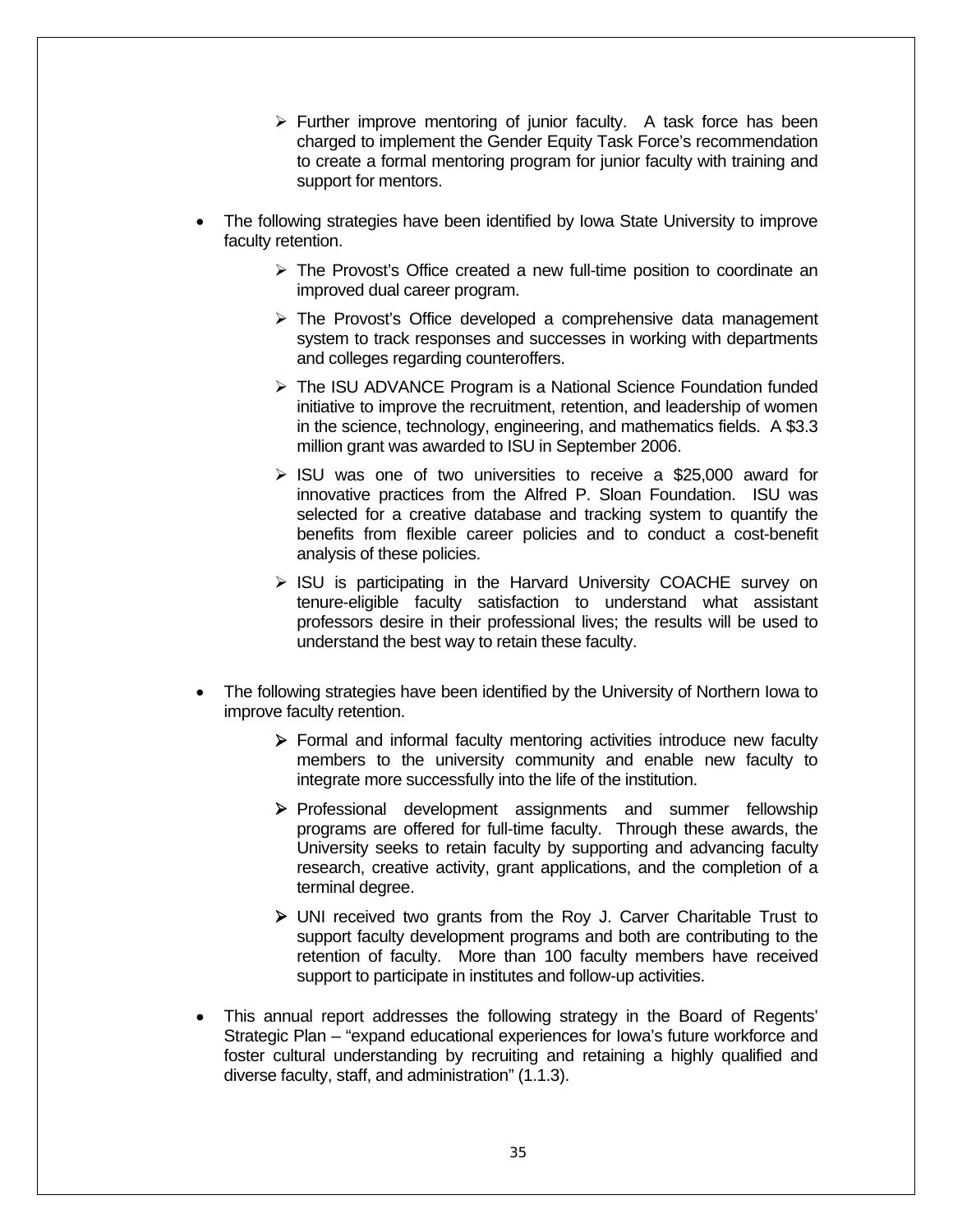- Further improve mentoring of junior faculty. A task force has been charged to implement the Gender Equity Task Force's recommendation to create a formal mentoring program for junior faculty with training and support for mentors.

- The following strategies have been identified by Iowa State University to improve faculty retention.
  - The Provost's Office created a new full-time position to coordinate an improved dual career program.
  - The Provost's Office developed a comprehensive data management system to track responses and successes in working with departments and colleges regarding counteroffers.
  - The ISU ADVANCE Program is a National Science Foundation funded initiative to improve the recruitment, retention, and leadership of women in the science, technology, engineering, and mathematics fields. A $3.3 million grant was awarded to ISU in September 2006.
  - ISU was one of two universities to receive a $25,000 award for innovative practices from the Alfred P. Sloan Foundation. ISU was selected for a creative database and tracking system to quantify the benefits from flexible career policies and to conduct a cost-benefit analysis of these policies.
  - ISU is participating in the Harvard University COACHE survey on tenure-eligible faculty satisfaction to understand what assistant professors desire in their professional lives; the results will be used to understand the best way to retain these faculty.

- The following strategies have been identified by the University of Northern Iowa to improve faculty retention.
  - Formal and informal faculty mentoring activities introduce new faculty members to the university community and enable new faculty to integrate more successfully into the life of the institution.
  - Professional development assignments and summer fellowship programs are offered for full-time faculty. Through these awards, the University seeks to retain faculty by supporting and advancing faculty research, creative activity, grant applications, and the completion of a terminal degree.
  - UNI received two grants from the Roy J. Carver Charitable Trust to support faculty development programs and both are contributing to the retention of faculty. More than 100 faculty members have received support to participate in institutes and follow-up activities.

- This annual report addresses the following strategy in the Board of Regents' Strategic Plan – "expand educational experiences for Iowa's future workforce and foster cultural understanding by recruiting and retaining a highly qualified and diverse faculty, staff, and administration" (1.1.3).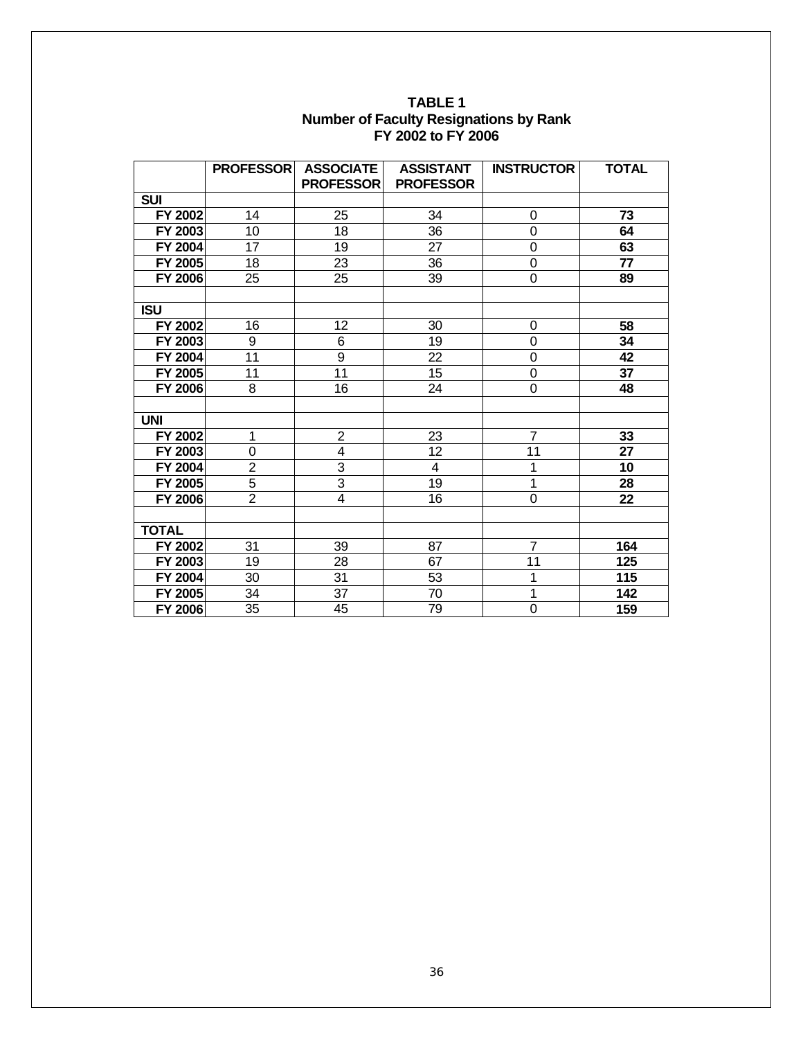**TABLE 1**
**Number of Faculty Resignations by Rank**
**FY 2002 to FY 2006**

| | PROFESSOR | ASSOCIATE PROFESSOR | ASSISTANT PROFESSOR | INSTRUCTOR | TOTAL |
|---|---|---|---|---|---|
| **SUI** | | | | | |
| **FY 2002** | 14 | 25 | 34 | 0 | **73** |
| **FY 2003** | 10 | 18 | 36 | 0 | **64** |
| **FY 2004** | 17 | 19 | 27 | 0 | **63** |
| **FY 2005** | 18 | 23 | 36 | 0 | **77** |
| **FY 2006** | 25 | 25 | 39 | 0 | **89** |
| | | | | | |
| **ISU** | | | | | |
| **FY 2002** | 16 | 12 | 30 | 0 | **58** |
| **FY 2003** | 9 | 6 | 19 | 0 | **34** |
| **FY 2004** | 11 | 9 | 22 | 0 | **42** |
| **FY 2005** | 11 | 11 | 15 | 0 | **37** |
| **FY 2006** | 8 | 16 | 24 | 0 | **48** |
| | | | | | |
| **UNI** | | | | | |
| **FY 2002** | 1 | 2 | 23 | 7 | **33** |
| **FY 2003** | 0 | 4 | 12 | 11 | **27** |
| **FY 2004** | 2 | 3 | 4 | 1 | **10** |
| **FY 2005** | 5 | 3 | 19 | 1 | **28** |
| **FY 2006** | 2 | 4 | 16 | 0 | **22** |
| | | | | | |
| **TOTAL** | | | | | |
| **FY 2002** | 31 | 39 | 87 | 7 | **164** |
| **FY 2003** | 19 | 28 | 67 | 11 | **125** |
| **FY 2004** | 30 | 31 | 53 | 1 | **115** |
| **FY 2005** | 34 | 37 | 70 | 1 | **142** |
| **FY 2006** | 35 | 45 | 79 | 0 | **159** |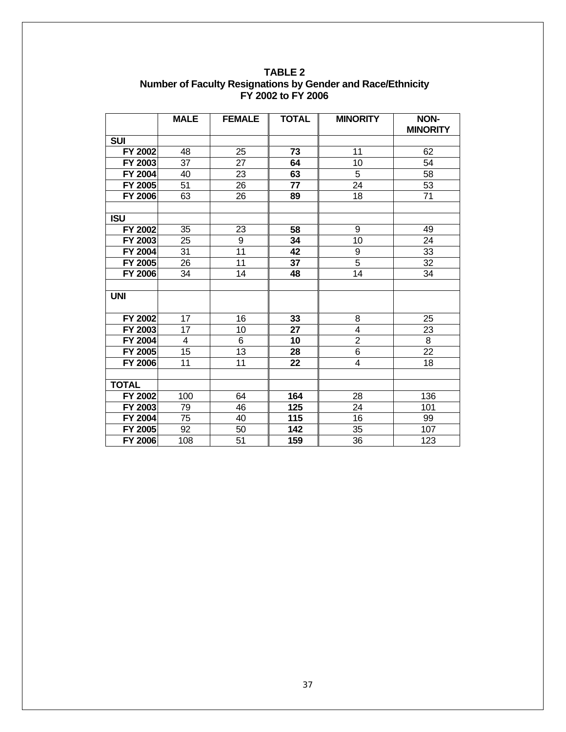# TABLE 2
## Number of Faculty Resignations by Gender and Race/Ethnicity
### FY 2002 to FY 2006

| | MALE | FEMALE | TOTAL | MINORITY | NON-MINORITY |
|---|---|---|---|---|---|
| **SUI** | | | | | |
| **FY 2002** | 48 | 25 | **73** | 11 | 62 |
| **FY 2003** | 37 | 27 | **64** | 10 | 54 |
| **FY 2004** | 40 | 23 | **63** | 5 | 58 |
| **FY 2005** | 51 | 26 | **77** | 24 | 53 |
| **FY 2006** | 63 | 26 | **89** | 18 | 71 |
| | | | | | |
| **ISU** | | | | | |
| **FY 2002** | 35 | 23 | **58** | 9 | 49 |
| **FY 2003** | 25 | 9 | **34** | 10 | 24 |
| **FY 2004** | 31 | 11 | **42** | 9 | 33 |
| **FY 2005** | 26 | 11 | **37** | 5 | 32 |
| **FY 2006** | 34 | 14 | **48** | 14 | 34 |
| | | | | | |
| **UNI** | | | | | |
| **FY 2002** | 17 | 16 | **33** | 8 | 25 |
| **FY 2003** | 17 | 10 | **27** | 4 | 23 |
| **FY 2004** | 4 | 6 | **10** | 2 | 8 |
| **FY 2005** | 15 | 13 | **28** | 6 | 22 |
| **FY 2006** | 11 | 11 | **22** | 4 | 18 |
| | | | | | |
| **TOTAL** | | | | | |
| **FY 2002** | 100 | 64 | **164** | 28 | 136 |
| **FY 2003** | 79 | 46 | **125** | 24 | 101 |
| **FY 2004** | 75 | 40 | **115** | 16 | 99 |
| **FY 2005** | 92 | 50 | **142** | 35 | 107 |
| **FY 2006** | 108 | 51 | **159** | 36 | 123 |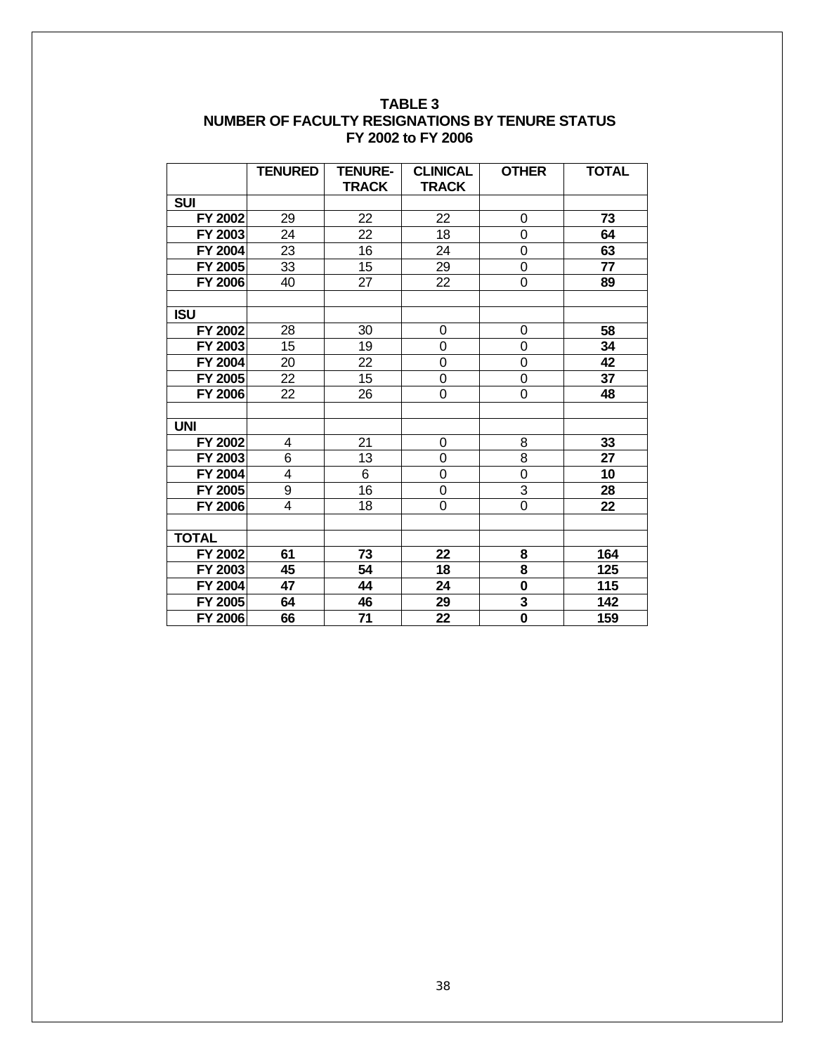**TABLE 3**
**NUMBER OF FACULTY RESIGNATIONS BY TENURE STATUS**
**FY 2002 to FY 2006**

| | TENURED | TENURE-TRACK | CLINICAL TRACK | OTHER | TOTAL |
|---|---|---|---|---|---|
| **SUI** | | | | | |
| **FY 2002** | 29 | 22 | 22 | 0 | **73** |
| **FY 2003** | 24 | 22 | 18 | 0 | **64** |
| **FY 2004** | 23 | 16 | 24 | 0 | **63** |
| **FY 2005** | 33 | 15 | 29 | 0 | **77** |
| **FY 2006** | 40 | 27 | 22 | 0 | **89** |
| | | | | | |
| **ISU** | | | | | |
| **FY 2002** | 28 | 30 | 0 | 0 | **58** |
| **FY 2003** | 15 | 19 | 0 | 0 | **34** |
| **FY 2004** | 20 | 22 | 0 | 0 | **42** |
| **FY 2005** | 22 | 15 | 0 | 0 | **37** |
| **FY 2006** | 22 | 26 | 0 | 0 | **48** |
| | | | | | |
| **UNI** | | | | | |
| **FY 2002** | 4 | 21 | 0 | 8 | **33** |
| **FY 2003** | 6 | 13 | 0 | 8 | **27** |
| **FY 2004** | 4 | 6 | 0 | 0 | **10** |
| **FY 2005** | 9 | 16 | 0 | 3 | **28** |
| **FY 2006** | 4 | 18 | 0 | 0 | **22** |
| | | | | | |
| **TOTAL** | | | | | |
| **FY 2002** | **61** | **73** | **22** | **8** | **164** |
| **FY 2003** | **45** | **54** | **18** | **8** | **125** |
| **FY 2004** | **47** | **44** | **24** | **0** | **115** |
| **FY 2005** | **64** | **46** | **29** | **3** | **142** |
| **FY 2006** | **66** | **71** | **22** | **0** | **159** |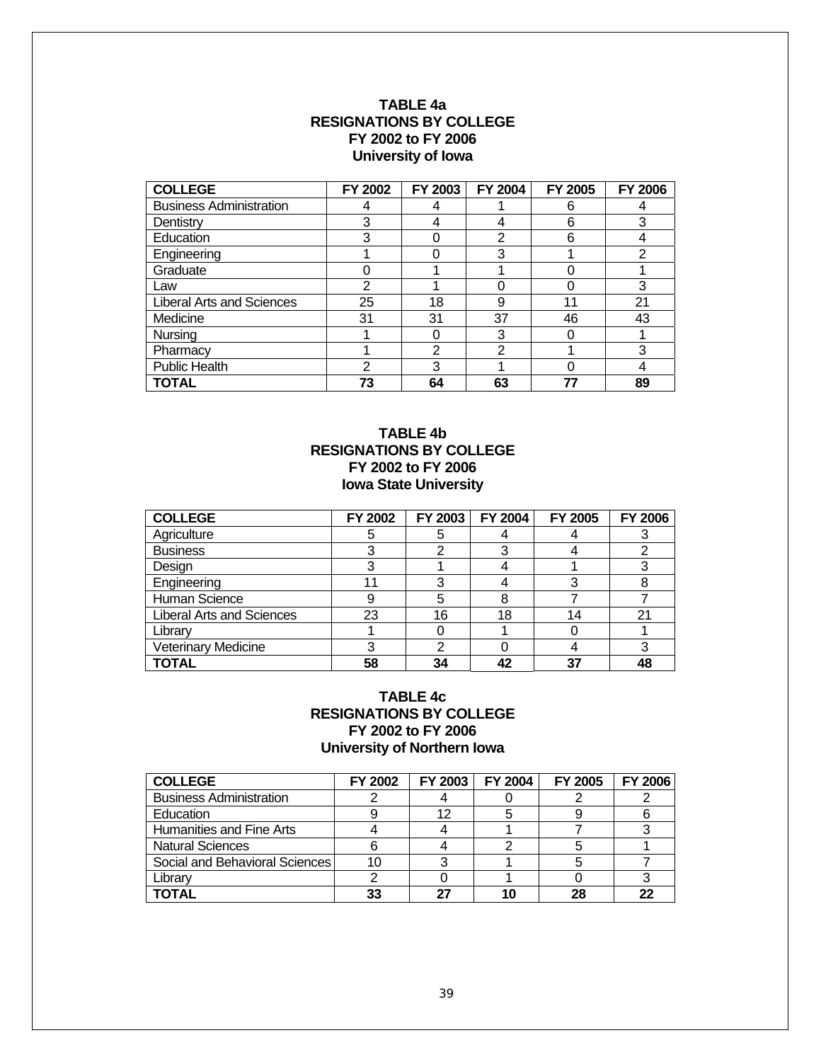**TABLE 4a**
**RESIGNATIONS BY COLLEGE**
**FY 2002 to FY 2006**
**University of Iowa**

| COLLEGE | FY 2002 | FY 2003 | FY 2004 | FY 2005 | FY 2006 |
|---|---|---|---|---|---|
| Business Administration | 4 | 4 | 1 | 6 | 4 |
| Dentistry | 3 | 4 | 4 | 6 | 3 |
| Education | 3 | 0 | 2 | 6 | 4 |
| Engineering | 1 | 0 | 3 | 1 | 2 |
| Graduate | 0 | 1 | 1 | 0 | 1 |
| Law | 2 | 1 | 0 | 0 | 3 |
| Liberal Arts and Sciences | 25 | 18 | 9 | 11 | 21 |
| Medicine | 31 | 31 | 37 | 46 | 43 |
| Nursing | 1 | 0 | 3 | 0 | 1 |
| Pharmacy | 1 | 2 | 2 | 1 | 3 |
| Public Health | 2 | 3 | 1 | 0 | 4 |
| **TOTAL** | **73** | **64** | **63** | **77** | **89** |

**TABLE 4b**
**RESIGNATIONS BY COLLEGE**
**FY 2002 to FY 2006**
**Iowa State University**

| COLLEGE | FY 2002 | FY 2003 | FY 2004 | FY 2005 | FY 2006 |
|---|---|---|---|---|---|
| Agriculture | 5 | 5 | 4 | 4 | 3 |
| Business | 3 | 2 | 3 | 4 | 2 |
| Design | 3 | 1 | 4 | 1 | 3 |
| Engineering | 11 | 3 | 4 | 3 | 8 |
| Human Science | 9 | 5 | 8 | 7 | 7 |
| Liberal Arts and Sciences | 23 | 16 | 18 | 14 | 21 |
| Library | 1 | 0 | 1 | 0 | 1 |
| Veterinary Medicine | 3 | 2 | 0 | 4 | 3 |
| **TOTAL** | **58** | **34** | **42** | **37** | **48** |

**TABLE 4c**
**RESIGNATIONS BY COLLEGE**
**FY 2002 to FY 2006**
**University of Northern Iowa**

| COLLEGE | FY 2002 | FY 2003 | FY 2004 | FY 2005 | FY 2006 |
|---|---|---|---|---|---|
| Business Administration | 2 | 4 | 0 | 2 | 2 |
| Education | 9 | 12 | 5 | 9 | 6 |
| Humanities and Fine Arts | 4 | 4 | 1 | 7 | 3 |
| Natural Sciences | 6 | 4 | 2 | 5 | 1 |
| Social and Behavioral Sciences | 10 | 3 | 1 | 5 | 7 |
| Library | 2 | 0 | 1 | 0 | 3 |
| **TOTAL** | **33** | **27** | **10** | **28** | **22** |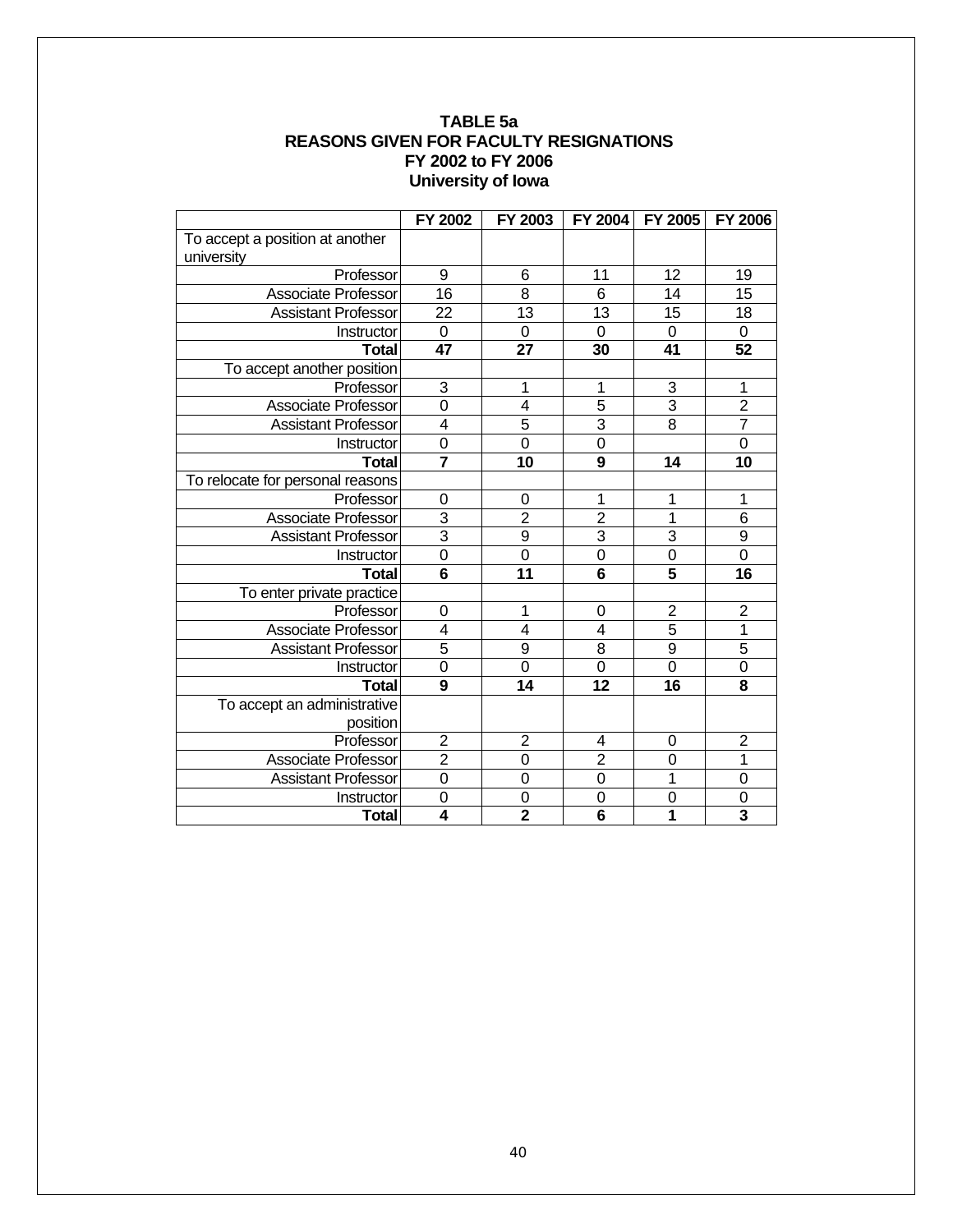# TABLE 5a
## REASONS GIVEN FOR FACULTY RESIGNATIONS
## FY 2002 to FY 2006
## University of Iowa

| | FY 2002 | FY 2003 | FY 2004 | FY 2005 | FY 2006 |
|---|---|---|---|---|---|
| To accept a position at another university | | | | | |
| Professor | 9 | 6 | 11 | 12 | 19 |
| Associate Professor | 16 | 8 | 6 | 14 | 15 |
| Assistant Professor | 22 | 13 | 13 | 15 | 18 |
| Instructor | 0 | 0 | 0 | 0 | 0 |
| **Total** | **47** | **27** | **30** | **41** | **52** |
| To accept another position | | | | | |
| Professor | 3 | 1 | 1 | 3 | 1 |
| Associate Professor | 0 | 4 | 5 | 3 | 2 |
| Assistant Professor | 4 | 5 | 3 | 8 | 7 |
| Instructor | 0 | 0 | 0 | | 0 |
| **Total** | **7** | **10** | **9** | **14** | **10** |
| To relocate for personal reasons | | | | | |
| Professor | 0 | 0 | 1 | 1 | 1 |
| Associate Professor | 3 | 2 | 2 | 1 | 6 |
| Assistant Professor | 3 | 9 | 3 | 3 | 9 |
| Instructor | 0 | 0 | 0 | 0 | 0 |
| **Total** | **6** | **11** | **6** | **5** | **16** |
| To enter private practice | | | | | |
| Professor | 0 | 1 | 0 | 2 | 2 |
| Associate Professor | 4 | 4 | 4 | 5 | 1 |
| Assistant Professor | 5 | 9 | 8 | 9 | 5 |
| Instructor | 0 | 0 | 0 | 0 | 0 |
| **Total** | **9** | **14** | **12** | **16** | **8** |
| To accept an administrative position | | | | | |
| Professor | 2 | 2 | 4 | 0 | 2 |
| Associate Professor | 2 | 0 | 2 | 0 | 1 |
| Assistant Professor | 0 | 0 | 0 | 1 | 0 |
| Instructor | 0 | 0 | 0 | 0 | 0 |
| **Total** | **4** | **2** | **6** | **1** | **3** |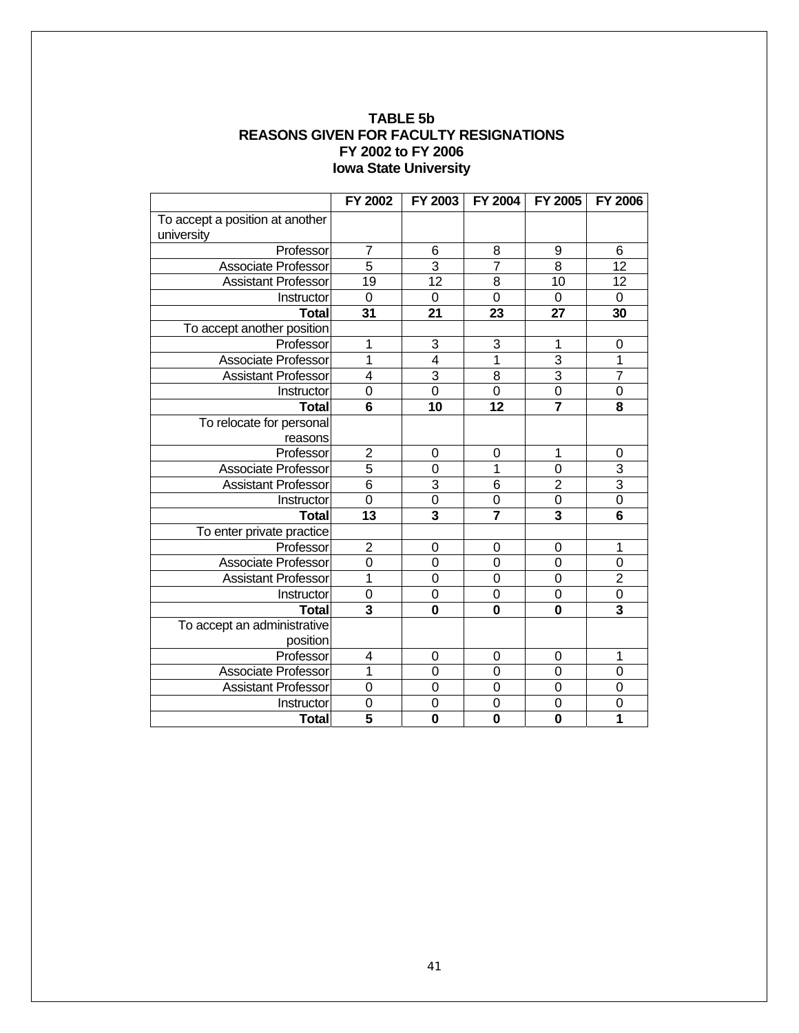**TABLE 5b**
**REASONS GIVEN FOR FACULTY RESIGNATIONS**
**FY 2002 to FY 2006**
**Iowa State University**

| | FY 2002 | FY 2003 | FY 2004 | FY 2005 | FY 2006 |
|---|---|---|---|---|---|
| To accept a position at another university | | | | | |
| Professor | 7 | 6 | 8 | 9 | 6 |
| Associate Professor | 5 | 3 | 7 | 8 | 12 |
| Assistant Professor | 19 | 12 | 8 | 10 | 12 |
| Instructor | 0 | 0 | 0 | 0 | 0 |
| **Total** | **31** | **21** | **23** | **27** | **30** |
| To accept another position | | | | | |
| Professor | 1 | 3 | 3 | 1 | 0 |
| Associate Professor | 1 | 4 | 1 | 3 | 1 |
| Assistant Professor | 4 | 3 | 8 | 3 | 7 |
| Instructor | 0 | 0 | 0 | 0 | 0 |
| **Total** | **6** | **10** | **12** | **7** | **8** |
| To relocate for personal reasons | | | | | |
| Professor | 2 | 0 | 0 | 1 | 0 |
| Associate Professor | 5 | 0 | 1 | 0 | 3 |
| Assistant Professor | 6 | 3 | 6 | 2 | 3 |
| Instructor | 0 | 0 | 0 | 0 | 0 |
| **Total** | **13** | **3** | **7** | **3** | **6** |
| To enter private practice | | | | | |
| Professor | 2 | 0 | 0 | 0 | 1 |
| Associate Professor | 0 | 0 | 0 | 0 | 0 |
| Assistant Professor | 1 | 0 | 0 | 0 | 2 |
| Instructor | 0 | 0 | 0 | 0 | 0 |
| **Total** | **3** | **0** | **0** | **0** | **3** |
| To accept an administrative position | | | | | |
| Professor | 4 | 0 | 0 | 0 | 1 |
| Associate Professor | 1 | 0 | 0 | 0 | 0 |
| Assistant Professor | 0 | 0 | 0 | 0 | 0 |
| Instructor | 0 | 0 | 0 | 0 | 0 |
| **Total** | **5** | **0** | **0** | **0** | **1** |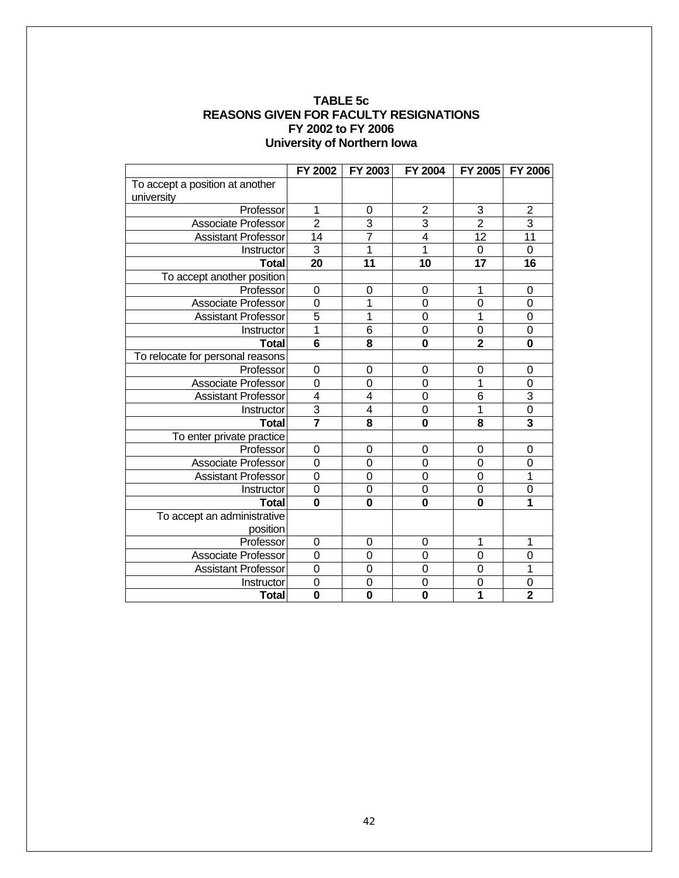**TABLE 5c**
**REASONS GIVEN FOR FACULTY RESIGNATIONS**
**FY 2002 to FY 2006**
**University of Northern Iowa**

| | FY 2002 | FY 2003 | FY 2004 | FY 2005 | FY 2006 |
|---|---|---|---|---|---|
| To accept a position at another university | | | | | |
| Professor | 1 | 0 | 2 | 3 | 2 |
| Associate Professor | 2 | 3 | 3 | 2 | 3 |
| Assistant Professor | 14 | 7 | 4 | 12 | 11 |
| Instructor | 3 | 1 | 1 | 0 | 0 |
| **Total** | **20** | **11** | **10** | **17** | **16** |
| To accept another position | | | | | |
| Professor | 0 | 0 | 0 | 1 | 0 |
| Associate Professor | 0 | 1 | 0 | 0 | 0 |
| Assistant Professor | 5 | 1 | 0 | 1 | 0 |
| Instructor | 1 | 6 | 0 | 0 | 0 |
| **Total** | **6** | **8** | **0** | **2** | **0** |
| To relocate for personal reasons | | | | | |
| Professor | 0 | 0 | 0 | 0 | 0 |
| Associate Professor | 0 | 0 | 0 | 1 | 0 |
| Assistant Professor | 4 | 4 | 0 | 6 | 3 |
| Instructor | 3 | 4 | 0 | 1 | 0 |
| **Total** | **7** | **8** | **0** | **8** | **3** |
| To enter private practice | | | | | |
| Professor | 0 | 0 | 0 | 0 | 0 |
| Associate Professor | 0 | 0 | 0 | 0 | 0 |
| Assistant Professor | 0 | 0 | 0 | 0 | 1 |
| Instructor | 0 | 0 | 0 | 0 | 0 |
| **Total** | **0** | **0** | **0** | **0** | **1** |
| To accept an administrative position | | | | | |
| Professor | 0 | 0 | 0 | 1 | 1 |
| Associate Professor | 0 | 0 | 0 | 0 | 0 |
| Assistant Professor | 0 | 0 | 0 | 0 | 1 |
| Instructor | 0 | 0 | 0 | 0 | 0 |
| **Total** | **0** | **0** | **0** | **1** | **2** |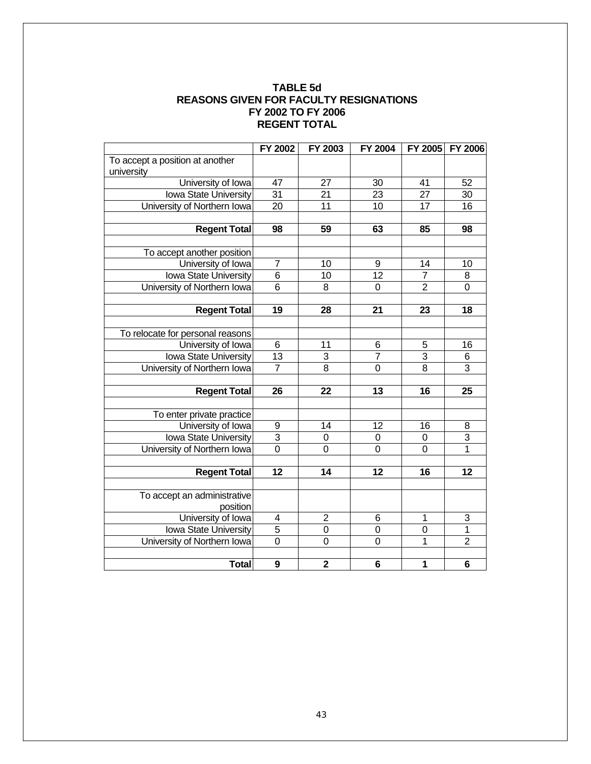**TABLE 5d**
**REASONS GIVEN FOR FACULTY RESIGNATIONS**
**FY 2002 TO FY 2006**
**REGENT TOTAL**

| | FY 2002 | FY 2003 | FY 2004 | FY 2005 | FY 2006 |
|---|---|---|---|---|---|
| To accept a position at another university | | | | | |
| University of Iowa | 47 | 27 | 30 | 41 | 52 |
| Iowa State University | 31 | 21 | 23 | 27 | 30 |
| University of Northern Iowa | 20 | 11 | 10 | 17 | 16 |
| | | | | | |
| **Regent Total** | **98** | **59** | **63** | **85** | **98** |
| | | | | | |
| To accept another position | | | | | |
| University of Iowa | 7 | 10 | 9 | 14 | 10 |
| Iowa State University | 6 | 10 | 12 | 7 | 8 |
| University of Northern Iowa | 6 | 8 | 0 | 2 | 0 |
| | | | | | |
| **Regent Total** | **19** | **28** | **21** | **23** | **18** |
| | | | | | |
| To relocate for personal reasons | | | | | |
| University of Iowa | 6 | 11 | 6 | 5 | 16 |
| Iowa State University | 13 | 3 | 7 | 3 | 6 |
| University of Northern Iowa | 7 | 8 | 0 | 8 | 3 |
| | | | | | |
| **Regent Total** | **26** | **22** | **13** | **16** | **25** |
| | | | | | |
| To enter private practice | | | | | |
| University of Iowa | 9 | 14 | 12 | 16 | 8 |
| Iowa State University | 3 | 0 | 0 | 0 | 3 |
| University of Northern Iowa | 0 | 0 | 0 | 0 | 1 |
| | | | | | |
| **Regent Total** | **12** | **14** | **12** | **16** | **12** |
| | | | | | |
| To accept an administrative position | | | | | |
| University of Iowa | 4 | 2 | 6 | 1 | 3 |
| Iowa State University | 5 | 0 | 0 | 0 | 1 |
| University of Northern Iowa | 0 | 0 | 0 | 1 | 2 |
| | | | | | |
| **Total** | **9** | **2** | **6** | **1** | **6** |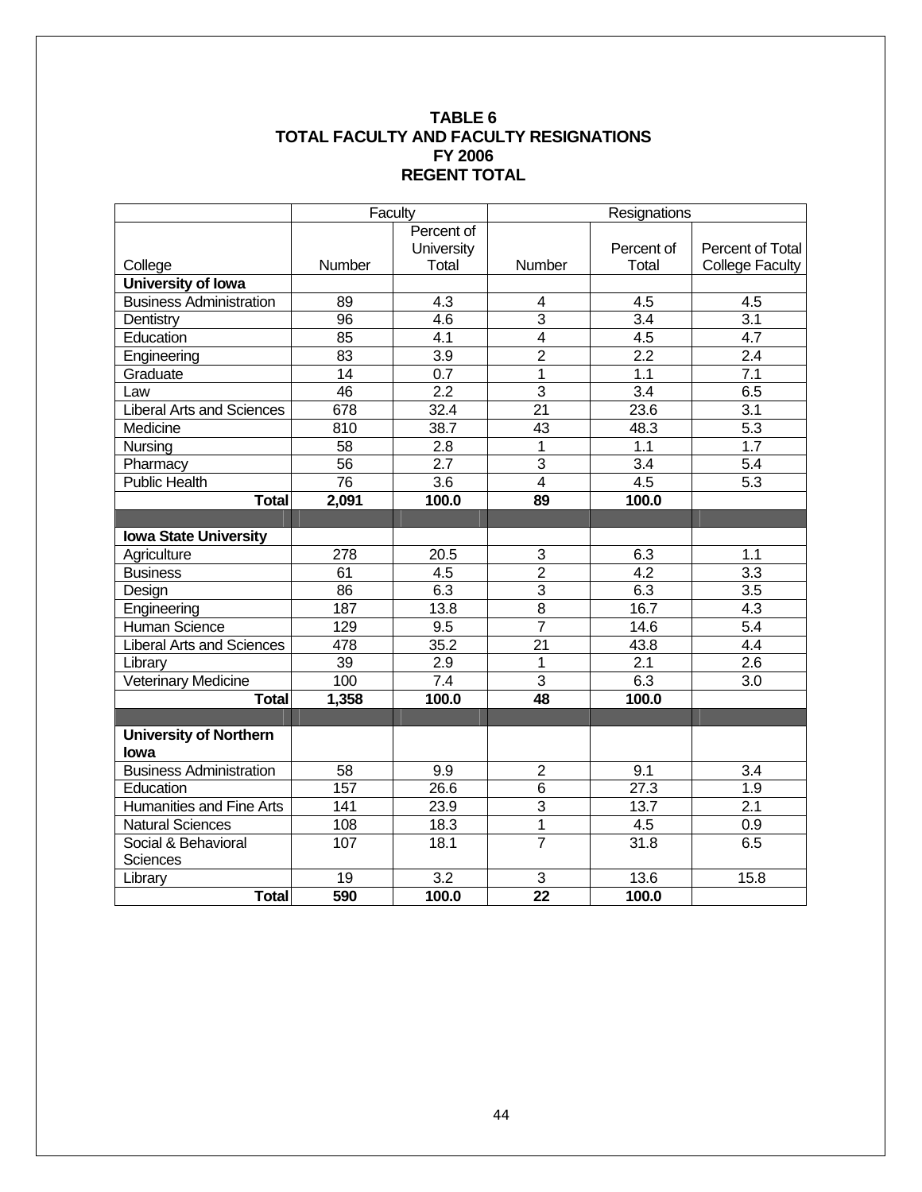# TABLE 6
# TOTAL FACULTY AND FACULTY RESIGNATIONS
# FY 2006
# REGENT TOTAL

| | Faculty | | Resignations | | |
|---|---|---|---|---|---|
| College | Number | Percent of University Total | Number | Percent of Total | Percent of Total College Faculty |
| **University of Iowa** | | | | | |
| Business Administration | 89 | 4.3 | 4 | 4.5 | 4.5 |
| Dentistry | 96 | 4.6 | 3 | 3.4 | 3.1 |
| Education | 85 | 4.1 | 4 | 4.5 | 4.7 |
| Engineering | 83 | 3.9 | 2 | 2.2 | 2.4 |
| Graduate | 14 | 0.7 | 1 | 1.1 | 7.1 |
| Law | 46 | 2.2 | 3 | 3.4 | 6.5 |
| Liberal Arts and Sciences | 678 | 32.4 | 21 | 23.6 | 3.1 |
| Medicine | 810 | 38.7 | 43 | 48.3 | 5.3 |
| Nursing | 58 | 2.8 | 1 | 1.1 | 1.7 |
| Pharmacy | 56 | 2.7 | 3 | 3.4 | 5.4 |
| Public Health | 76 | 3.6 | 4 | 4.5 | 5.3 |
| **Total** | **2,091** | **100.0** | **89** | **100.0** | |
| | | | | | |
| **Iowa State University** | | | | | |
| Agriculture | 278 | 20.5 | 3 | 6.3 | 1.1 |
| Business | 61 | 4.5 | 2 | 4.2 | 3.3 |
| Design | 86 | 6.3 | 3 | 6.3 | 3.5 |
| Engineering | 187 | 13.8 | 8 | 16.7 | 4.3 |
| Human Science | 129 | 9.5 | 7 | 14.6 | 5.4 |
| Liberal Arts and Sciences | 478 | 35.2 | 21 | 43.8 | 4.4 |
| Library | 39 | 2.9 | 1 | 2.1 | 2.6 |
| Veterinary Medicine | 100 | 7.4 | 3 | 6.3 | 3.0 |
| **Total** | **1,358** | **100.0** | **48** | **100.0** | |
| | | | | | |
| **University of Northern Iowa** | | | | | |
| Business Administration | 58 | 9.9 | 2 | 9.1 | 3.4 |
| Education | 157 | 26.6 | 6 | 27.3 | 1.9 |
| Humanities and Fine Arts | 141 | 23.9 | 3 | 13.7 | 2.1 |
| Natural Sciences | 108 | 18.3 | 1 | 4.5 | 0.9 |
| Social & Behavioral Sciences | 107 | 18.1 | 7 | 31.8 | 6.5 |
| Library | 19 | 3.2 | 3 | 13.6 | 15.8 |
| **Total** | **590** | **100.0** | **22** | **100.0** | |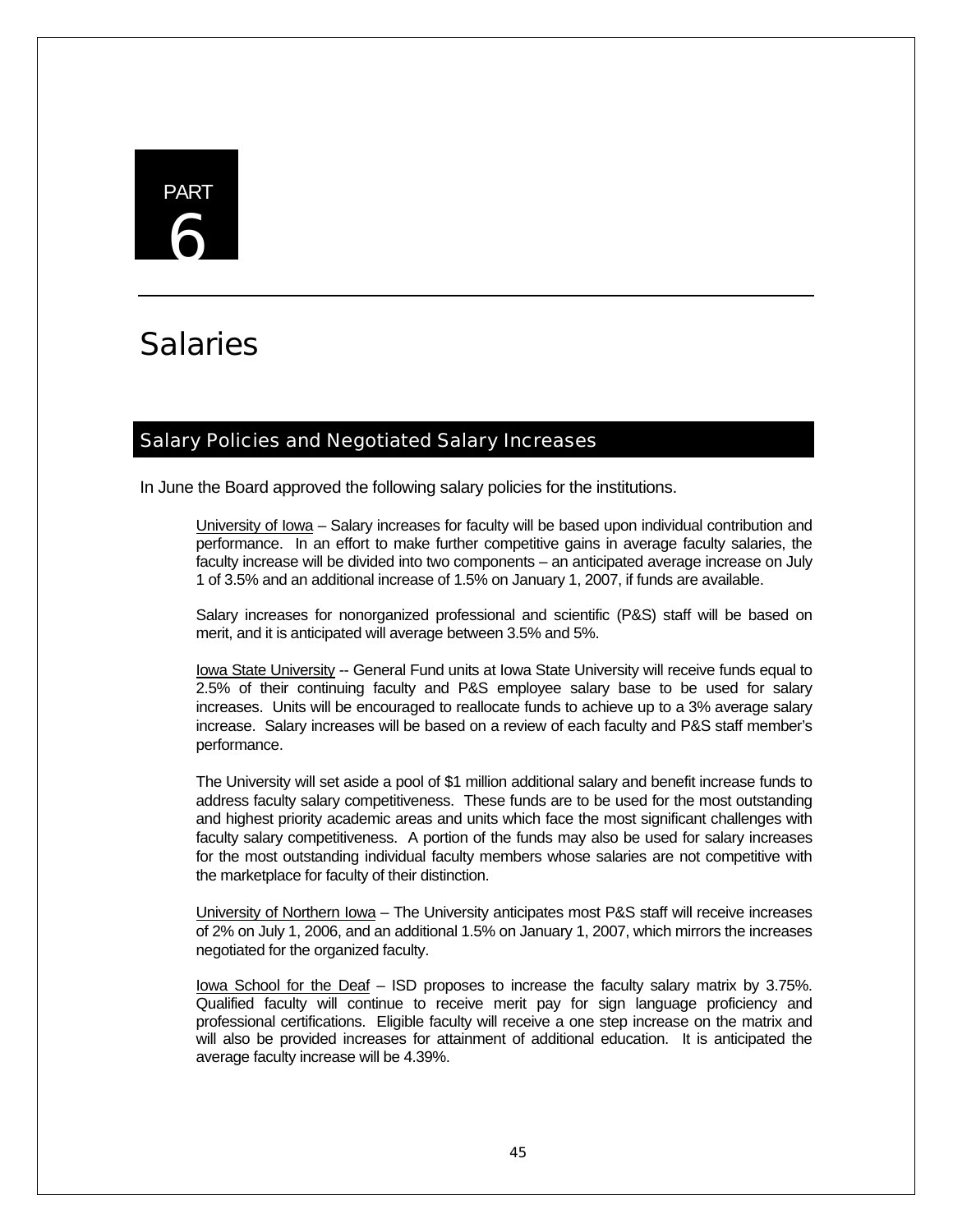# PART 6

# Salaries

## Salary Policies and Negotiated Salary Increases

In June the Board approved the following salary policies for the institutions.

University of Iowa – Salary increases for faculty will be based upon individual contribution and performance. In an effort to make further competitive gains in average faculty salaries, the faculty increase will be divided into two components – an anticipated average increase on July 1 of 3.5% and an additional increase of 1.5% on January 1, 2007, if funds are available.

Salary increases for nonorganized professional and scientific (P&S) staff will be based on merit, and it is anticipated will average between 3.5% and 5%.

Iowa State University -- General Fund units at Iowa State University will receive funds equal to 2.5% of their continuing faculty and P&S employee salary base to be used for salary increases. Units will be encouraged to reallocate funds to achieve up to a 3% average salary increase. Salary increases will be based on a review of each faculty and P&S staff member's performance.

The University will set aside a pool of $1 million additional salary and benefit increase funds to address faculty salary competitiveness. These funds are to be used for the most outstanding and highest priority academic areas and units which face the most significant challenges with faculty salary competitiveness. A portion of the funds may also be used for salary increases for the most outstanding individual faculty members whose salaries are not competitive with the marketplace for faculty of their distinction.

University of Northern Iowa – The University anticipates most P&S staff will receive increases of 2% on July 1, 2006, and an additional 1.5% on January 1, 2007, which mirrors the increases negotiated for the organized faculty.

Iowa School for the Deaf – ISD proposes to increase the faculty salary matrix by 3.75%. Qualified faculty will continue to receive merit pay for sign language proficiency and professional certifications. Eligible faculty will receive a one step increase on the matrix and will also be provided increases for attainment of additional education. It is anticipated the average faculty increase will be 4.39%.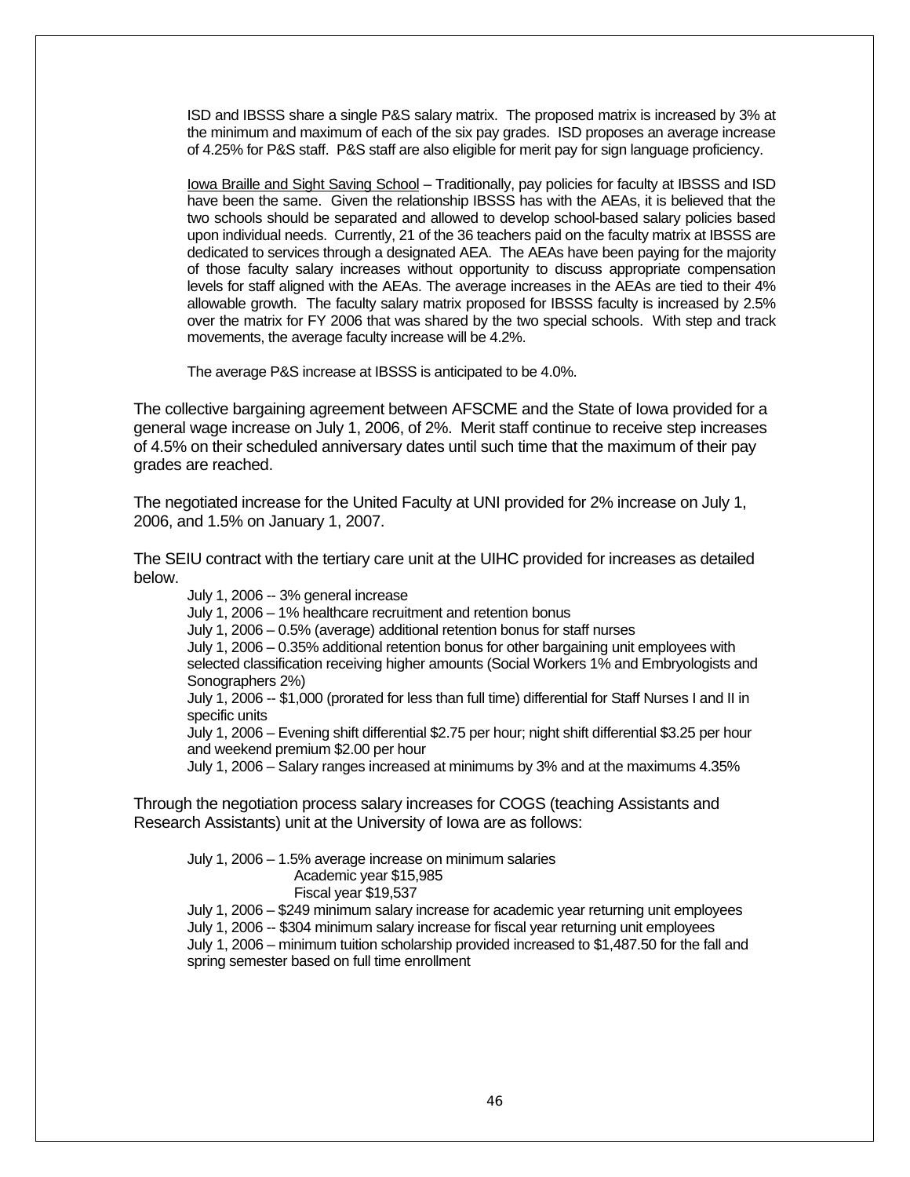ISD and IBSSS share a single P&S salary matrix. The proposed matrix is increased by 3% at the minimum and maximum of each of the six pay grades. ISD proposes an average increase of 4.25% for P&S staff. P&S staff are also eligible for merit pay for sign language proficiency.

Iowa Braille and Sight Saving School – Traditionally, pay policies for faculty at IBSSS and ISD have been the same. Given the relationship IBSSS has with the AEAs, it is believed that the two schools should be separated and allowed to develop school-based salary policies based upon individual needs. Currently, 21 of the 36 teachers paid on the faculty matrix at IBSSS are dedicated to services through a designated AEA. The AEAs have been paying for the majority of those faculty salary increases without opportunity to discuss appropriate compensation levels for staff aligned with the AEAs. The average increases in the AEAs are tied to their 4% allowable growth. The faculty salary matrix proposed for IBSSS faculty is increased by 2.5% over the matrix for FY 2006 that was shared by the two special schools. With step and track movements, the average faculty increase will be 4.2%.

The average P&S increase at IBSSS is anticipated to be 4.0%.

The collective bargaining agreement between AFSCME and the State of Iowa provided for a general wage increase on July 1, 2006, of 2%. Merit staff continue to receive step increases of 4.5% on their scheduled anniversary dates until such time that the maximum of their pay grades are reached.

The negotiated increase for the United Faculty at UNI provided for 2% increase on July 1, 2006, and 1.5% on January 1, 2007.

The SEIU contract with the tertiary care unit at the UIHC provided for increases as detailed below.

July 1, 2006 -- 3% general increase
July 1, 2006 – 1% healthcare recruitment and retention bonus
July 1, 2006 – 0.5% (average) additional retention bonus for staff nurses
July 1, 2006 – 0.35% additional retention bonus for other bargaining unit employees with selected classification receiving higher amounts (Social Workers 1% and Embryologists and Sonographers 2%)
July 1, 2006 -- $1,000 (prorated for less than full time) differential for Staff Nurses I and II in specific units
July 1, 2006 – Evening shift differential $2.75 per hour; night shift differential $3.25 per hour and weekend premium $2.00 per hour
July 1, 2006 – Salary ranges increased at minimums by 3% and at the maximums 4.35%

Through the negotiation process salary increases for COGS (teaching Assistants and Research Assistants) unit at the University of Iowa are as follows:

July 1, 2006 – 1.5% average increase on minimum salaries
 Academic year $15,985
 Fiscal year $19,537
July 1, 2006 – $249 minimum salary increase for academic year returning unit employees
July 1, 2006 -- $304 minimum salary increase for fiscal year returning unit employees
July 1, 2006 – minimum tuition scholarship provided increased to $1,487.50 for the fall and spring semester based on full time enrollment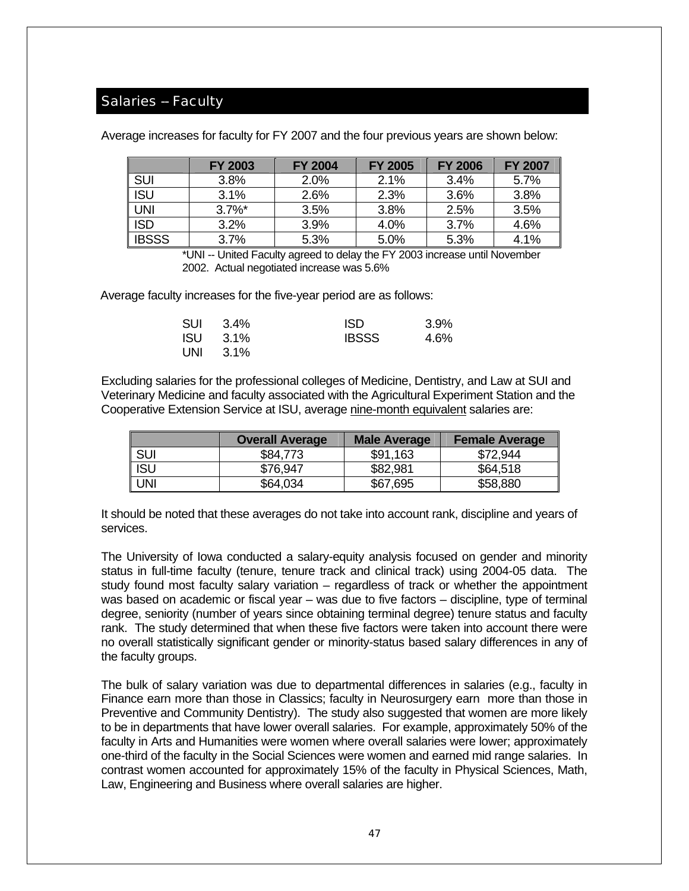## Salaries – Faculty

Average increases for faculty for FY 2007 and the four previous years are shown below:

| | FY 2003 | FY 2004 | FY 2005 | FY 2006 | FY 2007 |
|---|---|---|---|---|---|
| SUI | 3.8% | 2.0% | 2.1% | 3.4% | 5.7% |
| ISU | 3.1% | 2.6% | 2.3% | 3.6% | 3.8% |
| UNI | 3.7%* | 3.5% | 3.8% | 2.5% | 3.5% |
| ISD | 3.2% | 3.9% | 4.0% | 3.7% | 4.6% |
| IBSSS | 3.7% | 5.3% | 5.0% | 5.3% | 4.1% |

*UNI -- United Faculty agreed to delay the FY 2003 increase until November 2002. Actual negotiated increase was 5.6%

Average faculty increases for the five-year period are as follows:

SUI 3.4%
ISU 3.1%
UNI 3.1%
ISD 3.9%
IBSSS 4.6%

Excluding salaries for the professional colleges of Medicine, Dentistry, and Law at SUI and Veterinary Medicine and faculty associated with the Agricultural Experiment Station and the Cooperative Extension Service at ISU, average nine-month equivalent salaries are:

| | Overall Average | Male Average | Female Average |
|---|---|---|---|
| SUI | $84,773 | $91,163 | $72,944 |
| ISU | $76,947 | $82,981 | $64,518 |
| UNI | $64,034 | $67,695 | $58,880 |

It should be noted that these averages do not take into account rank, discipline and years of services.

The University of Iowa conducted a salary-equity analysis focused on gender and minority status in full-time faculty (tenure, tenure track and clinical track) using 2004-05 data. The study found most faculty salary variation – regardless of track or whether the appointment was based on academic or fiscal year – was due to five factors – discipline, type of terminal degree, seniority (number of years since obtaining terminal degree) tenure status and faculty rank. The study determined that when these five factors were taken into account there were no overall statistically significant gender or minority-status based salary differences in any of the faculty groups.

The bulk of salary variation was due to departmental differences in salaries (e.g., faculty in Finance earn more than those in Classics; faculty in Neurosurgery earn more than those in Preventive and Community Dentistry). The study also suggested that women are more likely to be in departments that have lower overall salaries. For example, approximately 50% of the faculty in Arts and Humanities were women where overall salaries were lower; approximately one-third of the faculty in the Social Sciences were women and earned mid range salaries. In contrast women accounted for approximately 15% of the faculty in Physical Sciences, Math, Law, Engineering and Business where overall salaries are higher.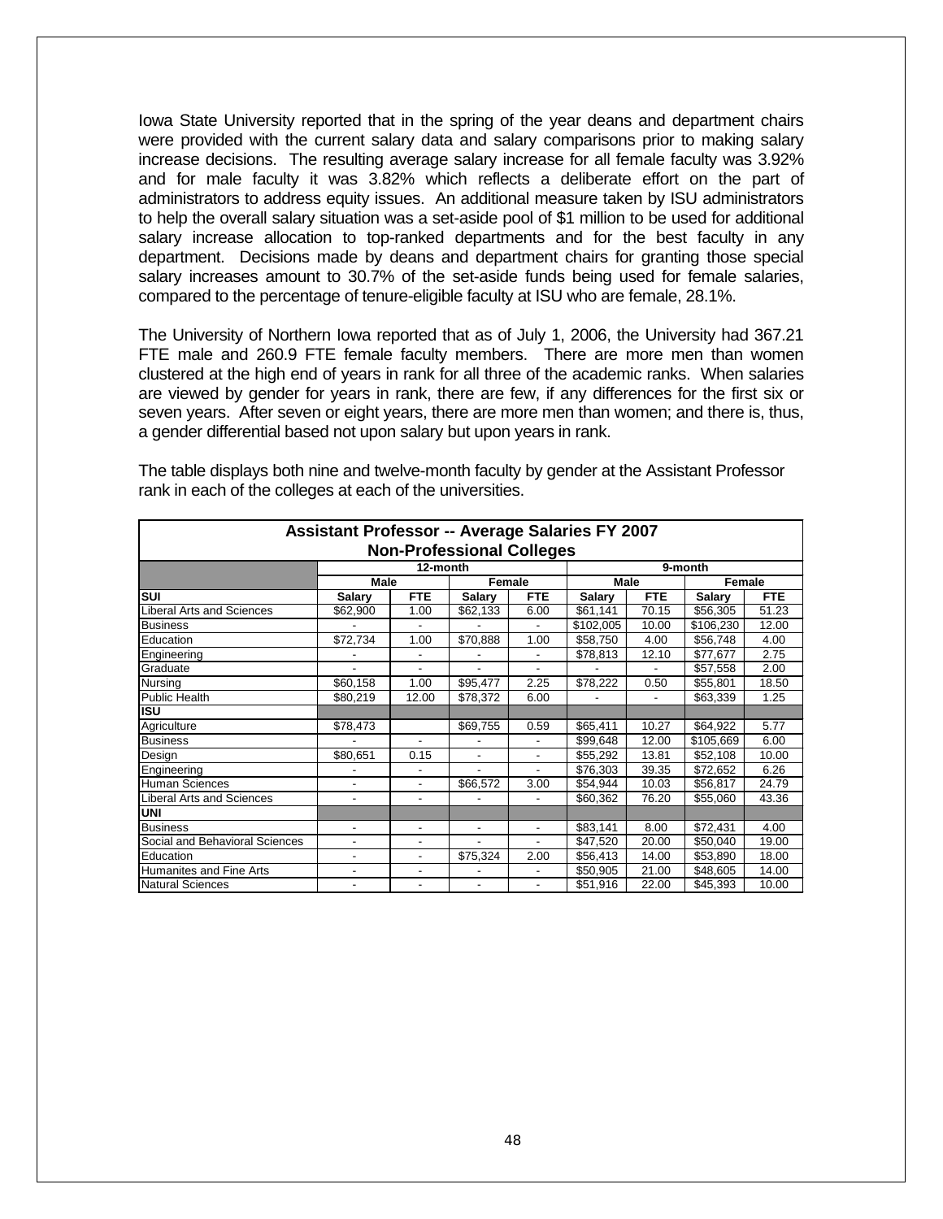Iowa State University reported that in the spring of the year deans and department chairs were provided with the current salary data and salary comparisons prior to making salary increase decisions. The resulting average salary increase for all female faculty was 3.92% and for male faculty it was 3.82% which reflects a deliberate effort on the part of administrators to address equity issues. An additional measure taken by ISU administrators to help the overall salary situation was a set-aside pool of $1 million to be used for additional salary increase allocation to top-ranked departments and for the best faculty in any department. Decisions made by deans and department chairs for granting those special salary increases amount to 30.7% of the set-aside funds being used for female salaries, compared to the percentage of tenure-eligible faculty at ISU who are female, 28.1%.

The University of Northern Iowa reported that as of July 1, 2006, the University had 367.21 FTE male and 260.9 FTE female faculty members. There are more men than women clustered at the high end of years in rank for all three of the academic ranks. When salaries are viewed by gender for years in rank, there are few, if any differences for the first six or seven years. After seven or eight years, there are more men than women; and there is, thus, a gender differential based not upon salary but upon years in rank.

The table displays both nine and twelve-month faculty by gender at the Assistant Professor rank in each of the colleges at each of the universities.

**Assistant Professor -- Average Salaries FY 2007**
**Non-Professional Colleges**

| | 12-month | | | | 9-month | | | |
|---|---|---|---|---|---|---|---|---|
| | Male | | Female | | Male | | Female | |
| **SUI** | **Salary** | **FTE** | **Salary** | **FTE** | **Salary** | **FTE** | **Salary** | **FTE** |
| Liberal Arts and Sciences | $62,900 | 1.00 | $62,133 | 6.00 | $61,141 | 70.15 | $56,305 | 51.23 |
| Business | - | - | - | - | $102,005 | 10.00 | $106,230 | 12.00 |
| Education | $72,734 | 1.00 | $70,888 | 1.00 | $58,750 | 4.00 | $56,748 | 4.00 |
| Engineering | - | - | - | - | $78,813 | 12.10 | $77,677 | 2.75 |
| Graduate | - | - | - | - | - | - | $57,558 | 2.00 |
| Nursing | $60,158 | 1.00 | $95,477 | 2.25 | $78,222 | 0.50 | $55,801 | 18.50 |
| Public Health | $80,219 | 12.00 | $78,372 | 6.00 | - | - | $63,339 | 1.25 |
| **ISU** | | | | | | | | |
| Agriculture | $78,473 | | $69,755 | 0.59 | $65,411 | 10.27 | $64,922 | 5.77 |
| Business | - | - | - | - | $99,648 | 12.00 | $105,669 | 6.00 |
| Design | $80,651 | 0.15 | - | - | $55,292 | 13.81 | $52,108 | 10.00 |
| Engineering | - | - | - | - | $76,303 | 39.35 | $72,652 | 6.26 |
| Human Sciences | - | - | $66,572 | 3.00 | $54,944 | 10.03 | $56,817 | 24.79 |
| Liberal Arts and Sciences | - | - | - | - | $60,362 | 76.20 | $55,060 | 43.36 |
| **UNI** | | | | | | | | |
| Business | - | - | - | - | $83,141 | 8.00 | $72,431 | 4.00 |
| Social and Behavioral Sciences | - | - | - | - | $47,520 | 20.00 | $50,040 | 19.00 |
| Education | - | - | $75,324 | 2.00 | $56,413 | 14.00 | $53,890 | 18.00 |
| Humanites and Fine Arts | - | - | - | - | $50,905 | 21.00 | $48,605 | 14.00 |
| Natural Sciences | - | - | - | - | $51,916 | 22.00 | $45,393 | 10.00 |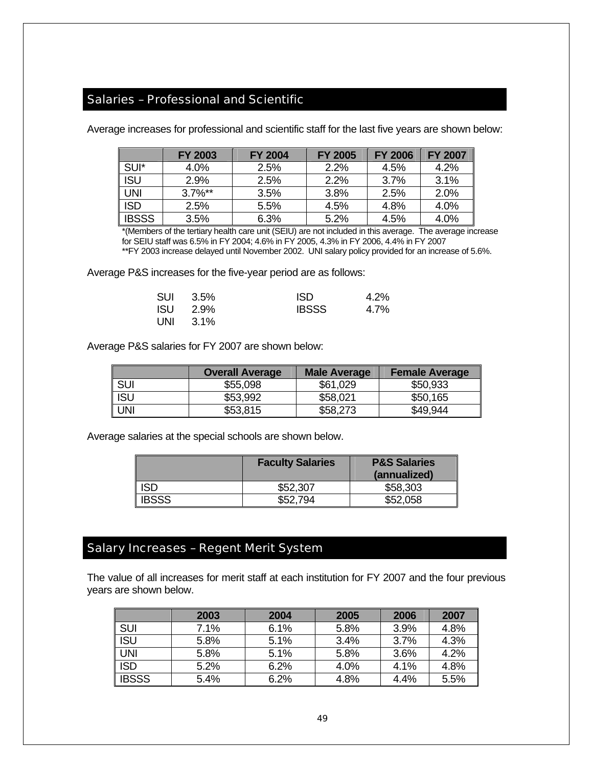## Salaries – Professional and Scientific

Average increases for professional and scientific staff for the last five years are shown below:

| | FY 2003 | FY 2004 | FY 2005 | FY 2006 | FY 2007 |
|---|---|---|---|---|---|
| SUI* | 4.0% | 2.5% | 2.2% | 4.5% | 4.2% |
| ISU | 2.9% | 2.5% | 2.2% | 3.7% | 3.1% |
| UNI | 3.7%** | 3.5% | 3.8% | 2.5% | 2.0% |
| ISD | 2.5% | 5.5% | 4.5% | 4.8% | 4.0% |
| IBSSS | 3.5% | 6.3% | 5.2% | 4.5% | 4.0% |

*(Members of the tertiary health care unit (SEIU) are not included in this average. The average increase for SEIU staff was 6.5% in FY 2004; 4.6% in FY 2005, 4.3% in FY 2006, 4.4% in FY 2007

**FY 2003 increase delayed until November 2002. UNI salary policy provided for an increase of 5.6%.

Average P&S increases for the five-year period are as follows:

| | | | |
|---|---|---|---|
| SUI | 3.5% | ISD | 4.2% |
| ISU | 2.9% | IBSSS | 4.7% |
| UNI | 3.1% | | |

Average P&S salaries for FY 2007 are shown below:

| | Overall Average | Male Average | Female Average |
|---|---|---|---|
| SUI | $55,098 | $61,029 | $50,933 |
| ISU | $53,992 | $58,021 | $50,165 |
| UNI | $53,815 | $58,273 | $49,944 |

Average salaries at the special schools are shown below.

| | Faculty Salaries | P&S Salaries (annualized) |
|---|---|---|
| ISD | $52,307 | $58,303 |
| IBSSS | $52,794 | $52,058 |

## Salary Increases – Regent Merit System

The value of all increases for merit staff at each institution for FY 2007 and the four previous years are shown below.

| | 2003 | 2004 | 2005 | 2006 | 2007 |
|---|---|---|---|---|---|
| SUI | 7.1% | 6.1% | 5.8% | 3.9% | 4.8% |
| ISU | 5.8% | 5.1% | 3.4% | 3.7% | 4.3% |
| UNI | 5.8% | 5.1% | 5.8% | 3.6% | 4.2% |
| ISD | 5.2% | 6.2% | 4.0% | 4.1% | 4.8% |
| IBSSS | 5.4% | 6.2% | 4.8% | 4.4% | 5.5% |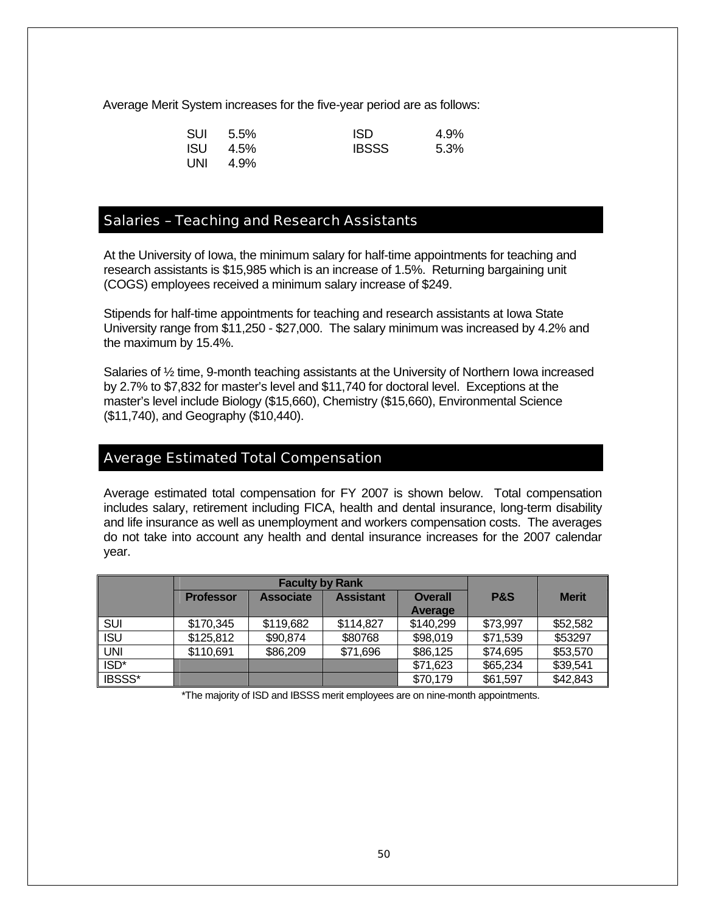Average Merit System increases for the five-year period are as follows:

| | | | |
|---|---|---|---|
| SUI | 5.5% | ISD | 4.9% |
| ISU | 4.5% | IBSSS | 5.3% |
| UNI | 4.9% | | |

## Salaries – Teaching and Research Assistants

At the University of Iowa, the minimum salary for half-time appointments for teaching and research assistants is $15,985 which is an increase of 1.5%. Returning bargaining unit (COGS) employees received a minimum salary increase of $249.

Stipends for half-time appointments for teaching and research assistants at Iowa State University range from $11,250 - $27,000. The salary minimum was increased by 4.2% and the maximum by 15.4%.

Salaries of ½ time, 9-month teaching assistants at the University of Northern Iowa increased by 2.7% to $7,832 for master's level and $11,740 for doctoral level. Exceptions at the master's level include Biology ($15,660), Chemistry ($15,660), Environmental Science ($11,740), and Geography ($10,440).

## Average Estimated Total Compensation

Average estimated total compensation for FY 2007 is shown below. Total compensation includes salary, retirement including FICA, health and dental insurance, long-term disability and life insurance as well as unemployment and workers compensation costs. The averages do not take into account any health and dental insurance increases for the 2007 calendar year.

| | Faculty by Rank | | | | P&S | Merit |
|---|---|---|---|---|---|---|
| | Professor | Associate | Assistant | Overall Average | | |
| SUI | $170,345 | $119,682 | $114,827 | $140,299 | $73,997 | $52,582 |
| ISU | $125,812 | $90,874 | $80768 | $98,019 | $71,539 | $53297 |
| UNI | $110,691 | $86,209 | $71,696 | $86,125 | $74,695 | $53,570 |
| ISD* | | | | $71,623 | $65,234 | $39,541 |
| IBSSS* | | | | $70,179 | $61,597 | $42,843 |

*The majority of ISD and IBSSS merit employees are on nine-month appointments.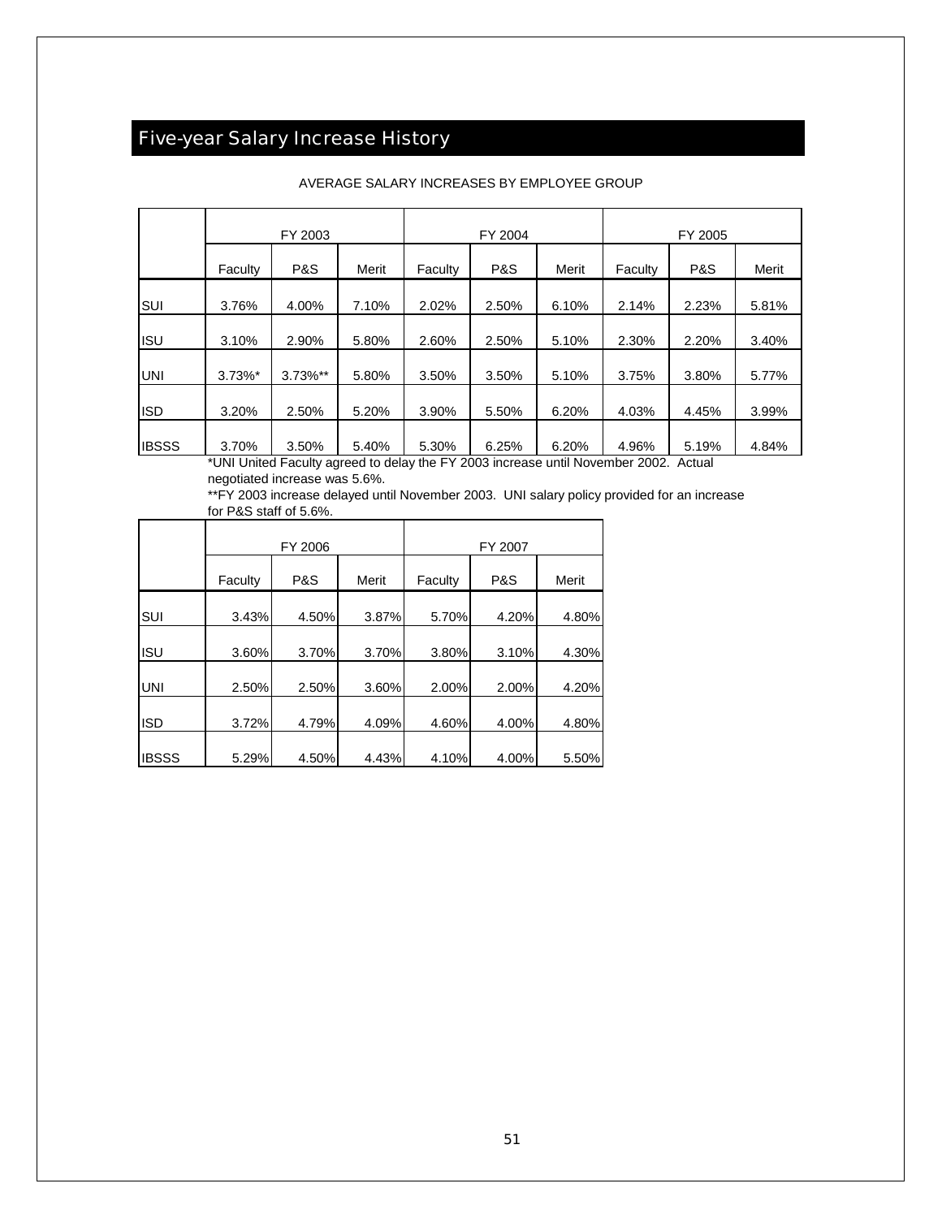## Five-year Salary Increase History

AVERAGE SALARY INCREASES BY EMPLOYEE GROUP

| | FY 2003 | | | FY 2004 | | | FY 2005 | | |
|---|---|---|---|---|---|---|---|---|---|
| | Faculty | P&S | Merit | Faculty | P&S | Merit | Faculty | P&S | Merit |
| SUI | 3.76% | 4.00% | 7.10% | 2.02% | 2.50% | 6.10% | 2.14% | 2.23% | 5.81% |
| ISU | 3.10% | 2.90% | 5.80% | 2.60% | 2.50% | 5.10% | 2.30% | 2.20% | 3.40% |
| UNI | 3.73%* | 3.73%** | 5.80% | 3.50% | 3.50% | 5.10% | 3.75% | 3.80% | 5.77% |
| ISD | 3.20% | 2.50% | 5.20% | 3.90% | 5.50% | 6.20% | 4.03% | 4.45% | 3.99% |
| IBSSS | 3.70% | 3.50% | 5.40% | 5.30% | 6.25% | 6.20% | 4.96% | 5.19% | 4.84% |

*UNI United Faculty agreed to delay the FY 2003 increase until November 2002. Actual negotiated increase was 5.6%.

**FY 2003 increase delayed until November 2003. UNI salary policy provided for an increase for P&S staff of 5.6%.

| | FY 2006 | | | FY 2007 | | |
|---|---|---|---|---|---|---|
| | Faculty | P&S | Merit | Faculty | P&S | Merit |
| SUI | 3.43% | 4.50% | 3.87% | 5.70% | 4.20% | 4.80% |
| ISU | 3.60% | 3.70% | 3.70% | 3.80% | 3.10% | 4.30% |
| UNI | 2.50% | 2.50% | 3.60% | 2.00% | 2.00% | 4.20% |
| ISD | 3.72% | 4.79% | 4.09% | 4.60% | 4.00% | 4.80% |
| IBSSS | 5.29% | 4.50% | 4.43% | 4.10% | 4.00% | 5.50% |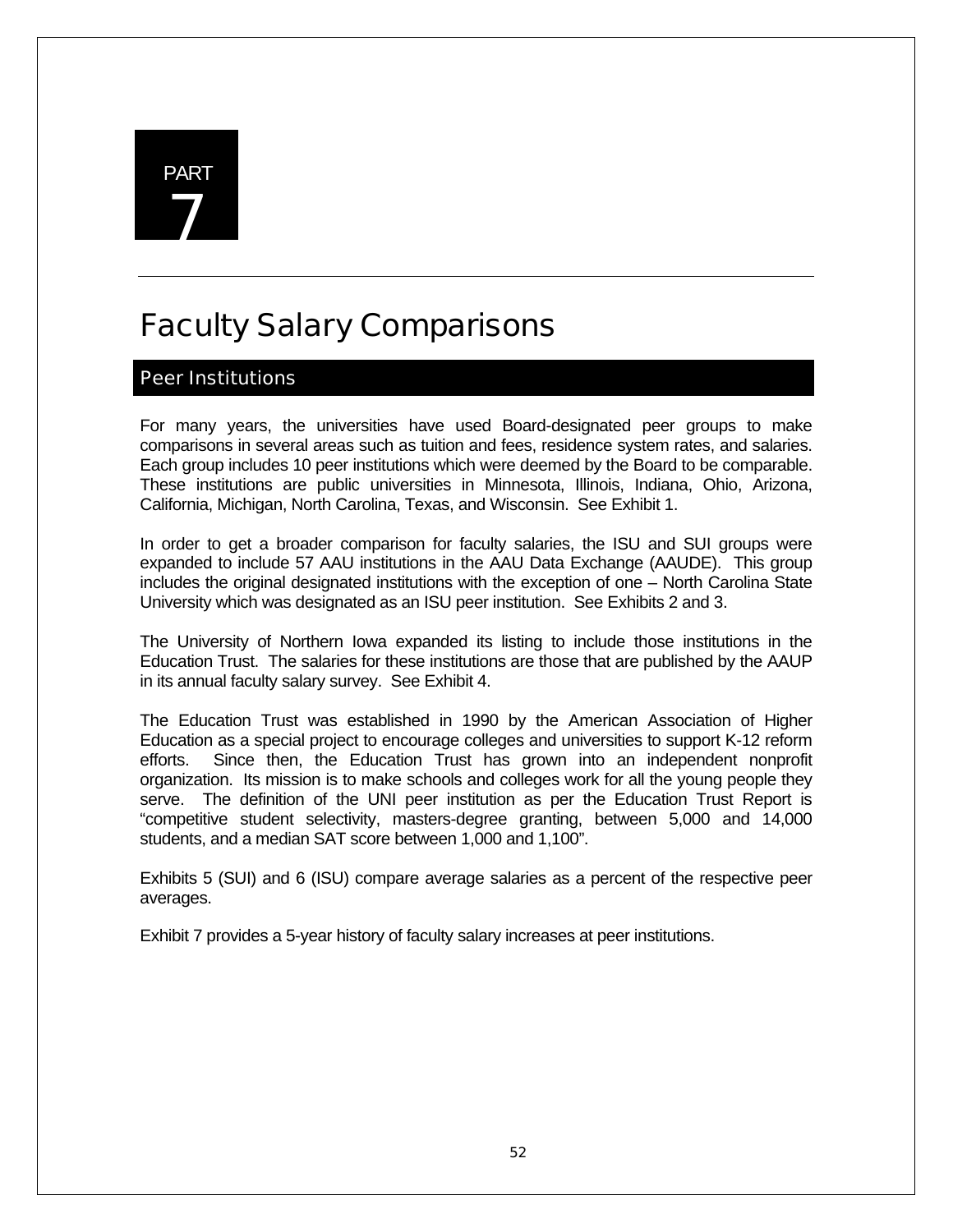# PART 7

# Faculty Salary Comparisons

## Peer Institutions

For many years, the universities have used Board-designated peer groups to make comparisons in several areas such as tuition and fees, residence system rates, and salaries. Each group includes 10 peer institutions which were deemed by the Board to be comparable. These institutions are public universities in Minnesota, Illinois, Indiana, Ohio, Arizona, California, Michigan, North Carolina, Texas, and Wisconsin. See Exhibit 1.

In order to get a broader comparison for faculty salaries, the ISU and SUI groups were expanded to include 57 AAU institutions in the AAU Data Exchange (AAUDE). This group includes the original designated institutions with the exception of one – North Carolina State University which was designated as an ISU peer institution. See Exhibits 2 and 3.

The University of Northern Iowa expanded its listing to include those institutions in the Education Trust. The salaries for these institutions are those that are published by the AAUP in its annual faculty salary survey. See Exhibit 4.

The Education Trust was established in 1990 by the American Association of Higher Education as a special project to encourage colleges and universities to support K-12 reform efforts. Since then, the Education Trust has grown into an independent nonprofit organization. Its mission is to make schools and colleges work for all the young people they serve. The definition of the UNI peer institution as per the Education Trust Report is "competitive student selectivity, masters-degree granting, between 5,000 and 14,000 students, and a median SAT score between 1,000 and 1,100".

Exhibits 5 (SUI) and 6 (ISU) compare average salaries as a percent of the respective peer averages.

Exhibit 7 provides a 5-year history of faculty salary increases at peer institutions.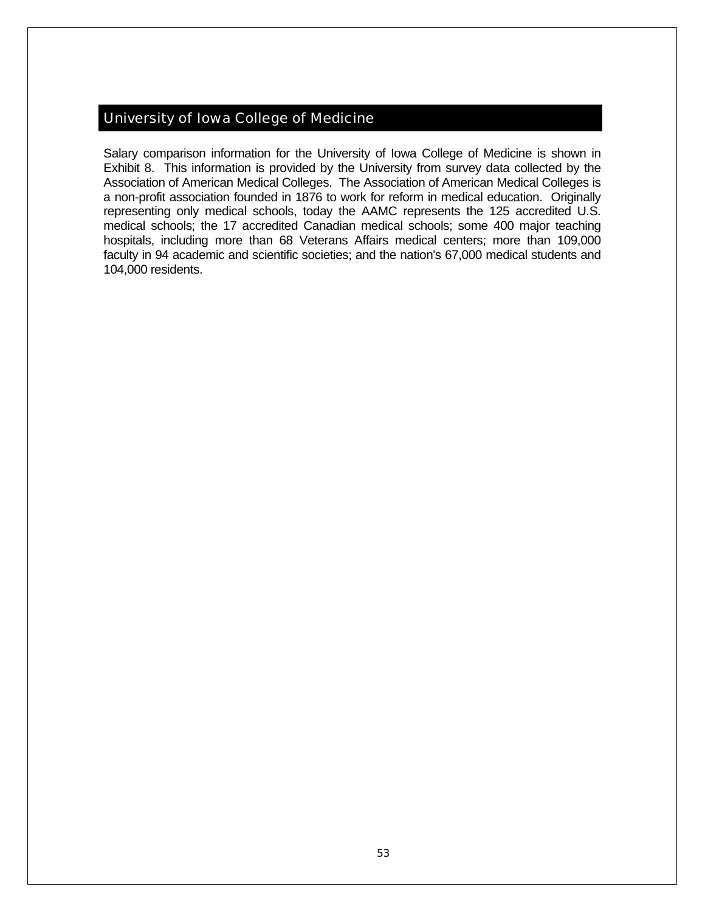## University of Iowa College of Medicine

Salary comparison information for the University of Iowa College of Medicine is shown in Exhibit 8. This information is provided by the University from survey data collected by the Association of American Medical Colleges. The Association of American Medical Colleges is a non-profit association founded in 1876 to work for reform in medical education. Originally representing only medical schools, today the AAMC represents the 125 accredited U.S. medical schools; the 17 accredited Canadian medical schools; some 400 major teaching hospitals, including more than 68 Veterans Affairs medical centers; more than 109,000 faculty in 94 academic and scientific societies; and the nation's 67,000 medical students and 104,000 residents.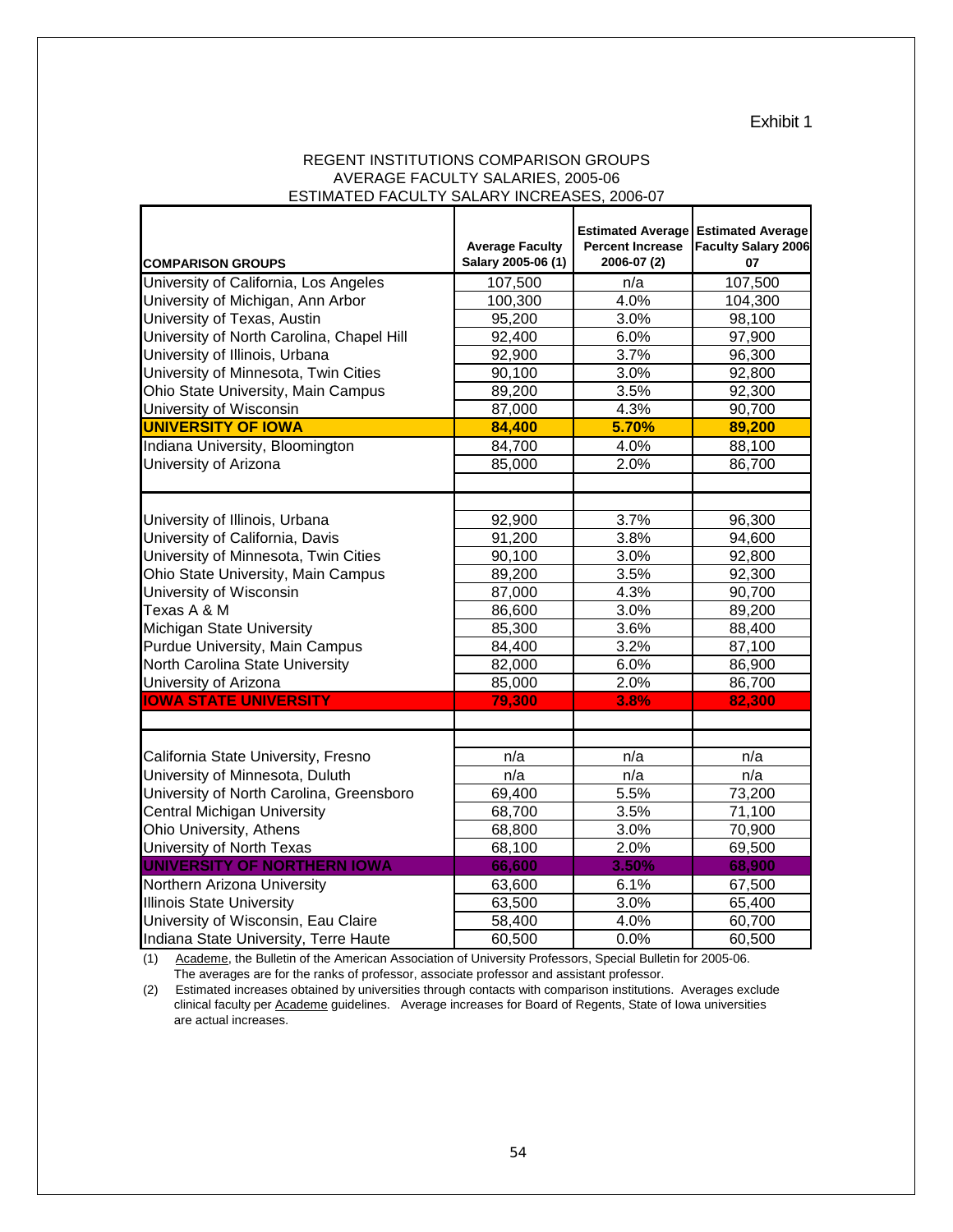Exhibit 1

REGENT INSTITUTIONS COMPARISON GROUPS
AVERAGE FACULTY SALARIES, 2005-06
ESTIMATED FACULTY SALARY INCREASES, 2006-07

| COMPARISON GROUPS | Average Faculty Salary 2005-06 (1) | Estimated Average Percent Increase 2006-07 (2) | Estimated Average Faculty Salary 2006-07 |
|---|---|---|---|
| University of California, Los Angeles | 107,500 | n/a | 107,500 |
| University of Michigan, Ann Arbor | 100,300 | 4.0% | 104,300 |
| University of Texas, Austin | 95,200 | 3.0% | 98,100 |
| University of North Carolina, Chapel Hill | 92,400 | 6.0% | 97,900 |
| University of Illinois, Urbana | 92,900 | 3.7% | 96,300 |
| University of Minnesota, Twin Cities | 90,100 | 3.0% | 92,800 |
| Ohio State University, Main Campus | 89,200 | 3.5% | 92,300 |
| University of Wisconsin | 87,000 | 4.3% | 90,700 |
| **UNIVERSITY OF IOWA** | **84,400** | **5.70%** | **89,200** |
| Indiana University, Bloomington | 84,700 | 4.0% | 88,100 |
| University of Arizona | 85,000 | 2.0% | 86,700 |
| | | | |
| | | | |
| University of Illinois, Urbana | 92,900 | 3.7% | 96,300 |
| University of California, Davis | 91,200 | 3.8% | 94,600 |
| University of Minnesota, Twin Cities | 90,100 | 3.0% | 92,800 |
| Ohio State University, Main Campus | 89,200 | 3.5% | 92,300 |
| University of Wisconsin | 87,000 | 4.3% | 90,700 |
| Texas A & M | 86,600 | 3.0% | 89,200 |
| Michigan State University | 85,300 | 3.6% | 88,400 |
| Purdue University, Main Campus | 84,400 | 3.2% | 87,100 |
| North Carolina State University | 82,000 | 6.0% | 86,900 |
| University of Arizona | 85,000 | 2.0% | 86,700 |
| **IOWA STATE UNIVERSITY** | **79,300** | **3.8%** | **82,300** |
| | | | |
| | | | |
| California State University, Fresno | n/a | n/a | n/a |
| University of Minnesota, Duluth | n/a | n/a | n/a |
| University of North Carolina, Greensboro | 69,400 | 5.5% | 73,200 |
| Central Michigan University | 68,700 | 3.5% | 71,100 |
| Ohio University, Athens | 68,800 | 3.0% | 70,900 |
| University of North Texas | 68,100 | 2.0% | 69,500 |
| **UNIVERSITY OF NORTHERN IOWA** | **66,600** | **3.50%** | **68,900** |
| Northern Arizona University | 63,600 | 6.1% | 67,500 |
| Illinois State University | 63,500 | 3.0% | 65,400 |
| University of Wisconsin, Eau Claire | 58,400 | 4.0% | 60,700 |
| Indiana State University, Terre Haute | 60,500 | 0.0% | 60,500 |

(1) Academe, the Bulletin of the American Association of University Professors, Special Bulletin for 2005-06. The averages are for the ranks of professor, associate professor and assistant professor.

(2) Estimated increases obtained by universities through contacts with comparison institutions. Averages exclude clinical faculty per Academe guidelines. Average increases for Board of Regents, State of Iowa universities are actual increases.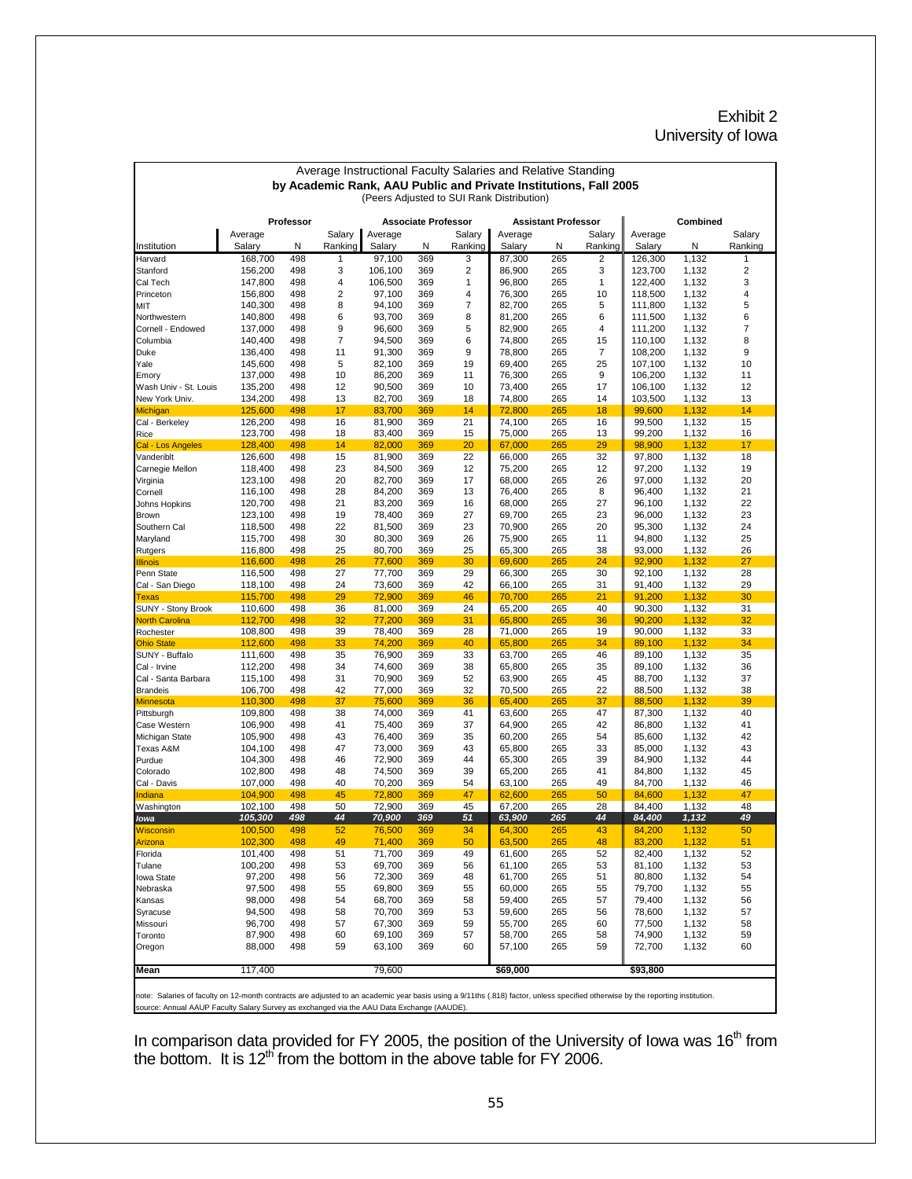Exhibit 2
University of Iowa

Average Instructional Faculty Salaries and Relative Standing
**by Academic Rank, AAU Public and Private Institutions, Fall 2005**
(Peers Adjusted to SUI Rank Distribution)

| Institution | Professor Average Salary | N | Salary Ranking | Associate Professor Average Salary | N | Salary Ranking | Assistant Professor Average Salary | N | Salary Ranking | Combined Average Salary | N | Salary Ranking |
|---|---|---|---|---|---|---|---|---|---|---|---|---|
| Harvard | 168,700 | 498 | 1 | 97,100 | 369 | 3 | 87,300 | 265 | 2 | 126,300 | 1,132 | 1 |
| Stanford | 156,200 | 498 | 3 | 106,100 | 369 | 2 | 86,900 | 265 | 3 | 123,700 | 1,132 | 2 |
| Cal Tech | 147,800 | 498 | 4 | 106,500 | 369 | 1 | 96,800 | 265 | 1 | 122,400 | 1,132 | 3 |
| Princeton | 156,800 | 498 | 2 | 97,100 | 369 | 4 | 76,300 | 265 | 10 | 118,500 | 1,132 | 4 |
| MIT | 140,300 | 498 | 8 | 94,100 | 369 | 7 | 82,700 | 265 | 5 | 111,800 | 1,132 | 5 |
| Northwestern | 140,800 | 498 | 6 | 93,700 | 369 | 8 | 81,200 | 265 | 6 | 111,500 | 1,132 | 6 |
| Cornell - Endowed | 137,000 | 498 | 9 | 96,600 | 369 | 5 | 82,900 | 265 | 4 | 111,200 | 1,132 | 7 |
| Columbia | 140,400 | 498 | 7 | 94,500 | 369 | 6 | 74,800 | 265 | 15 | 110,100 | 1,132 | 8 |
| Duke | 136,400 | 498 | 11 | 91,300 | 369 | 9 | 78,800 | 265 | 7 | 108,200 | 1,132 | 9 |
| Yale | 145,600 | 498 | 5 | 82,100 | 369 | 19 | 69,400 | 265 | 25 | 107,100 | 1,132 | 10 |
| Emory | 137,000 | 498 | 10 | 86,200 | 369 | 11 | 76,300 | 265 | 9 | 106,200 | 1,132 | 11 |
| Wash Univ - St. Louis | 135,200 | 498 | 12 | 90,500 | 369 | 10 | 73,400 | 265 | 17 | 106,100 | 1,132 | 12 |
| New York Univ. | 134,200 | 498 | 13 | 82,700 | 369 | 18 | 74,800 | 265 | 14 | 103,500 | 1,132 | 13 |
| Michigan | 125,600 | 498 | 17 | 83,700 | 369 | 14 | 72,800 | 265 | 18 | 99,600 | 1,132 | 14 |
| Cal - Berkeley | 126,200 | 498 | 16 | 81,900 | 369 | 21 | 74,100 | 265 | 16 | 99,500 | 1,132 | 15 |
| Rice | 123,700 | 498 | 18 | 83,400 | 369 | 15 | 75,000 | 265 | 13 | 99,200 | 1,132 | 16 |
| Cal - Los Angeles | 128,400 | 498 | 14 | 82,000 | 369 | 20 | 67,000 | 265 | 29 | 98,900 | 1,132 | 17 |
| Vanderiblt | 126,600 | 498 | 15 | 81,900 | 369 | 22 | 66,000 | 265 | 32 | 97,800 | 1,132 | 18 |
| Carnegie Mellon | 118,400 | 498 | 23 | 84,500 | 369 | 12 | 75,200 | 265 | 12 | 97,200 | 1,132 | 19 |
| Virginia | 123,100 | 498 | 20 | 82,700 | 369 | 17 | 68,000 | 265 | 26 | 97,000 | 1,132 | 20 |
| Cornell | 116,100 | 498 | 28 | 84,200 | 369 | 13 | 76,400 | 265 | 8 | 96,400 | 1,132 | 21 |
| Johns Hopkins | 120,700 | 498 | 21 | 83,200 | 369 | 16 | 68,000 | 265 | 27 | 96,100 | 1,132 | 22 |
| Brown | 123,100 | 498 | 19 | 78,400 | 369 | 27 | 69,700 | 265 | 23 | 96,000 | 1,132 | 23 |
| Southern Cal | 118,500 | 498 | 22 | 81,500 | 369 | 23 | 70,900 | 265 | 20 | 95,300 | 1,132 | 24 |
| Maryland | 115,700 | 498 | 30 | 80,300 | 369 | 26 | 75,900 | 265 | 11 | 94,800 | 1,132 | 25 |
| Rutgers | 116,800 | 498 | 25 | 80,700 | 369 | 25 | 65,300 | 265 | 38 | 93,000 | 1,132 | 26 |
| Illinois | 116,600 | 498 | 26 | 77,600 | 369 | 30 | 69,600 | 265 | 24 | 92,900 | 1,132 | 27 |
| Penn State | 116,500 | 498 | 27 | 77,700 | 369 | 29 | 66,300 | 265 | 30 | 92,100 | 1,132 | 28 |
| Cal - San Diego | 118,100 | 498 | 24 | 73,600 | 369 | 42 | 66,100 | 265 | 31 | 91,400 | 1,132 | 29 |
| Texas | 115,700 | 498 | 29 | 72,900 | 369 | 46 | 70,700 | 265 | 21 | 91,200 | 1,132 | 30 |
| SUNY - Stony Brook | 110,600 | 498 | 36 | 81,000 | 369 | 24 | 65,200 | 265 | 40 | 90,300 | 1,132 | 31 |
| North Carolina | 112,700 | 498 | 32 | 77,200 | 369 | 31 | 65,800 | 265 | 36 | 90,200 | 1,132 | 32 |
| Rochester | 108,800 | 498 | 39 | 78,400 | 369 | 28 | 71,000 | 265 | 19 | 90,000 | 1,132 | 33 |
| Ohio State | 112,600 | 498 | 33 | 74,200 | 369 | 40 | 65,800 | 265 | 34 | 89,100 | 1,132 | 34 |
| SUNY - Buffalo | 111,600 | 498 | 35 | 76,900 | 369 | 33 | 63,700 | 265 | 46 | 89,100 | 1,132 | 35 |
| Cal - Irvine | 112,200 | 498 | 34 | 74,600 | 369 | 38 | 65,800 | 265 | 35 | 89,100 | 1,132 | 36 |
| Cal - Santa Barbara | 115,100 | 498 | 31 | 70,900 | 369 | 52 | 63,900 | 265 | 45 | 88,700 | 1,132 | 37 |
| Brandeis | 106,700 | 498 | 42 | 77,000 | 369 | 32 | 70,500 | 265 | 22 | 88,500 | 1,132 | 38 |
| Minnesota | 110,300 | 498 | 37 | 75,600 | 369 | 36 | 65,400 | 265 | 37 | 88,500 | 1,132 | 39 |
| Pittsburgh | 109,800 | 498 | 38 | 74,000 | 369 | 41 | 63,600 | 265 | 47 | 87,300 | 1,132 | 40 |
| Case Western | 106,900 | 498 | 41 | 75,400 | 369 | 37 | 64,900 | 265 | 42 | 86,800 | 1,132 | 41 |
| Michigan State | 105,900 | 498 | 43 | 76,400 | 369 | 35 | 60,200 | 265 | 54 | 85,600 | 1,132 | 42 |
| Texas A&M | 104,100 | 498 | 47 | 73,000 | 369 | 43 | 65,800 | 265 | 33 | 85,000 | 1,132 | 43 |
| Purdue | 104,300 | 498 | 46 | 72,900 | 369 | 44 | 65,300 | 265 | 39 | 84,900 | 1,132 | 44 |
| Colorado | 102,800 | 498 | 48 | 74,500 | 369 | 39 | 65,200 | 265 | 41 | 84,800 | 1,132 | 45 |
| Cal - Davis | 107,000 | 498 | 40 | 70,200 | 369 | 54 | 63,100 | 265 | 49 | 84,700 | 1,132 | 46 |
| Indiana | 104,900 | 498 | 45 | 72,800 | 369 | 47 | 62,600 | 265 | 50 | 84,600 | 1,132 | 47 |
| Washington | 102,100 | 498 | 50 | 72,900 | 369 | 45 | 67,200 | 265 | 28 | 84,400 | 1,132 | 48 |
| ***Iowa*** | ***105,300*** | ***498*** | ***44*** | ***70,900*** | ***369*** | ***51*** | ***63,900*** | ***265*** | ***44*** | ***84,400*** | ***1,132*** | ***49*** |
| Wisconsin | 100,500 | 498 | 52 | 76,500 | 369 | 34 | 64,300 | 265 | 43 | 84,200 | 1,132 | 50 |
| Arizona | 102,300 | 498 | 49 | 71,400 | 369 | 50 | 63,500 | 265 | 48 | 83,200 | 1,132 | 51 |
| Florida | 101,400 | 498 | 51 | 71,700 | 369 | 49 | 61,600 | 265 | 52 | 82,400 | 1,132 | 52 |
| Tulane | 100,200 | 498 | 53 | 69,700 | 369 | 56 | 61,100 | 265 | 53 | 81,100 | 1,132 | 53 |
| Iowa State | 97,200 | 498 | 56 | 72,300 | 369 | 48 | 61,700 | 265 | 51 | 80,800 | 1,132 | 54 |
| Nebraska | 97,500 | 498 | 55 | 69,800 | 369 | 55 | 60,000 | 265 | 55 | 79,700 | 1,132 | 55 |
| Kansas | 98,000 | 498 | 54 | 68,700 | 369 | 58 | 59,400 | 265 | 57 | 79,400 | 1,132 | 56 |
| Syracuse | 94,500 | 498 | 58 | 70,700 | 369 | 53 | 59,600 | 265 | 56 | 78,600 | 1,132 | 57 |
| Missouri | 96,700 | 498 | 57 | 67,300 | 369 | 59 | 55,700 | 265 | 60 | 77,500 | 1,132 | 58 |
| Toronto | 87,900 | 498 | 60 | 69,100 | 369 | 57 | 58,700 | 265 | 58 | 74,900 | 1,132 | 59 |
| Oregon | 88,000 | 498 | 59 | 63,100 | 369 | 60 | 57,100 | 265 | 59 | 72,700 | 1,132 | 60 |
| **Mean** | 117,400 | | | 79,600 | | | **$69,000** | | | **$93,800** | | |

note: Salaries of faculty on 12-month contracts are adjusted to an academic year basis using a 9/11ths (.818) factor, unless specified otherwise by the reporting institution.
source: Annual AAUP Faculty Salary Survey as exchanged via the AAU Data Exchange (AAUDE).

In comparison data provided for FY 2005, the position of the University of Iowa was 16th from the bottom. It is 12th from the bottom in the above table for FY 2006.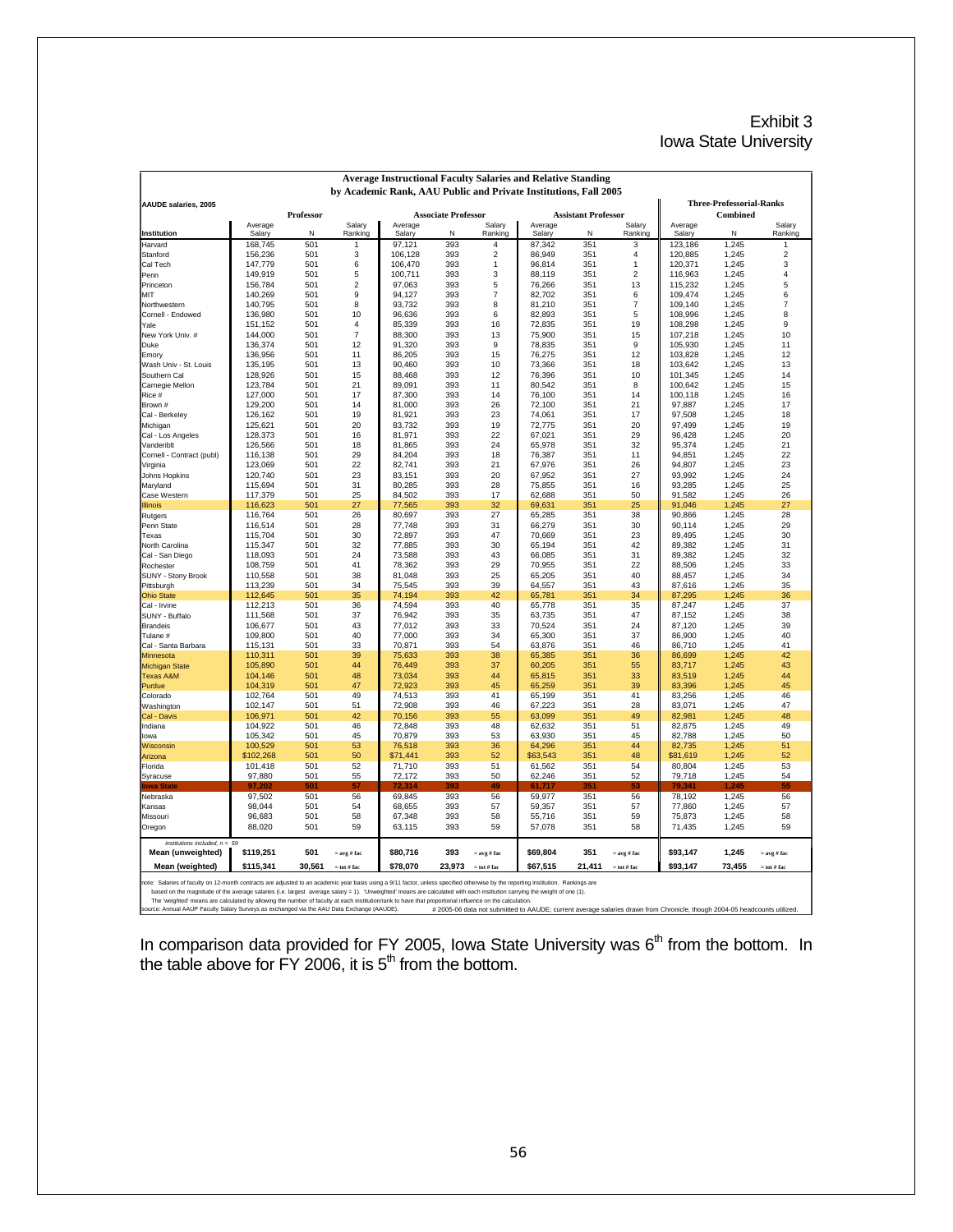# Exhibit 3
# Iowa State University

**Average Instructional Faculty Salaries and Relative Standing by Academic Rank, AAU Public and Private Institutions, Fall 2005**

AAUDE salaries, 2005

| Institution | Professor Average Salary | Professor N | Professor Salary Ranking | Associate Professor Average Salary | Associate Professor N | Associate Professor Salary Ranking | Assistant Professor Average Salary | Assistant Professor N | Assistant Professor Salary Ranking | Three-Professorial-Ranks Combined Average Salary | Three-Professorial-Ranks Combined N | Three-Professorial-Ranks Combined Salary Ranking |
|---|---|---|---|---|---|---|---|---|---|---|---|---|
| Harvard | 168,745 | 501 | 1 | 97,121 | 393 | 4 | 87,342 | 351 | 3 | 123,186 | 1,245 | 1 |
| Stanford | 156,236 | 501 | 3 | 106,128 | 393 | 2 | 86,949 | 351 | 4 | 120,885 | 1,245 | 2 |
| Cal Tech | 147,779 | 501 | 6 | 106,470 | 393 | 1 | 96,814 | 351 | 1 | 120,371 | 1,245 | 3 |
| Penn | 149,919 | 501 | 5 | 100,711 | 393 | 3 | 88,119 | 351 | 2 | 116,963 | 1,245 | 4 |
| Princeton | 156,784 | 501 | 2 | 97,063 | 393 | 5 | 76,266 | 351 | 13 | 115,232 | 1,245 | 5 |
| MIT | 140,269 | 501 | 9 | 94,127 | 393 | 7 | 82,702 | 351 | 6 | 109,474 | 1,245 | 6 |
| Northwestern | 140,795 | 501 | 8 | 93,732 | 393 | 8 | 81,210 | 351 | 7 | 109,140 | 1,245 | 7 |
| Cornell - Endowed | 136,980 | 501 | 10 | 96,636 | 393 | 6 | 82,893 | 351 | 5 | 108,996 | 1,245 | 8 |
| Yale | 151,152 | 501 | 4 | 85,339 | 393 | 16 | 72,835 | 351 | 19 | 108,298 | 1,245 | 9 |
| New York Univ. # | 144,000 | 501 | 7 | 88,300 | 393 | 13 | 75,900 | 351 | 15 | 107,218 | 1,245 | 10 |
| Duke | 136,374 | 501 | 12 | 91,320 | 393 | 9 | 78,835 | 351 | 9 | 105,930 | 1,245 | 11 |
| Emory | 136,956 | 501 | 11 | 86,205 | 393 | 15 | 76,275 | 351 | 12 | 103,828 | 1,245 | 12 |
| Wash Univ - St. Louis | 135,195 | 501 | 13 | 90,460 | 393 | 10 | 73,366 | 351 | 18 | 103,642 | 1,245 | 13 |
| Southern Cal | 128,926 | 501 | 15 | 88,468 | 393 | 12 | 76,396 | 351 | 10 | 101,345 | 1,245 | 14 |
| Carnegie Mellon | 123,784 | 501 | 21 | 89,091 | 393 | 11 | 80,542 | 351 | 8 | 100,642 | 1,245 | 15 |
| Rice # | 127,000 | 501 | 17 | 87,300 | 393 | 14 | 76,100 | 351 | 14 | 100,118 | 1,245 | 16 |
| Brown # | 129,200 | 501 | 14 | 81,000 | 393 | 26 | 72,100 | 351 | 21 | 97,887 | 1,245 | 17 |
| Cal - Berkeley | 126,162 | 501 | 19 | 81,921 | 393 | 23 | 74,061 | 351 | 17 | 97,508 | 1,245 | 18 |
| Michigan | 125,621 | 501 | 20 | 83,732 | 393 | 19 | 72,775 | 351 | 20 | 97,499 | 1,245 | 19 |
| Cal - Los Angeles | 128,373 | 501 | 16 | 81,971 | 393 | 22 | 67,021 | 351 | 29 | 96,428 | 1,245 | 20 |
| Vanderiblt | 126,566 | 501 | 18 | 81,865 | 393 | 24 | 65,978 | 351 | 32 | 95,374 | 1,245 | 21 |
| Cornell - Contract (publ) | 116,138 | 501 | 29 | 84,204 | 393 | 18 | 76,387 | 351 | 11 | 94,851 | 1,245 | 22 |
| Virginia | 123,069 | 501 | 22 | 82,741 | 393 | 21 | 67,976 | 351 | 26 | 94,807 | 1,245 | 23 |
| Johns Hopkins | 120,740 | 501 | 23 | 83,151 | 393 | 20 | 67,952 | 351 | 27 | 93,992 | 1,245 | 24 |
| Maryland | 115,694 | 501 | 31 | 80,285 | 393 | 28 | 75,855 | 351 | 16 | 93,285 | 1,245 | 25 |
| Case Western | 117,379 | 501 | 25 | 84,502 | 393 | 17 | 62,688 | 351 | 50 | 91,582 | 1,245 | 26 |
| Illinois | 116,623 | 501 | 27 | 77,565 | 393 | 32 | 69,631 | 351 | 25 | 91,046 | 1,245 | 27 |
| Rutgers | 116,764 | 501 | 26 | 80,697 | 393 | 27 | 65,285 | 351 | 38 | 90,866 | 1,245 | 28 |
| Penn State | 116,514 | 501 | 28 | 77,748 | 393 | 31 | 66,279 | 351 | 30 | 90,114 | 1,245 | 29 |
| Texas | 115,704 | 501 | 30 | 72,897 | 393 | 47 | 70,669 | 351 | 23 | 89,495 | 1,245 | 30 |
| North Carolina | 115,347 | 501 | 32 | 77,885 | 393 | 30 | 65,194 | 351 | 42 | 89,382 | 1,245 | 31 |
| Cal - San Diego | 118,093 | 501 | 24 | 73,588 | 393 | 43 | 66,085 | 351 | 31 | 89,382 | 1,245 | 32 |
| Rochester | 108,759 | 501 | 41 | 78,362 | 393 | 29 | 70,955 | 351 | 22 | 88,506 | 1,245 | 33 |
| SUNY - Stony Brook | 110,558 | 501 | 38 | 81,048 | 393 | 25 | 65,205 | 351 | 40 | 88,457 | 1,245 | 34 |
| Pittsburgh | 113,239 | 501 | 34 | 75,545 | 393 | 39 | 64,557 | 351 | 43 | 87,616 | 1,245 | 35 |
| Ohio State | 112,645 | 501 | 35 | 74,194 | 393 | 42 | 65,781 | 351 | 34 | 87,295 | 1,245 | 36 |
| Cal - Irvine | 112,213 | 501 | 36 | 74,594 | 393 | 40 | 65,778 | 351 | 35 | 87,247 | 1,245 | 37 |
| SUNY - Buffalo | 111,568 | 501 | 37 | 76,942 | 393 | 35 | 63,735 | 351 | 47 | 87,152 | 1,245 | 38 |
| Brandeis | 106,677 | 501 | 43 | 77,012 | 393 | 33 | 70,524 | 351 | 24 | 87,120 | 1,245 | 39 |
| Tulane # | 109,800 | 501 | 40 | 77,000 | 393 | 34 | 65,300 | 351 | 37 | 86,900 | 1,245 | 40 |
| Cal - Santa Barbara | 115,131 | 501 | 33 | 70,871 | 393 | 54 | 63,876 | 351 | 46 | 86,710 | 1,245 | 41 |
| Minnesota | 110,311 | 501 | 39 | 75,633 | 393 | 38 | 65,385 | 351 | 36 | 86,699 | 1,245 | 42 |
| Michigan State | 105,890 | 501 | 44 | 76,449 | 393 | 37 | 60,205 | 351 | 55 | 83,717 | 1,245 | 43 |
| Texas A&M | 104,146 | 501 | 48 | 73,034 | 393 | 44 | 65,815 | 351 | 33 | 83,519 | 1,245 | 44 |
| Purdue | 104,319 | 501 | 47 | 72,923 | 393 | 45 | 65,259 | 351 | 39 | 83,396 | 1,245 | 45 |
| Colorado | 102,764 | 501 | 49 | 74,513 | 393 | 41 | 65,199 | 351 | 41 | 83,256 | 1,245 | 46 |
| Washington | 102,147 | 501 | 51 | 72,908 | 393 | 46 | 67,223 | 351 | 28 | 83,071 | 1,245 | 47 |
| Cal - Davis | 106,971 | 501 | 42 | 70,156 | 393 | 55 | 63,099 | 351 | 49 | 82,981 | 1,245 | 48 |
| Indiana | 104,922 | 501 | 46 | 72,848 | 393 | 48 | 62,632 | 351 | 51 | 82,875 | 1,245 | 49 |
| Iowa | 105,342 | 501 | 45 | 70,879 | 393 | 53 | 63,930 | 351 | 45 | 82,788 | 1,245 | 50 |
| Wisconsin | 100,529 | 501 | 53 | 76,518 | 393 | 36 | 64,296 | 351 | 44 | 82,735 | 1,245 | 51 |
| Arizona | $102,268 | 501 | 50 | $71,441 | 393 | 52 | $63,543 | 351 | 48 | $81,619 | 1,245 | 52 |
| Florida | 101,418 | 501 | 52 | 71,710 | 393 | 51 | 61,562 | 351 | 54 | 80,804 | 1,245 | 53 |
| Syracuse | 97,880 | 501 | 55 | 72,172 | 393 | 50 | 62,246 | 351 | 52 | 79,718 | 1,245 | 54 |
| **Iowa State** | **97,202** | **501** | **57** | **72,314** | **393** | **49** | **61,717** | **351** | **53** | **79,341** | **1,245** | **55** |
| Nebraska | 97,502 | 501 | 56 | 69,845 | 393 | 56 | 59,977 | 351 | 56 | 78,192 | 1,245 | 56 |
| Kansas | 98,044 | 501 | 54 | 68,655 | 393 | 57 | 59,357 | 351 | 57 | 77,860 | 1,245 | 57 |
| Missouri | 96,683 | 501 | 58 | 67,348 | 393 | 58 | 55,716 | 351 | 59 | 75,873 | 1,245 | 58 |
| Oregon | 88,020 | 501 | 59 | 63,115 | 393 | 59 | 57,078 | 351 | 58 | 71,435 | 1,245 | 59 |
| *Institutions included, n = 59* | | | | | | | | | | | | |
| **Mean (unweighted)** | **$119,251** | **501** | = avg # fac | **$80,716** | **393** | = avg # fac | **$69,804** | **351** | = avg # fac | **$93,147** | **1,245** | = avg # fac |
| **Mean (weighted)** | **$115,341** | **30,561** | = tot # fac | **$78,070** | **23,973** | = tot # fac | **$67,515** | **21,411** | = tot # fac | **$93,147** | **73,455** | = tot # fac |

note: Salaries of faculty on 12-month contracts are adjusted to an academic year basis using a 9/11 factor, unless specified otherwise by the reporting institution. Rankings are based on the magnitude of the average salaries (i.e. largest average salary = 1). 'Unweighted' means are calculated with each institution carrying the weight of one (1). The 'weighted' means are calculated by allowing the number of faculty at each institution/rank to have that proportional influence on the calculation.

source: Annual AAUP Faculty Salary Surveys as exchanged via the AAU Data Exchange (AAUDE). # 2005-06 data not submitted to AAUDE; current average salaries drawn from Chronicle, though 2004-05 headcounts utilized.

In comparison data provided for FY 2005, Iowa State University was 6th from the bottom. In the table above for FY 2006, it is 5th from the bottom.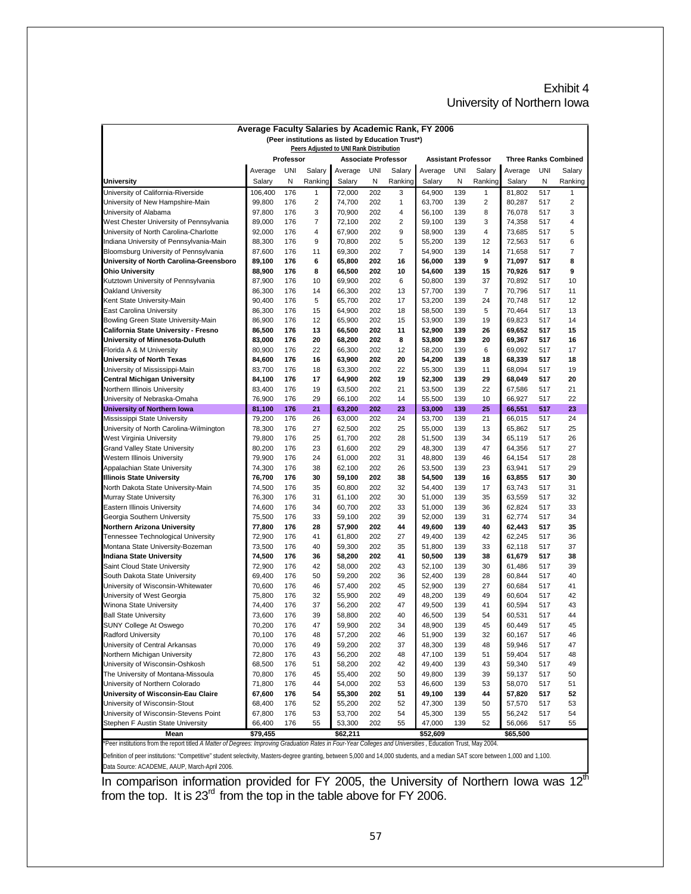Exhibit 4
University of Northern Iowa

**Average Faculty Salaries by Academic Rank, FY 2006**
(Peer institutions as listed by Education Trust*)
Peers Adjusted to UNI Rank Distribution

| University | Professor | | | Associate Professor | | | Assistant Professor | | | Three Ranks Combined | | |
|---|---|---|---|---|---|---|---|---|---|---|---|---|
| | Average Salary | UNI N | Salary Ranking | Average Salary | UNI N | Salary Ranking | Average Salary | UNI N | Salary Ranking | Average Salary | UNI N | Salary Ranking |
| University of California-Riverside | 106,400 | 176 | 1 | 72,000 | 202 | 3 | 64,900 | 139 | 1 | 81,802 | 517 | 1 |
| University of New Hampshire-Main | 99,800 | 176 | 2 | 74,700 | 202 | 1 | 63,700 | 139 | 2 | 80,287 | 517 | 2 |
| University of Alabama | 97,800 | 176 | 3 | 70,900 | 202 | 4 | 56,100 | 139 | 8 | 76,078 | 517 | 3 |
| West Chester University of Pennsylvania | 89,000 | 176 | 7 | 72,100 | 202 | 2 | 59,100 | 139 | 3 | 74,358 | 517 | 4 |
| University of North Carolina-Charlotte | 92,000 | 176 | 4 | 67,900 | 202 | 9 | 58,900 | 139 | 4 | 73,685 | 517 | 5 |
| Indiana University of Pennsylvania-Main | 88,300 | 176 | 9 | 70,800 | 202 | 5 | 55,200 | 139 | 12 | 72,563 | 517 | 6 |
| Bloomsburg University of Pennsylvania | 87,600 | 176 | 11 | 69,300 | 202 | 7 | 54,900 | 139 | 14 | 71,658 | 517 | 7 |
| **University of North Carolina-Greensboro** | **89,100** | **176** | **6** | **65,800** | **202** | **16** | **56,000** | **139** | **9** | **71,097** | **517** | **8** |
| **Ohio University** | **88,900** | **176** | **8** | **66,500** | **202** | **10** | **54,600** | **139** | **15** | **70,926** | **517** | **9** |
| Kutztown University of Pennsylvania | 87,900 | 176 | 10 | 69,900 | 202 | 6 | 50,800 | 139 | 37 | 70,892 | 517 | 10 |
| Oakland University | 86,300 | 176 | 14 | 66,300 | 202 | 13 | 57,700 | 139 | 7 | 70,796 | 517 | 11 |
| Kent State University-Main | 90,400 | 176 | 5 | 65,700 | 202 | 17 | 53,200 | 139 | 24 | 70,748 | 517 | 12 |
| East Carolina University | 86,300 | 176 | 15 | 64,900 | 202 | 18 | 58,500 | 139 | 5 | 70,464 | 517 | 13 |
| Bowling Green State University-Main | 86,900 | 176 | 12 | 65,900 | 202 | 15 | 53,900 | 139 | 19 | 69,823 | 517 | 14 |
| **California State University - Fresno** | **86,500** | **176** | **13** | **66,500** | **202** | **11** | **52,900** | **139** | **26** | **69,652** | **517** | **15** |
| **University of Minnesota-Duluth** | **83,000** | **176** | **20** | **68,200** | **202** | **8** | **53,800** | **139** | **20** | **69,367** | **517** | **16** |
| Florida A & M University | 80,900 | 176 | 22 | 66,300 | 202 | 12 | 58,200 | 139 | 6 | 69,092 | 517 | 17 |
| **University of North Texas** | **84,600** | **176** | **16** | **63,900** | **202** | **20** | **54,200** | **139** | **18** | **68,339** | **517** | **18** |
| University of Mississippi-Main | 83,700 | 176 | 18 | 63,300 | 202 | 22 | 55,300 | 139 | 11 | 68,094 | 517 | 19 |
| **Central Michigan University** | **84,100** | **176** | **17** | **64,900** | **202** | **19** | **52,300** | **139** | **29** | **68,049** | **517** | **20** |
| Northern Illinois University | 83,400 | 176 | 19 | 63,500 | 202 | 21 | 53,500 | 139 | 22 | 67,586 | 517 | 21 |
| University of Nebraska-Omaha | 76,900 | 176 | 29 | 66,100 | 202 | 14 | 55,500 | 139 | 10 | 66,927 | 517 | 22 |
| **University of Northern Iowa** | **81,100** | **176** | **21** | **63,200** | **202** | **23** | **53,000** | **139** | **25** | **66,551** | **517** | **23** |
| Mississippi State University | 79,200 | 176 | 26 | 63,000 | 202 | 24 | 53,700 | 139 | 21 | 66,015 | 517 | 24 |
| University of North Carolina-Wilmington | 78,300 | 176 | 27 | 62,500 | 202 | 25 | 55,000 | 139 | 13 | 65,862 | 517 | 25 |
| West Virginia University | 79,800 | 176 | 25 | 61,700 | 202 | 28 | 51,500 | 139 | 34 | 65,119 | 517 | 26 |
| Grand Valley State University | 80,200 | 176 | 23 | 61,600 | 202 | 29 | 48,300 | 139 | 47 | 64,356 | 517 | 27 |
| Western Illinois University | 79,900 | 176 | 24 | 61,000 | 202 | 31 | 48,800 | 139 | 46 | 64,154 | 517 | 28 |
| Appalachian State University | 74,300 | 176 | 38 | 62,100 | 202 | 26 | 53,500 | 139 | 23 | 63,941 | 517 | 29 |
| **Illinois State University** | **76,700** | **176** | **30** | **59,100** | **202** | **38** | **54,500** | **139** | **16** | **63,855** | **517** | **30** |
| North Dakota State University-Main | 74,500 | 176 | 35 | 60,800 | 202 | 32 | 54,400 | 139 | 17 | 63,743 | 517 | 31 |
| Murray State University | 76,300 | 176 | 31 | 61,100 | 202 | 30 | 51,000 | 139 | 35 | 63,559 | 517 | 32 |
| Eastern Illinois University | 74,600 | 176 | 34 | 60,700 | 202 | 33 | 51,000 | 139 | 36 | 62,824 | 517 | 33 |
| Georgia Southern University | 75,500 | 176 | 33 | 59,100 | 202 | 39 | 52,000 | 139 | 31 | 62,774 | 517 | 34 |
| **Northern Arizona University** | **77,800** | **176** | **28** | **57,900** | **202** | **44** | **49,600** | **139** | **40** | **62,443** | **517** | **35** |
| Tennessee Technological University | 72,900 | 176 | 41 | 61,800 | 202 | 27 | 49,400 | 139 | 42 | 62,245 | 517 | 36 |
| Montana State University-Bozeman | 73,500 | 176 | 40 | 59,300 | 202 | 35 | 51,800 | 139 | 33 | 62,118 | 517 | 37 |
| **Indiana State University** | **74,500** | **176** | **36** | **58,200** | **202** | **41** | **50,500** | **139** | **38** | **61,679** | **517** | **38** |
| Saint Cloud State University | 72,900 | 176 | 42 | 58,000 | 202 | 43 | 52,100 | 139 | 30 | 61,486 | 517 | 39 |
| South Dakota State University | 69,400 | 176 | 50 | 59,200 | 202 | 36 | 52,400 | 139 | 28 | 60,844 | 517 | 40 |
| University of Wisconsin-Whitewater | 70,600 | 176 | 46 | 57,400 | 202 | 45 | 52,900 | 139 | 27 | 60,684 | 517 | 41 |
| University of West Georgia | 75,800 | 176 | 32 | 55,900 | 202 | 49 | 48,200 | 139 | 49 | 60,604 | 517 | 42 |
| Winona State University | 74,400 | 176 | 37 | 56,200 | 202 | 47 | 49,500 | 139 | 41 | 60,594 | 517 | 43 |
| Ball State University | 73,600 | 176 | 39 | 58,800 | 202 | 40 | 46,500 | 139 | 54 | 60,531 | 517 | 44 |
| SUNY College At Oswego | 70,200 | 176 | 47 | 59,900 | 202 | 34 | 48,900 | 139 | 45 | 60,449 | 517 | 45 |
| Radford University | 70,100 | 176 | 48 | 57,200 | 202 | 46 | 51,900 | 139 | 32 | 60,167 | 517 | 46 |
| University of Central Arkansas | 70,000 | 176 | 49 | 59,200 | 202 | 37 | 48,300 | 139 | 48 | 59,946 | 517 | 47 |
| Northern Michigan University | 72,800 | 176 | 43 | 56,200 | 202 | 48 | 47,100 | 139 | 51 | 59,404 | 517 | 48 |
| University of Wisconsin-Oshkosh | 68,500 | 176 | 51 | 58,200 | 202 | 42 | 49,400 | 139 | 43 | 59,340 | 517 | 49 |
| The University of Montana-Missoula | 70,800 | 176 | 45 | 55,400 | 202 | 50 | 49,800 | 139 | 39 | 59,137 | 517 | 50 |
| University of Northern Colorado | 71,800 | 176 | 44 | 54,000 | 202 | 53 | 46,600 | 139 | 53 | 58,070 | 517 | 51 |
| **University of Wisconsin-Eau Claire** | **67,600** | **176** | **54** | **55,300** | **202** | **51** | **49,100** | **139** | **44** | **57,820** | **517** | **52** |
| University of Wisconsin-Stout | 68,400 | 176 | 52 | 55,200 | 202 | 52 | 47,300 | 139 | 50 | 57,570 | 517 | 53 |
| University of Wisconsin-Stevens Point | 67,800 | 176 | 53 | 53,700 | 202 | 54 | 45,300 | 139 | 55 | 56,242 | 517 | 54 |
| Stephen F Austin State University | 66,400 | 176 | 55 | 53,300 | 202 | 55 | 47,000 | 139 | 52 | 56,066 | 517 | 55 |
| **Mean** | **$79,455** | | | **$62,211** | | | **$52,609** | | | **$65,500** | | |

*Peer institutions from the report titled *A Matter of Degrees: Improving Graduation Rates in Four-Year Colleges and Universities*, Education Trust, May 2004.

Definition of peer institutions: "Competitive" student selectivity, Masters-degree granting, between 5,000 and 14,000 students, and a median SAT score between 1,000 and 1,100.

Data Source: ACADEME, AAUP, March-April 2006.

In comparison information provided for FY 2005, the University of Northern Iowa was 12th from the top. It is 23rd from the top in the table above for FY 2006.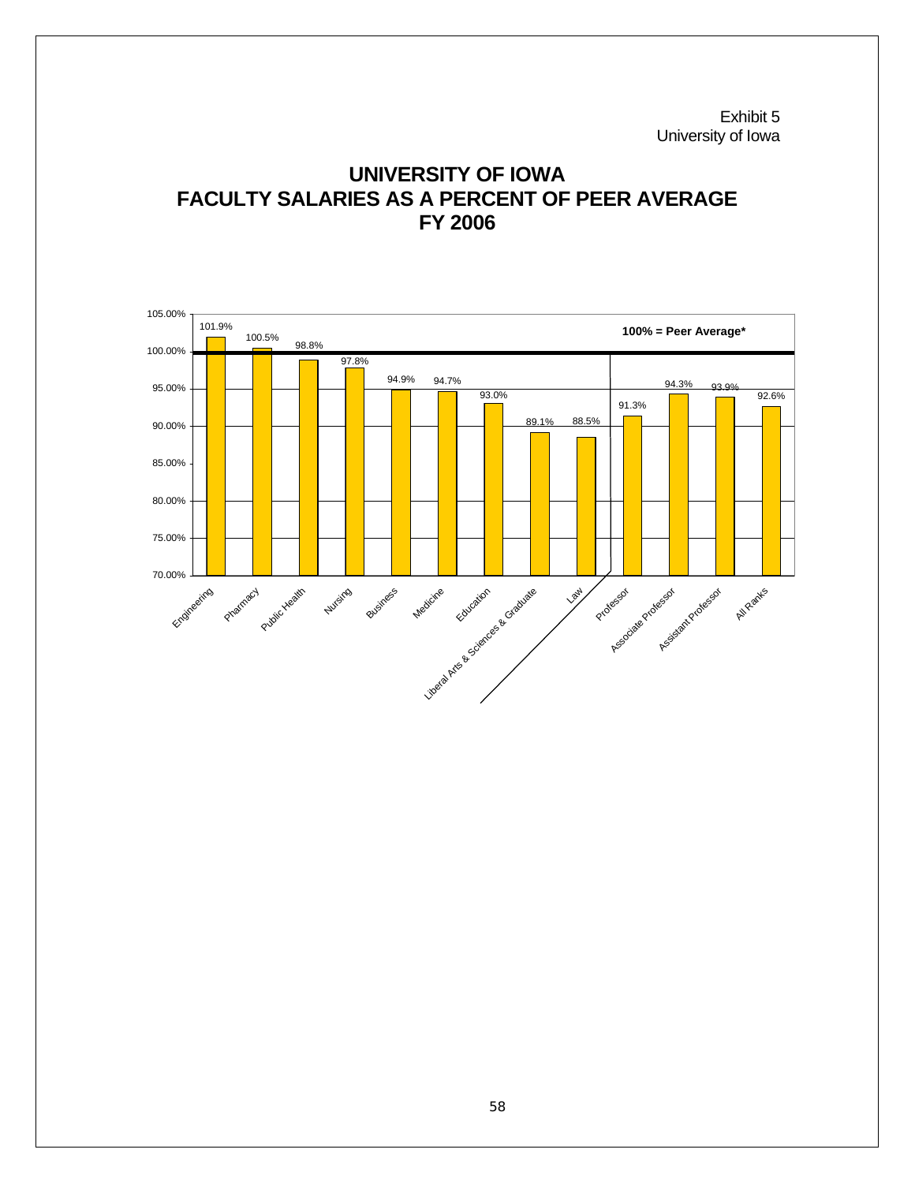Exhibit 5
University of Iowa

# UNIVERSITY OF IOWA
# FACULTY SALARIES AS A PERCENT OF PEER AVERAGE
# FY 2006

**100% = Peer Average***

| Category | Percent of Peer Average |
|---|---|
| Engineering | 101.9% |
| Pharmacy | 100.5% |
| Public Health | 98.8% |
| Nursing | 97.8% |
| Business | 94.9% |
| Medicine | 94.7% |
| Education | 93.0% |
| Liberal Arts & Sciences & Graduate | 89.1% |
| Law | 88.5% |
| Professor | 91.3% |
| Associate Professor | 94.3% |
| Assistant Professor | 93.9% |
| All Ranks | 92.6% |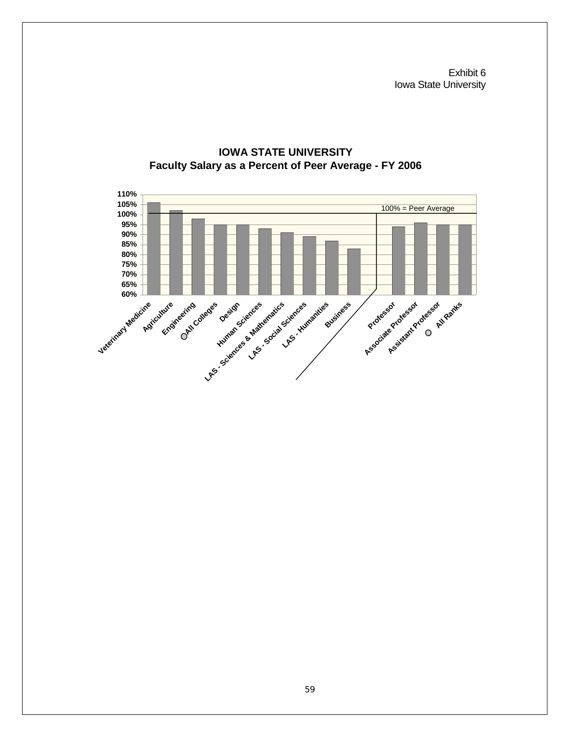Exhibit 6
Iowa State University

**IOWA STATE UNIVERSITY**
**Faculty Salary as a Percent of Peer Average - FY 2006**

100% = Peer Average

| Category | Percent of Peer Average |
|---|---|
| Veterinary Medicine | 106% |
| Agriculture | 102% |
| Engineering | 98% |
| All Colleges | 95% |
| Design | 95% |
| Human Sciences | 93% |
| LAS - Sciences & Mathematics | 91% |
| LAS - Social Sciences | 89% |
| LAS - Humanities | 87% |
| Business | 83% |
| Professor | 94% |
| Associate Professor | 96% |
| Assistant Professor | 95% |
| All Ranks | 95% |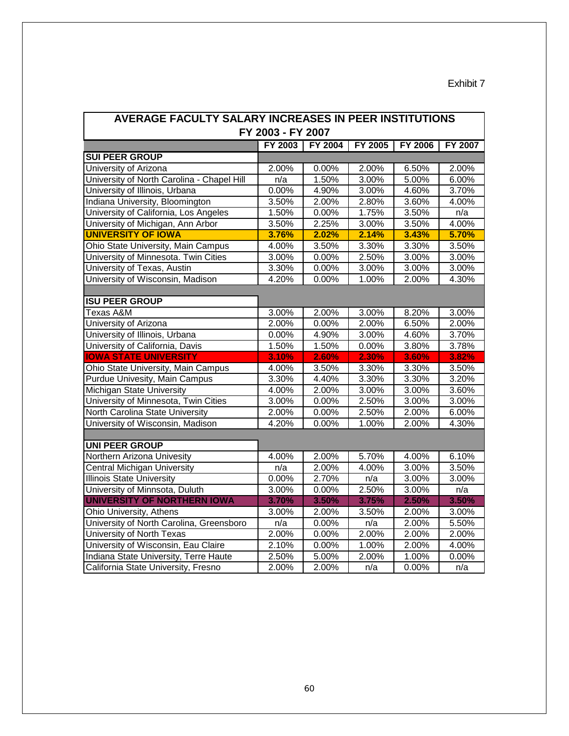Exhibit 7

| AVERAGE FACULTY SALARY INCREASES IN PEER INSTITUTIONS FY 2003 - FY 2007 | | | | | |
|---|---|---|---|---|---|
| | FY 2003 | FY 2004 | FY 2005 | FY 2006 | FY 2007 |
| **SUI PEER GROUP** | | | | | |
| University of Arizona | 2.00% | 0.00% | 2.00% | 6.50% | 2.00% |
| University of North Carolina - Chapel Hill | n/a | 1.50% | 3.00% | 5.00% | 6.00% |
| University of Illinois, Urbana | 0.00% | 4.90% | 3.00% | 4.60% | 3.70% |
| Indiana University, Bloomington | 3.50% | 2.00% | 2.80% | 3.60% | 4.00% |
| University of California, Los Angeles | 1.50% | 0.00% | 1.75% | 3.50% | n/a |
| University of Michigan, Ann Arbor | 3.50% | 2.25% | 3.00% | 3.50% | 4.00% |
| **UNIVERSITY OF IOWA** | **3.76%** | **2.02%** | **2.14%** | **3.43%** | **5.70%** |
| Ohio State University, Main Campus | 4.00% | 3.50% | 3.30% | 3.30% | 3.50% |
| University of Minnesota. Twin Cities | 3.00% | 0.00% | 2.50% | 3.00% | 3.00% |
| University of Texas, Austin | 3.30% | 0.00% | 3.00% | 3.00% | 3.00% |
| University of Wisconsin, Madison | 4.20% | 0.00% | 1.00% | 2.00% | 4.30% |
| | | | | | |
| **ISU PEER GROUP** | | | | | |
| Texas A&M | 3.00% | 2.00% | 3.00% | 8.20% | 3.00% |
| University of Arizona | 2.00% | 0.00% | 2.00% | 6.50% | 2.00% |
| University of Illinois, Urbana | 0.00% | 4.90% | 3.00% | 4.60% | 3.70% |
| University of California, Davis | 1.50% | 1.50% | 0.00% | 3.80% | 3.78% |
| **IOWA STATE UNIVERSITY** | **3.10%** | **2.60%** | **2.30%** | **3.60%** | **3.82%** |
| Ohio State University, Main Campus | 4.00% | 3.50% | 3.30% | 3.30% | 3.50% |
| Purdue Univesity, Main Campus | 3.30% | 4.40% | 3.30% | 3.30% | 3.20% |
| Michigan State University | 4.00% | 2.00% | 3.00% | 3.00% | 3.60% |
| University of Minnesota, Twin Cities | 3.00% | 0.00% | 2.50% | 3.00% | 3.00% |
| North Carolina State University | 2.00% | 0.00% | 2.50% | 2.00% | 6.00% |
| University of Wisconsin, Madison | 4.20% | 0.00% | 1.00% | 2.00% | 4.30% |
| | | | | | |
| **UNI PEER GROUP** | | | | | |
| Northern Arizona Univesity | 4.00% | 2.00% | 5.70% | 4.00% | 6.10% |
| Central Michigan University | n/a | 2.00% | 4.00% | 3.00% | 3.50% |
| Illinois State University | 0.00% | 2.70% | n/a | 3.00% | 3.00% |
| University of Minnsota, Duluth | 3.00% | 0.00% | 2.50% | 3.00% | n/a |
| **UNIVERSITY OF NORTHERN IOWA** | **3.70%** | **3.50%** | **3.75%** | **2.50%** | **3.50%** |
| Ohio University, Athens | 3.00% | 2.00% | 3.50% | 2.00% | 3.00% |
| University of North Carolina, Greensboro | n/a | 0.00% | n/a | 2.00% | 5.50% |
| University of North Texas | 2.00% | 0.00% | 2.00% | 2.00% | 2.00% |
| University of Wisconsin, Eau Claire | 2.10% | 0.00% | 1.00% | 2.00% | 4.00% |
| Indiana State University, Terre Haute | 2.50% | 5.00% | 2.00% | 1.00% | 0.00% |
| California State University, Fresno | 2.00% | 2.00% | n/a | 0.00% | n/a |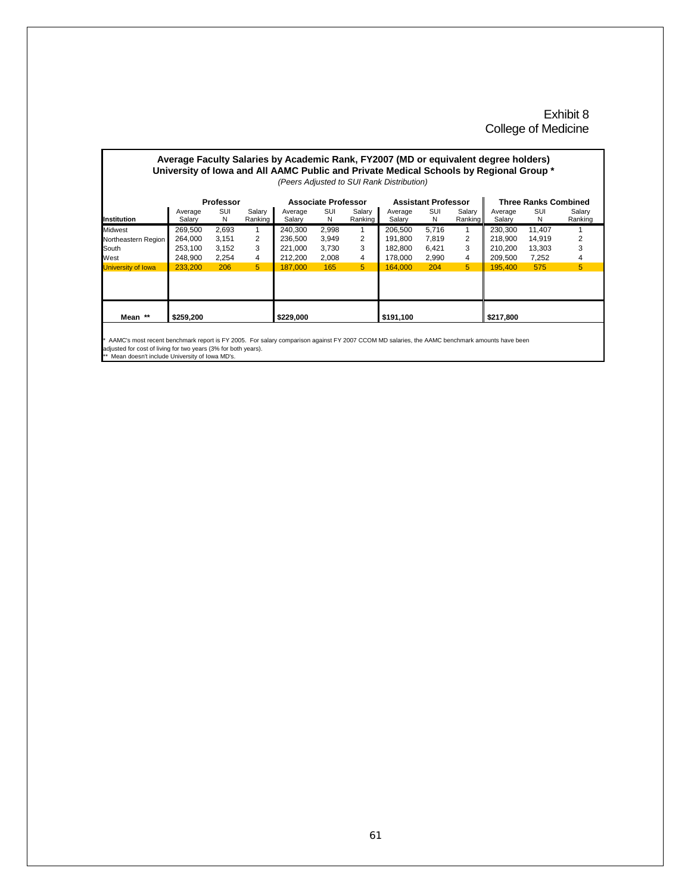Exhibit 8
College of Medicine

**Average Faculty Salaries by Academic Rank, FY2007 (MD or equivalent degree holders)**
**University of Iowa and All AAMC Public and Private Medical Schools by Regional Group ***
*(Peers Adjusted to SUI Rank Distribution)*

| | Professor | | | Associate Professor | | | Assistant Professor | | | Three Ranks Combined | | |
|---|---|---|---|---|---|---|---|---|---|---|---|---|
| **Institution** | Average Salary | SUI N | Salary Ranking | Average Salary | SUI N | Salary Ranking | Average Salary | SUI N | Salary Ranking | Average Salary | SUI N | Salary Ranking |
| Midwest | 269,500 | 2,693 | 1 | 240,300 | 2,998 | 1 | 206,500 | 5,716 | 1 | 230,300 | 11,407 | 1 |
| Northeastern Region | 264,000 | 3,151 | 2 | 236,500 | 3,949 | 2 | 191,800 | 7,819 | 2 | 218,900 | 14,919 | 2 |
| South | 253,100 | 3,152 | 3 | 221,000 | 3,730 | 3 | 182,800 | 6,421 | 3 | 210,200 | 13,303 | 3 |
| West | 248,900 | 2,254 | 4 | 212,200 | 2,008 | 4 | 178,000 | 2,990 | 4 | 209,500 | 7,252 | 4 |
| University of Iowa | 233,200 | 206 | 5 | 187,000 | 165 | 5 | 164,000 | 204 | 5 | 195,400 | 575 | 5 |
| **Mean \*\*** | **\$259,200** | | | **\$229,000** | | | **\$191,100** | | | **\$217,800** | | |

\* AAMC's most recent benchmark report is FY 2005. For salary comparison against FY 2007 CCOM MD salaries, the AAMC benchmark amounts have been adjusted for cost of living for two years (3% for both years).
\*\* Mean doesn't include University of Iowa MD's.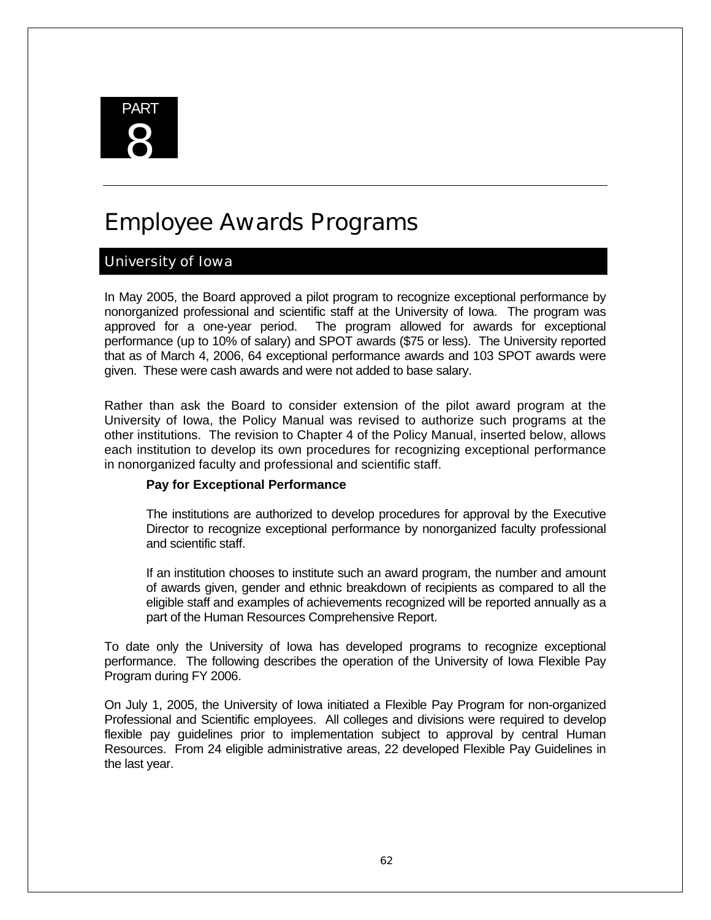PART 8

# Employee Awards Programs

## University of Iowa

In May 2005, the Board approved a pilot program to recognize exceptional performance by nonorganized professional and scientific staff at the University of Iowa. The program was approved for a one-year period. The program allowed for awards for exceptional performance (up to 10% of salary) and SPOT awards ($75 or less). The University reported that as of March 4, 2006, 64 exceptional performance awards and 103 SPOT awards were given. These were cash awards and were not added to base salary.

Rather than ask the Board to consider extension of the pilot award program at the University of Iowa, the Policy Manual was revised to authorize such programs at the other institutions. The revision to Chapter 4 of the Policy Manual, inserted below, allows each institution to develop its own procedures for recognizing exceptional performance in nonorganized faculty and professional and scientific staff.

> **Pay for Exceptional Performance**
>
> The institutions are authorized to develop procedures for approval by the Executive Director to recognize exceptional performance by nonorganized faculty professional and scientific staff.
>
> If an institution chooses to institute such an award program, the number and amount of awards given, gender and ethnic breakdown of recipients as compared to all the eligible staff and examples of achievements recognized will be reported annually as a part of the Human Resources Comprehensive Report.

To date only the University of Iowa has developed programs to recognize exceptional performance. The following describes the operation of the University of Iowa Flexible Pay Program during FY 2006.

On July 1, 2005, the University of Iowa initiated a Flexible Pay Program for non-organized Professional and Scientific employees. All colleges and divisions were required to develop flexible pay guidelines prior to implementation subject to approval by central Human Resources. From 24 eligible administrative areas, 22 developed Flexible Pay Guidelines in the last year.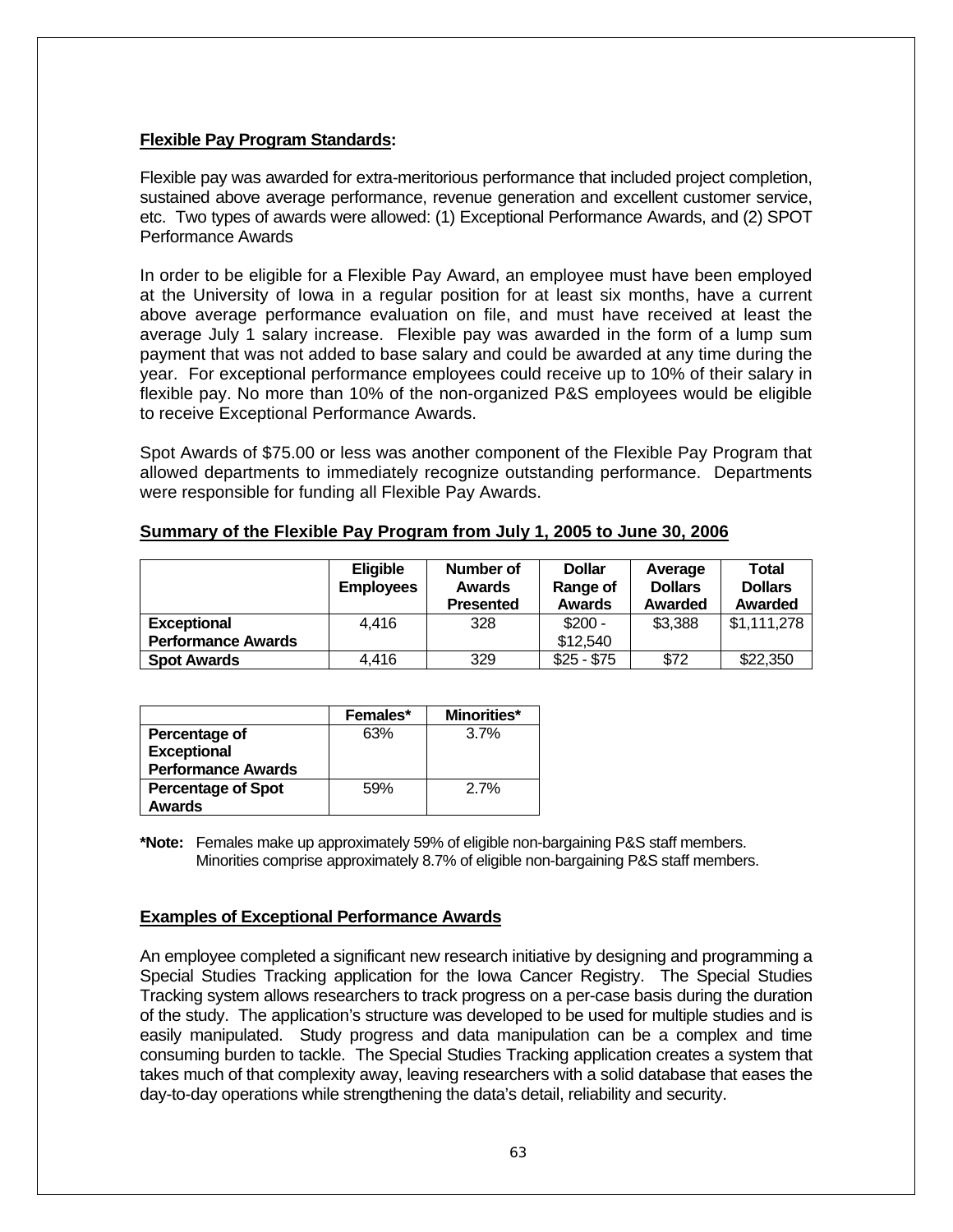**Flexible Pay Program Standards:**

Flexible pay was awarded for extra-meritorious performance that included project completion, sustained above average performance, revenue generation and excellent customer service, etc. Two types of awards were allowed: (1) Exceptional Performance Awards, and (2) SPOT Performance Awards

In order to be eligible for a Flexible Pay Award, an employee must have been employed at the University of Iowa in a regular position for at least six months, have a current above average performance evaluation on file, and must have received at least the average July 1 salary increase. Flexible pay was awarded in the form of a lump sum payment that was not added to base salary and could be awarded at any time during the year. For exceptional performance employees could receive up to 10% of their salary in flexible pay. No more than 10% of the non-organized P&S employees would be eligible to receive Exceptional Performance Awards.

Spot Awards of $75.00 or less was another component of the Flexible Pay Program that allowed departments to immediately recognize outstanding performance. Departments were responsible for funding all Flexible Pay Awards.

**Summary of the Flexible Pay Program from July 1, 2005 to June 30, 2006**

| | Eligible Employees | Number of Awards Presented | Dollar Range of Awards | Average Dollars Awarded | Total Dollars Awarded |
|---|---|---|---|---|---|
| **Exceptional Performance Awards** | 4,416 | 328 | $200 - $12,540 | $3,388 | $1,111,278 |
| **Spot Awards** | 4,416 | 329 | $25 - $75 | $72 | $22,350 |

| | Females* | Minorities* |
|---|---|---|
| **Percentage of Exceptional Performance Awards** | 63% | 3.7% |
| **Percentage of Spot Awards** | 59% | 2.7% |

**\*Note:** Females make up approximately 59% of eligible non-bargaining P&S staff members. Minorities comprise approximately 8.7% of eligible non-bargaining P&S staff members.

**Examples of Exceptional Performance Awards**

An employee completed a significant new research initiative by designing and programming a Special Studies Tracking application for the Iowa Cancer Registry. The Special Studies Tracking system allows researchers to track progress on a per-case basis during the duration of the study. The application's structure was developed to be used for multiple studies and is easily manipulated. Study progress and data manipulation can be a complex and time consuming burden to tackle. The Special Studies Tracking application creates a system that takes much of that complexity away, leaving researchers with a solid database that eases the day-to-day operations while strengthening the data's detail, reliability and security.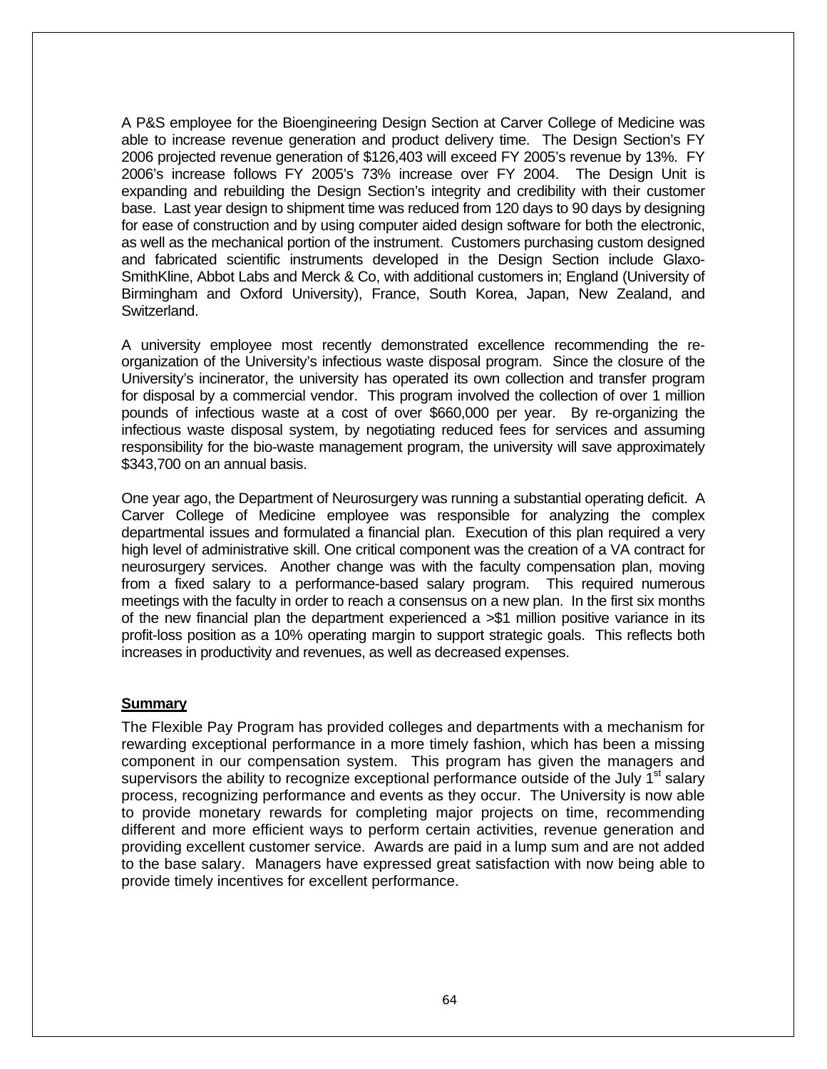A P&S employee for the Bioengineering Design Section at Carver College of Medicine was able to increase revenue generation and product delivery time. The Design Section's FY 2006 projected revenue generation of $126,403 will exceed FY 2005's revenue by 13%. FY 2006's increase follows FY 2005's 73% increase over FY 2004. The Design Unit is expanding and rebuilding the Design Section's integrity and credibility with their customer base. Last year design to shipment time was reduced from 120 days to 90 days by designing for ease of construction and by using computer aided design software for both the electronic, as well as the mechanical portion of the instrument. Customers purchasing custom designed and fabricated scientific instruments developed in the Design Section include Glaxo-SmithKline, Abbot Labs and Merck & Co, with additional customers in; England (University of Birmingham and Oxford University), France, South Korea, Japan, New Zealand, and Switzerland.

A university employee most recently demonstrated excellence recommending the re-organization of the University's infectious waste disposal program. Since the closure of the University's incinerator, the university has operated its own collection and transfer program for disposal by a commercial vendor. This program involved the collection of over 1 million pounds of infectious waste at a cost of over $660,000 per year. By re-organizing the infectious waste disposal system, by negotiating reduced fees for services and assuming responsibility for the bio-waste management program, the university will save approximately $343,700 on an annual basis.

One year ago, the Department of Neurosurgery was running a substantial operating deficit. A Carver College of Medicine employee was responsible for analyzing the complex departmental issues and formulated a financial plan. Execution of this plan required a very high level of administrative skill. One critical component was the creation of a VA contract for neurosurgery services. Another change was with the faculty compensation plan, moving from a fixed salary to a performance-based salary program. This required numerous meetings with the faculty in order to reach a consensus on a new plan. In the first six months of the new financial plan the department experienced a >$1 million positive variance in its profit-loss position as a 10% operating margin to support strategic goals. This reflects both increases in productivity and revenues, as well as decreased expenses.

**Summary**

The Flexible Pay Program has provided colleges and departments with a mechanism for rewarding exceptional performance in a more timely fashion, which has been a missing component in our compensation system. This program has given the managers and supervisors the ability to recognize exceptional performance outside of the July 1st salary process, recognizing performance and events as they occur. The University is now able to provide monetary rewards for completing major projects on time, recommending different and more efficient ways to perform certain activities, revenue generation and providing excellent customer service. Awards are paid in a lump sum and are not added to the base salary. Managers have expressed great satisfaction with now being able to provide timely incentives for excellent performance.